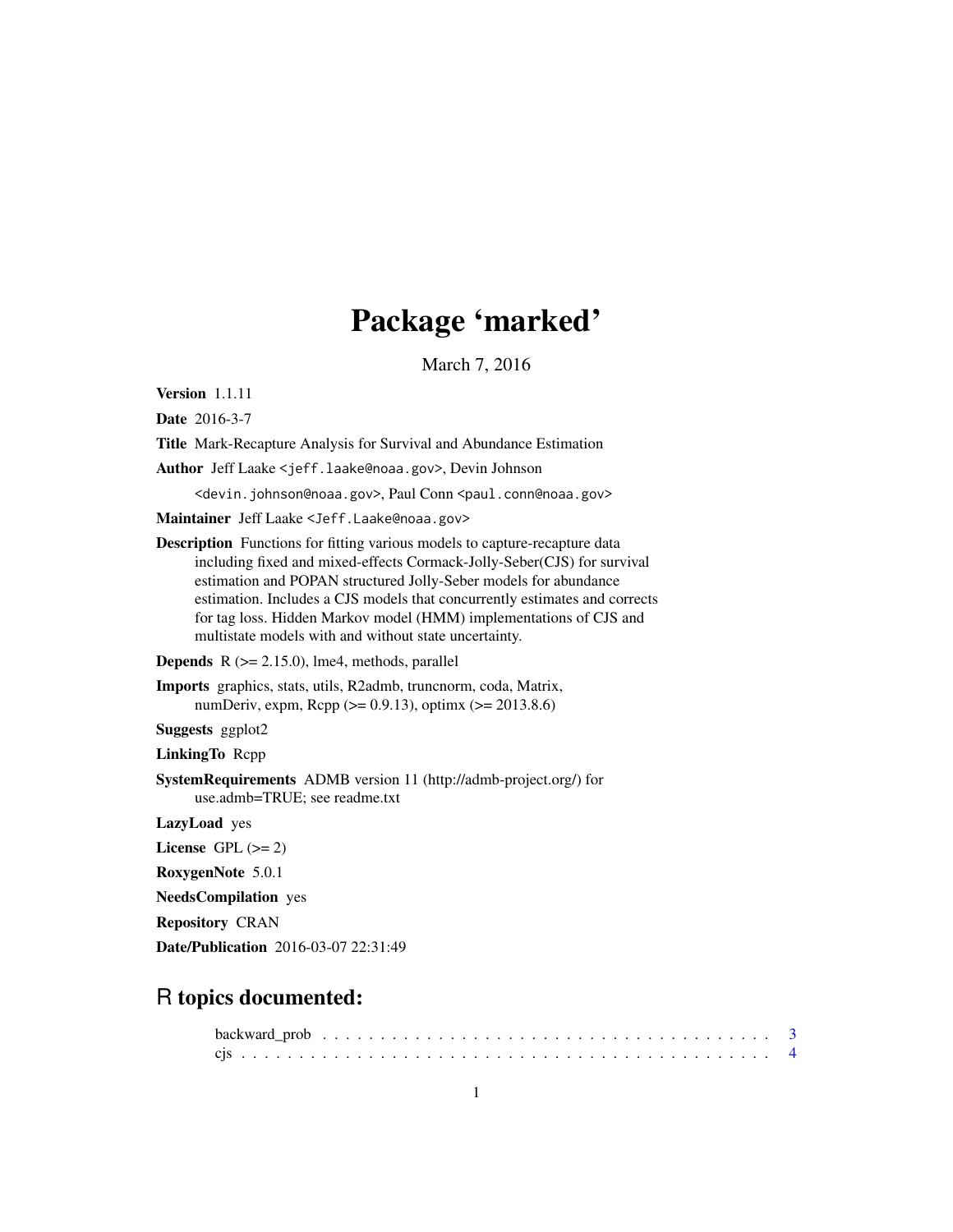# Package 'marked'

March 7, 2016

**Version** 1.1.11

**Date** 2016-3-7

**Title** Mark-Recapture Analysis for Survival and Abundance Estimation

**Author** Jeff Laake <jeff.laake@noaa.gov>, Devin Johnson <devin.johnson@noaa.gov>, Paul Conn <paul.conn@noaa.gov>

**Maintainer** Jeff Laake <Jeff.Laake@noaa.gov>

**Description** Functions for fitting various models to capture-recapture data including fixed and mixed-effects Cormack-Jolly-Seber(CJS) for survival estimation and POPAN structured Jolly-Seber models for abundance estimation. Includes a CJS models that concurrently estimates and corrects for tag loss. Hidden Markov model (HMM) implementations of CJS and multistate models with and without state uncertainty.

**Depends** R (>= 2.15.0), lme4, methods, parallel

**Imports** graphics, stats, utils, R2admb, truncnorm, coda, Matrix, numDeriv, expm, Rcpp (>= 0.9.13), optimx (>= 2013.8.6)

**Suggests** ggplot2

**LinkingTo** Rcpp

**SystemRequirements** ADMB version 11 (http://admb-project.org/) for use.admb=TRUE; see readme.txt

**LazyLoad** yes

**License** GPL (>= 2)

**RoxygenNote** 5.0.1

**NeedsCompilation** yes

**Repository** CRAN

**Date/Publication** 2016-03-07 22:31:49

## R topics documented:

backward_prob . . . . . . . . . . . . . . . . . . . . . . . . . . . . . . . . . . . . . . . 3
cjs . . . . . . . . . . . . . . . . . . . . . . . . . . . . . . . . . . . . . . . . . . . . . . 4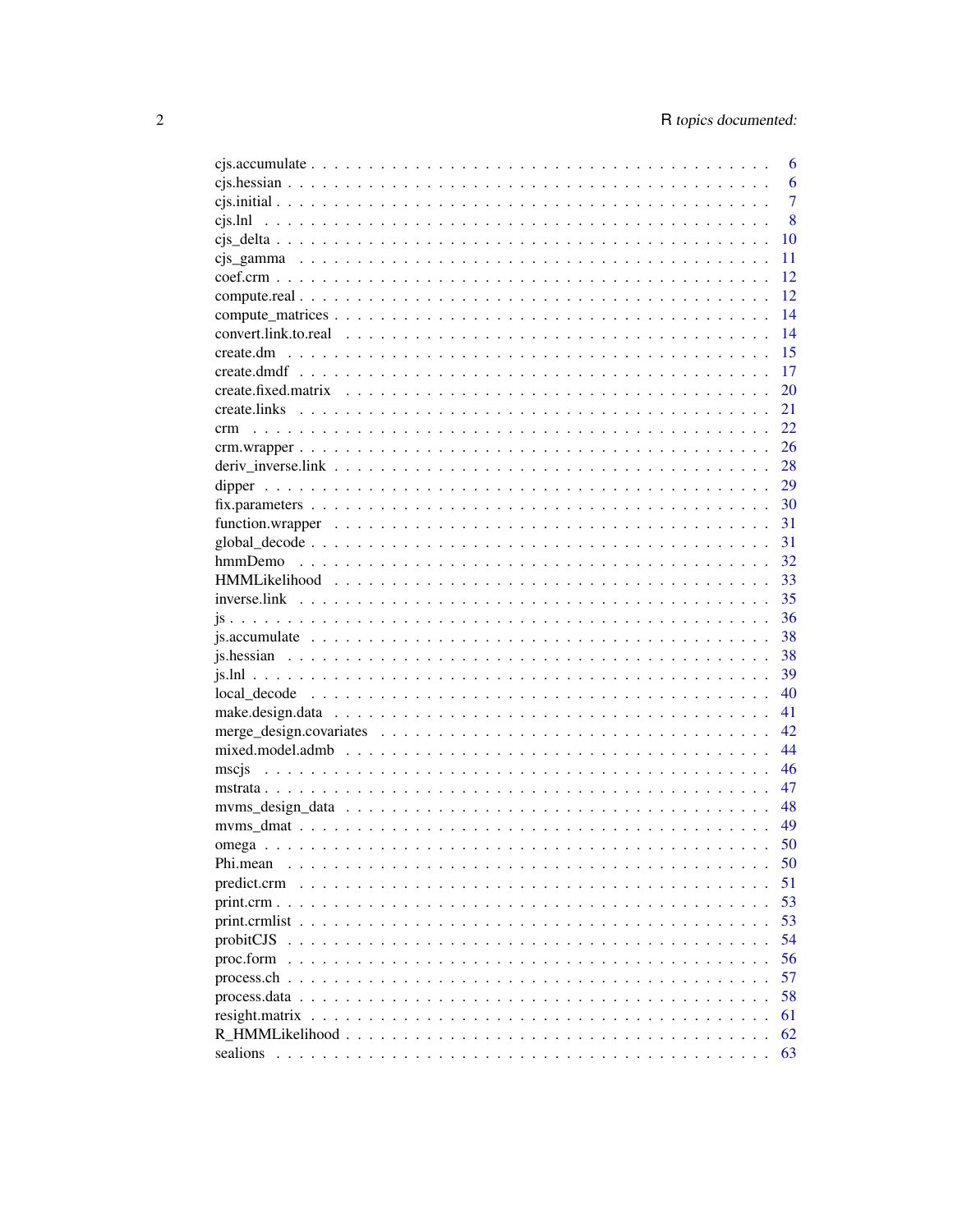| | |
|---|---|
| cjs.accumulate | 6 |
| cjs.hessian | 6 |
| cjs.initial | 7 |
| cjs.lnl | 8 |
| cjs_delta | 10 |
| cjs_gamma | 11 |
| coef.crm | 12 |
| compute.real | 12 |
| compute_matrices | 14 |
| convert.link.to.real | 14 |
| create.dm | 15 |
| create.dmdf | 17 |
| create.fixed.matrix | 20 |
| create.links | 21 |
| crm | 22 |
| crm.wrapper | 26 |
| deriv_inverse.link | 28 |
| dipper | 29 |
| fix.parameters | 30 |
| function.wrapper | 31 |
| global_decode | 31 |
| hmmDemo | 32 |
| HMMLikelihood | 33 |
| inverse.link | 35 |
| js | 36 |
| js.accumulate | 38 |
| js.hessian | 38 |
| js.lnl | 39 |
| local_decode | 40 |
| make.design.data | 41 |
| merge_design.covariates | 42 |
| mixed.model.admb | 44 |
| mscjs | 46 |
| mstrata | 47 |
| mvms_design_data | 48 |
| mvms_dmat | 49 |
| omega | 50 |
| Phi.mean | 50 |
| predict.crm | 51 |
| print.crm | 53 |
| print.crmlist | 53 |
| probitCJS | 54 |
| proc.form | 56 |
| process.ch | 57 |
| process.data | 58 |
| resight.matrix | 61 |
| R_HMMLikelihood | 62 |
| sealions | 63 |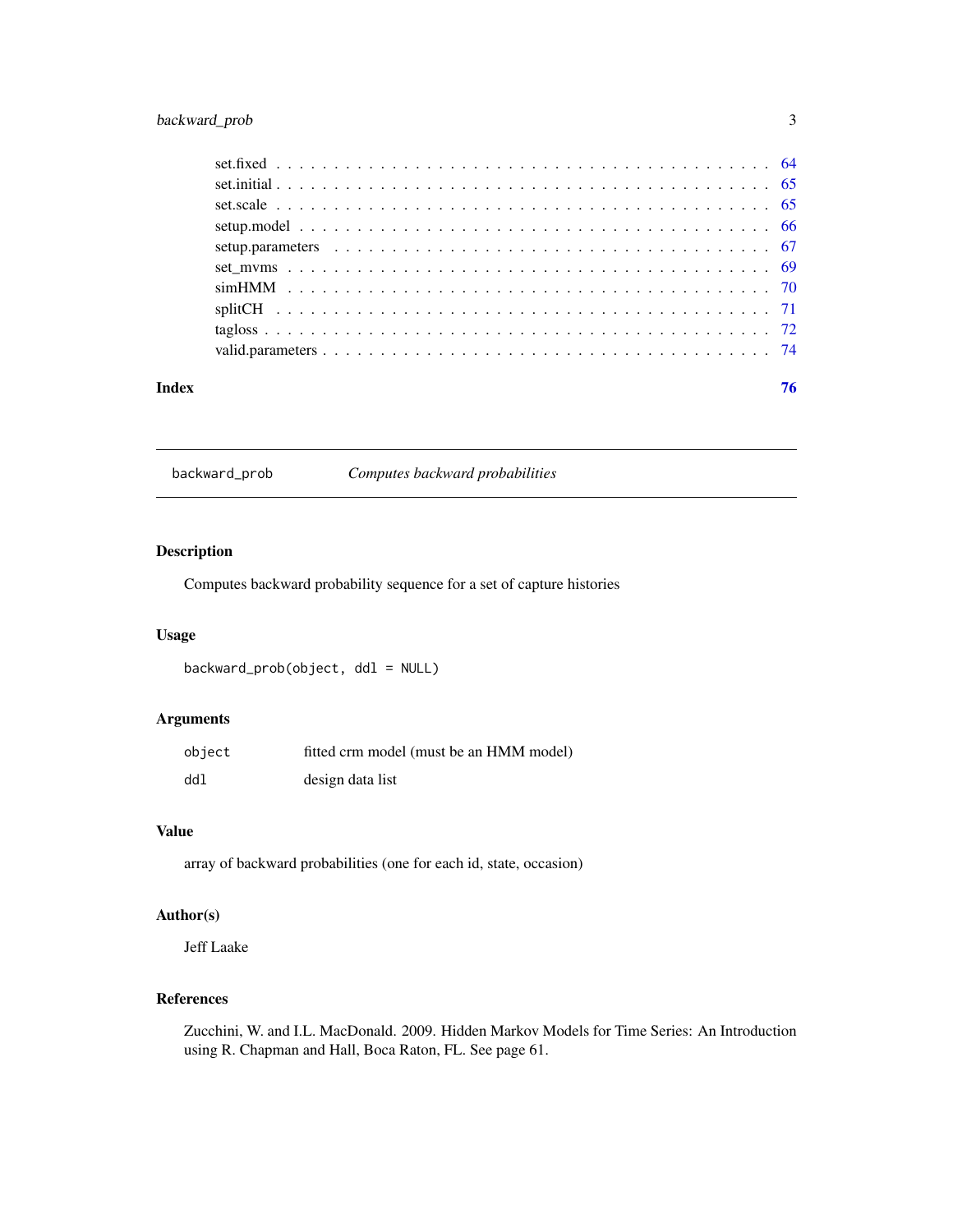set.fixed . . . . . . . . . . . . . . . . . . . . . . . . . . . . . . . . . . . . . . . . 64
set.initial . . . . . . . . . . . . . . . . . . . . . . . . . . . . . . . . . . . . . . . . 65
set.scale . . . . . . . . . . . . . . . . . . . . . . . . . . . . . . . . . . . . . . . . 65
setup.model . . . . . . . . . . . . . . . . . . . . . . . . . . . . . . . . . . . . . . . 66
setup.parameters . . . . . . . . . . . . . . . . . . . . . . . . . . . . . . . . . . . . 67
set_mvms . . . . . . . . . . . . . . . . . . . . . . . . . . . . . . . . . . . . . . . . 69
simHMM . . . . . . . . . . . . . . . . . . . . . . . . . . . . . . . . . . . . . . . . 70
splitCH . . . . . . . . . . . . . . . . . . . . . . . . . . . . . . . . . . . . . . . . 71
tagloss . . . . . . . . . . . . . . . . . . . . . . . . . . . . . . . . . . . . . . . . 72
valid.parameters . . . . . . . . . . . . . . . . . . . . . . . . . . . . . . . . . . . . 74

**Index** **76**

---

`backward_prob` *Computes backward probabilities*

---

## Description

Computes backward probability sequence for a set of capture histories

## Usage

```
backward_prob(object, ddl = NULL)
```

## Arguments

| | |
|---|---|
| `object` | fitted crm model (must be an HMM model) |
| `ddl` | design data list |

## Value

array of backward probabilities (one for each id, state, occasion)

## Author(s)

Jeff Laake

## References

Zucchini, W. and I.L. MacDonald. 2009. Hidden Markov Models for Time Series: An Introduction using R. Chapman and Hall, Boca Raton, FL. See page 61.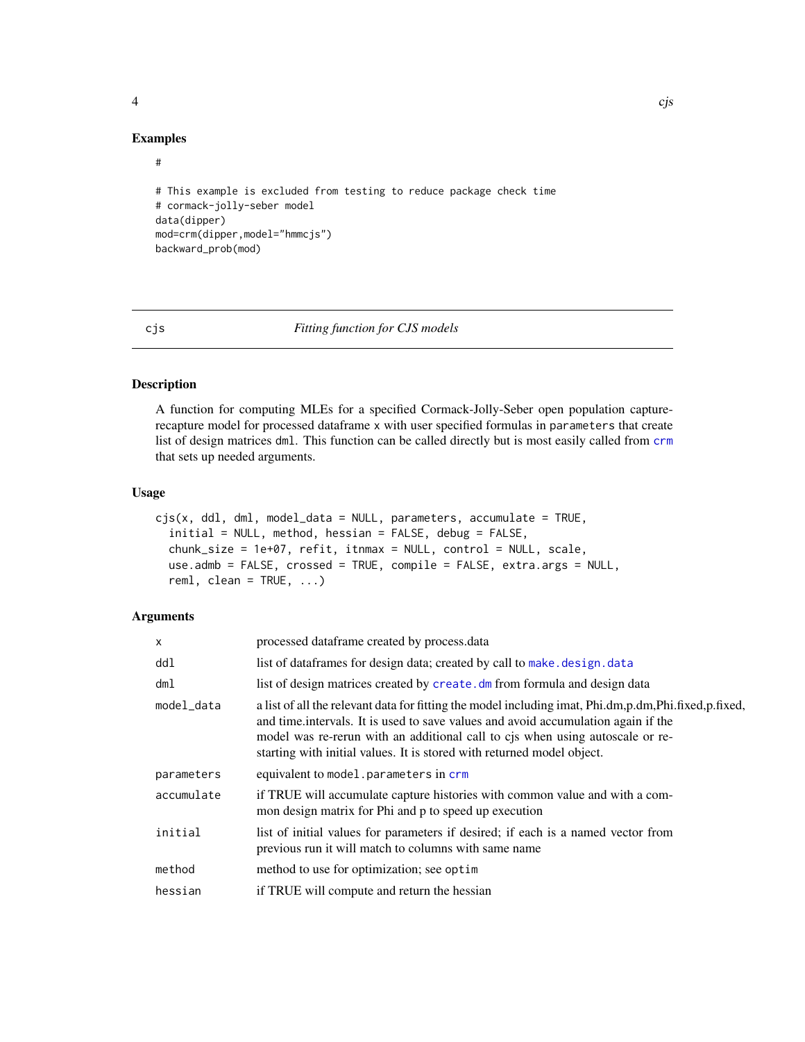## Examples

```
#

# This example is excluded from testing to reduce package check time
# cormack-jolly-seber model
data(dipper)
mod=crm(dipper,model="hmmcjs")
backward_prob(mod)
```

---

# cjs — *Fitting function for CJS models*

## Description

A function for computing MLEs for a specified Cormack-Jolly-Seber open population capture-recapture model for processed dataframe x with user specified formulas in parameters that create list of design matrices dml. This function can be called directly but is most easily called from crm that sets up needed arguments.

## Usage

```
cjs(x, ddl, dml, model_data = NULL, parameters, accumulate = TRUE,
  initial = NULL, method, hessian = FALSE, debug = FALSE,
  chunk_size = 1e+07, refit, itnmax = NULL, control = NULL, scale,
  use.admb = FALSE, crossed = TRUE, compile = FALSE, extra.args = NULL,
  reml, clean = TRUE, ...)
```

## Arguments

| | |
|---|---|
| x | processed dataframe created by process.data |
| ddl | list of dataframes for design data; created by call to make.design.data |
| dml | list of design matrices created by create.dm from formula and design data |
| model_data | a list of all the relevant data for fitting the model including imat, Phi.dm,p.dm,Phi.fixed,p.fixed, and time.intervals. It is used to save values and avoid accumulation again if the model was re-rerun with an additional call to cjs when using autoscale or re-starting with initial values. It is stored with returned model object. |
| parameters | equivalent to model.parameters in crm |
| accumulate | if TRUE will accumulate capture histories with common value and with a common design matrix for Phi and p to speed up execution |
| initial | list of initial values for parameters if desired; if each is a named vector from previous run it will match to columns with same name |
| method | method to use for optimization; see optim |
| hessian | if TRUE will compute and return the hessian |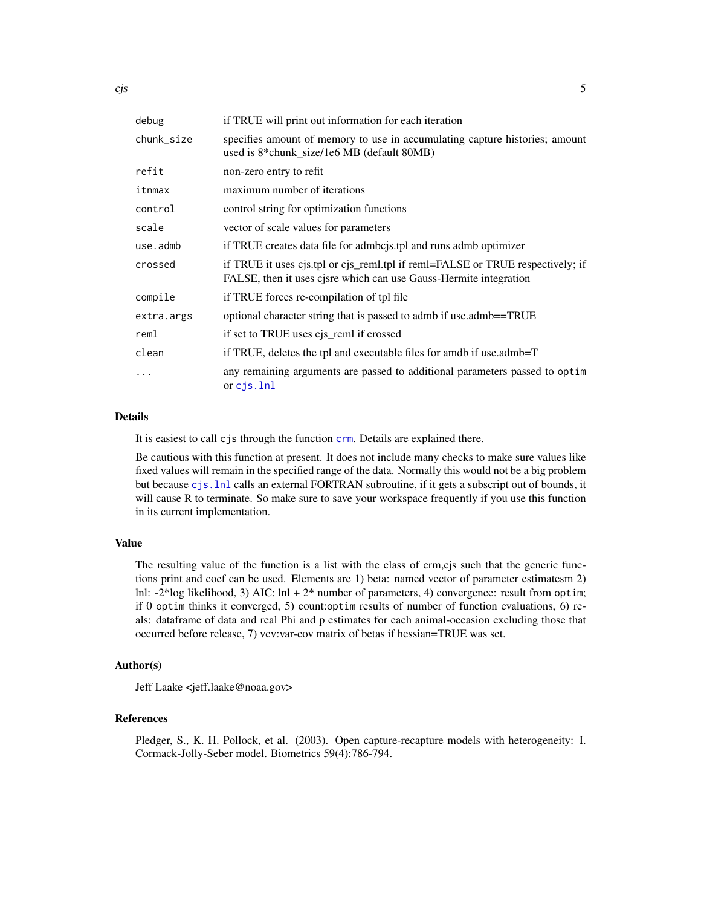| | |
|---|---|
| debug | if TRUE will print out information for each iteration |
| chunk_size | specifies amount of memory to use in accumulating capture histories; amount used is 8*chunk_size/1e6 MB (default 80MB) |
| refit | non-zero entry to refit |
| itnmax | maximum number of iterations |
| control | control string for optimization functions |
| scale | vector of scale values for parameters |
| use.admb | if TRUE creates data file for admbcjs.tpl and runs admb optimizer |
| crossed | if TRUE it uses cjs.tpl or cjs_reml.tpl if reml=FALSE or TRUE respectively; if FALSE, then it uses cjsre which can use Gauss-Hermite integration |
| compile | if TRUE forces re-compilation of tpl file |
| extra.args | optional character string that is passed to admb if use.admb==TRUE |
| reml | if set to TRUE uses cjs_reml if crossed |
| clean | if TRUE, deletes the tpl and executable files for amdb if use.admb=T |
| ... | any remaining arguments are passed to additional parameters passed to `optim` or `cjs.lnl` |

## Details

It is easiest to call `cjs` through the function `crm`. Details are explained there.

Be cautious with this function at present. It does not include many checks to make sure values like fixed values will remain in the specified range of the data. Normally this would not be a big problem but because `cjs.lnl` calls an external FORTRAN subroutine, if it gets a subscript out of bounds, it will cause R to terminate. So make sure to save your workspace frequently if you use this function in its current implementation.

## Value

The resulting value of the function is a list with the class of crm,cjs such that the generic functions print and coef can be used. Elements are 1) beta: named vector of parameter estimatesm 2) lnl: -2*log likelihood, 3) AIC: lnl + 2* number of parameters, 4) convergence: result from `optim`; if 0 `optim` thinks it converged, 5) count:`optim` results of number of function evaluations, 6) reals: dataframe of data and real Phi and p estimates for each animal-occasion excluding those that occurred before release, 7) vcv:var-cov matrix of betas if hessian=TRUE was set.

## Author(s)

Jeff Laake <jeff.laake@noaa.gov>

## References

Pledger, S., K. H. Pollock, et al. (2003). Open capture-recapture models with heterogeneity: I. Cormack-Jolly-Seber model. Biometrics 59(4):786-794.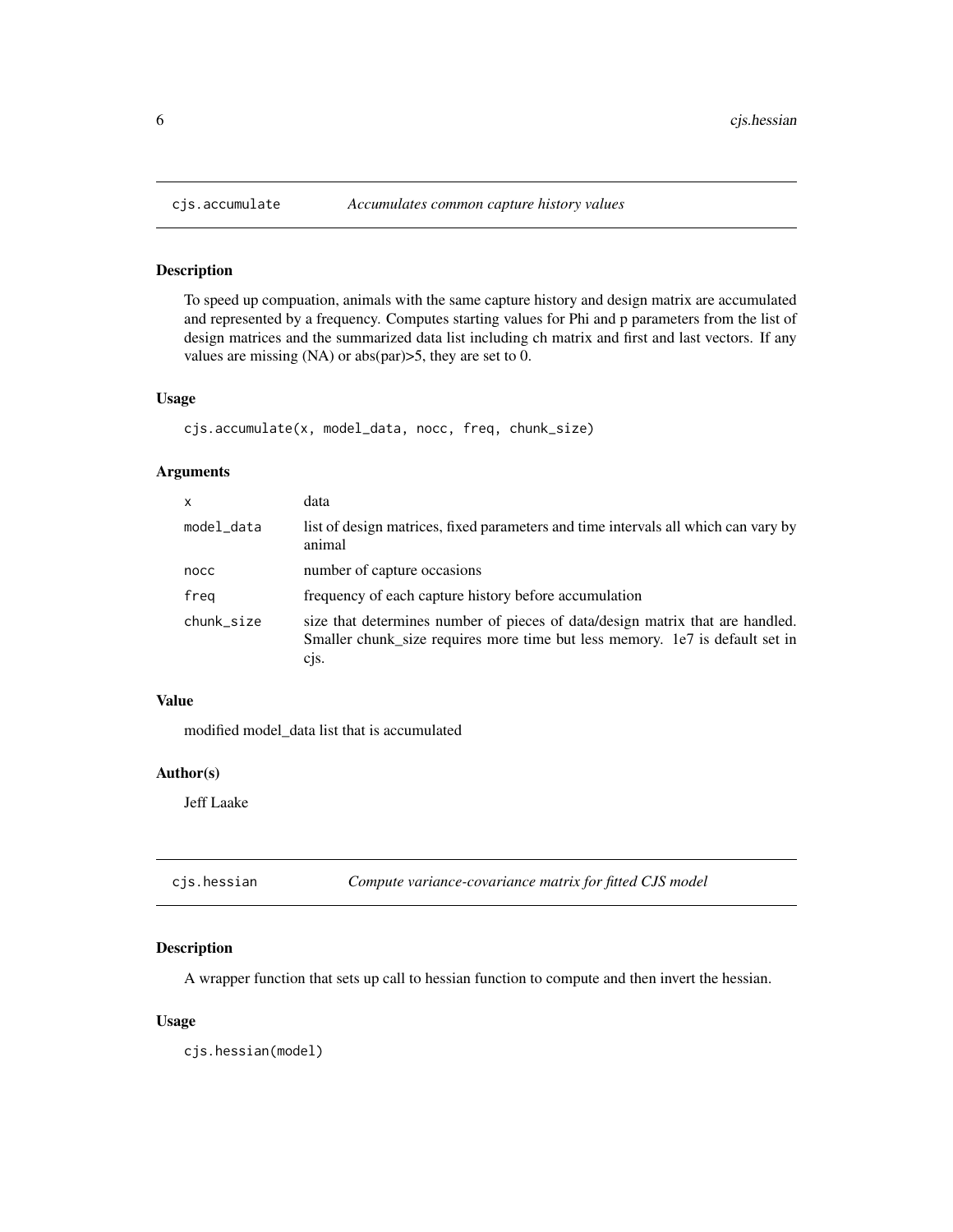## cjs.accumulate *Accumulates common capture history values*

### Description

To speed up compuation, animals with the same capture history and design matrix are accumulated and represented by a frequency. Computes starting values for Phi and p parameters from the list of design matrices and the summarized data list including ch matrix and first and last vectors. If any values are missing (NA) or abs(par)>5, they are set to 0.

### Usage

```
cjs.accumulate(x, model_data, nocc, freq, chunk_size)
```

### Arguments

| | |
|---|---|
| x | data |
| model_data | list of design matrices, fixed parameters and time intervals all which can vary by animal |
| nocc | number of capture occasions |
| freq | frequency of each capture history before accumulation |
| chunk_size | size that determines number of pieces of data/design matrix that are handled. Smaller chunk_size requires more time but less memory. 1e7 is default set in cjs. |

### Value

modified model_data list that is accumulated

### Author(s)

Jeff Laake

## cjs.hessian *Compute variance-covariance matrix for fitted CJS model*

### Description

A wrapper function that sets up call to hessian function to compute and then invert the hessian.

### Usage

```
cjs.hessian(model)
```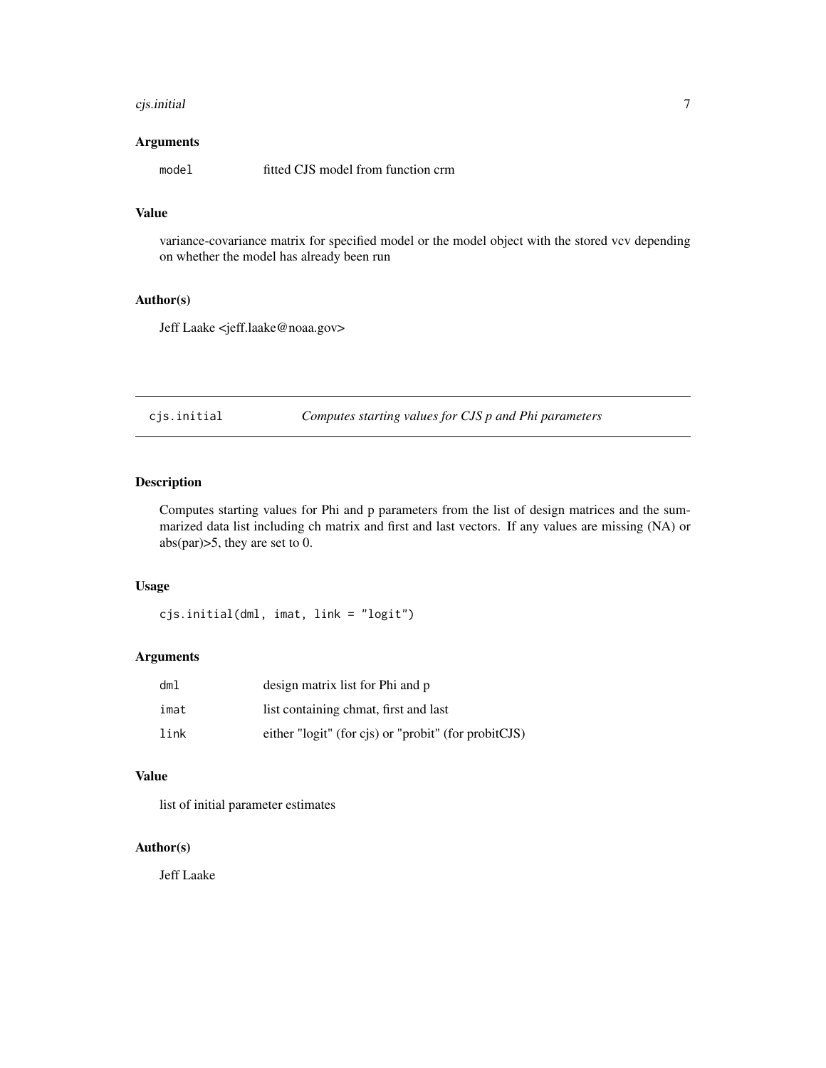### Arguments

| | |
|---|---|
| `model` | fitted CJS model from function crm |

### Value

variance-covariance matrix for specified model or the model object with the stored vcv depending on whether the model has already been run

### Author(s)

Jeff Laake <jeff.laake@noaa.gov>

---

## cjs.initial — *Computes starting values for CJS p and Phi parameters*

---

### Description

Computes starting values for Phi and p parameters from the list of design matrices and the summarized data list including ch matrix and first and last vectors. If any values are missing (NA) or abs(par)>5, they are set to 0.

### Usage

```
cjs.initial(dml, imat, link = "logit")
```

### Arguments

| | |
|---|---|
| `dml` | design matrix list for Phi and p |
| `imat` | list containing chmat, first and last |
| `link` | either "logit" (for cjs) or "probit" (for probitCJS) |

### Value

list of initial parameter estimates

### Author(s)

Jeff Laake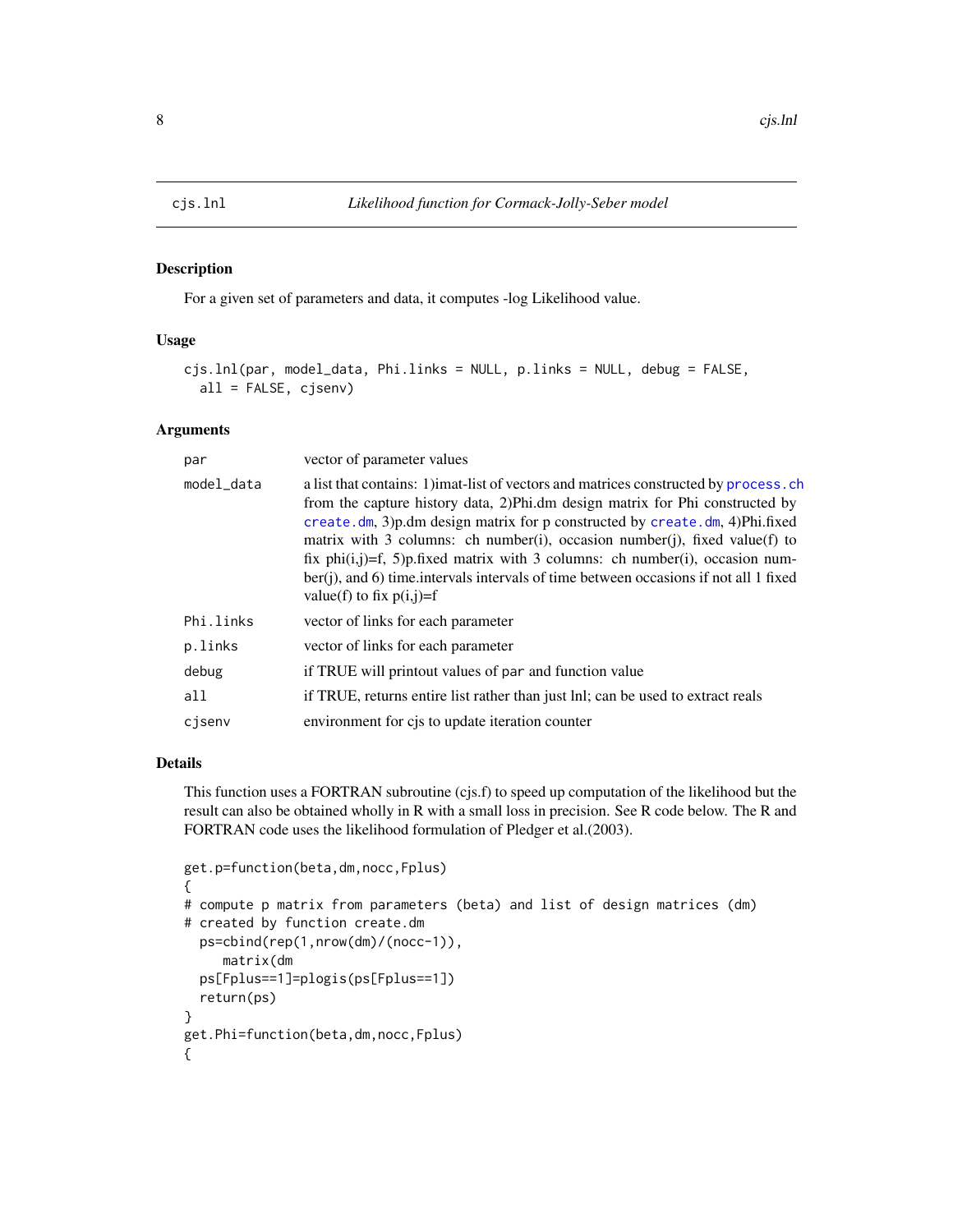## cjs.lnl — *Likelihood function for Cormack-Jolly-Seber model*

### Description

For a given set of parameters and data, it computes -log Likelihood value.

### Usage

```
cjs.lnl(par, model_data, Phi.links = NULL, p.links = NULL, debug = FALSE,
  all = FALSE, cjsenv)
```

### Arguments

| | |
|---|---|
| `par` | vector of parameter values |
| `model_data` | a list that contains: 1)imat-list of vectors and matrices constructed by `process.ch` from the capture history data, 2)Phi.dm design matrix for Phi constructed by `create.dm`, 3)p.dm design matrix for p constructed by `create.dm`, 4)Phi.fixed matrix with 3 columns: ch number(i), occasion number(j), fixed value(f) to fix phi(i,j)=f, 5)p.fixed matrix with 3 columns: ch number(i), occasion number(j), and 6) time.intervals intervals of time between occasions if not all 1 fixed value(f) to fix p(i,j)=f |
| `Phi.links` | vector of links for each parameter |
| `p.links` | vector of links for each parameter |
| `debug` | if TRUE will printout values of `par` and function value |
| `all` | if TRUE, returns entire list rather than just lnl; can be used to extract reals |
| `cjsenv` | environment for cjs to update iteration counter |

### Details

This function uses a FORTRAN subroutine (cjs.f) to speed up computation of the likelihood but the result can also be obtained wholly in R with a small loss in precision. See R code below. The R and FORTRAN code uses the likelihood formulation of Pledger et al.(2003).

```
get.p=function(beta,dm,nocc,Fplus)
{
# compute p matrix from parameters (beta) and list of design matrices (dm)
# created by function create.dm
  ps=cbind(rep(1,nrow(dm)/(nocc-1)),
     matrix(dm
  ps[Fplus==1]=plogis(ps[Fplus==1])
  return(ps)
}
get.Phi=function(beta,dm,nocc,Fplus)
{
```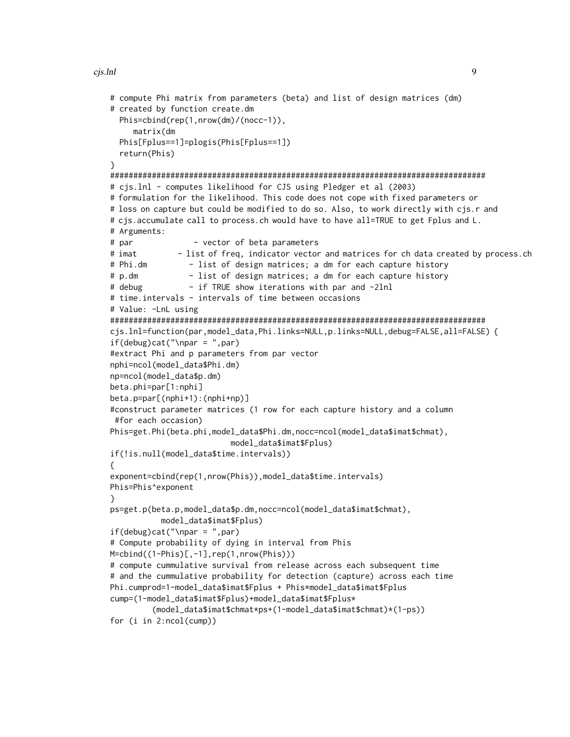```
# compute Phi matrix from parameters (beta) and list of design matrices (dm)
# created by function create.dm
  Phis=cbind(rep(1,nrow(dm)/(nocc-1)),
     matrix(dm
  Phis[Fplus==1]=plogis(Phis[Fplus==1])
  return(Phis)
}
################################################################################
# cjs.lnl - computes likelihood for CJS using Pledger et al (2003)
# formulation for the likelihood. This code does not cope with fixed parameters or
# loss on capture but could be modified to do so. Also, to work directly with cjs.r and
# cjs.accumulate call to process.ch would have to have all=TRUE to get Fplus and L.
# Arguments:
# par            - vector of beta parameters
# imat          - list of freq, indicator vector and matrices for ch data created by process.ch
# Phi.dm         - list of design matrices; a dm for each capture history
# p.dm           - list of design matrices; a dm for each capture history
# debug          - if TRUE show iterations with par and -2lnl
# time.intervals - intervals of time between occasions
# Value: -LnL using
################################################################################
cjs.lnl=function(par,model_data,Phi.links=NULL,p.links=NULL,debug=FALSE,all=FALSE) {
if(debug)cat("\npar = ",par)
#extract Phi and p parameters from par vector
nphi=ncol(model_data$Phi.dm)
np=ncol(model_data$p.dm)
beta.phi=par[1:nphi]
beta.p=par[(nphi+1):(nphi+np)]
#construct parameter matrices (1 row for each capture history and a column
 #for each occasion)
Phis=get.Phi(beta.phi,model_data$Phi.dm,nocc=ncol(model_data$imat$chmat),
                          model_data$imat$Fplus)
if(!is.null(model_data$time.intervals))
{
exponent=cbind(rep(1,nrow(Phis)),model_data$time.intervals)
Phis=Phis^exponent
}
ps=get.p(beta.p,model_data$p.dm,nocc=ncol(model_data$imat$chmat),
           model_data$imat$Fplus)
if(debug)cat("\npar = ",par)
# Compute probability of dying in interval from Phis
M=cbind((1-Phis)[,-1],rep(1,nrow(Phis)))
# compute cummulative survival from release across each subsequent time
# and the cummulative probability for detection (capture) across each time
Phi.cumprod=1-model_data$imat$Fplus + Phis*model_data$imat$Fplus
cump=(1-model_data$imat$Fplus)+model_data$imat$Fplus*
         (model_data$imat$chmat*ps+(1-model_data$imat$chmat)*(1-ps))
for (i in 2:ncol(cump))
```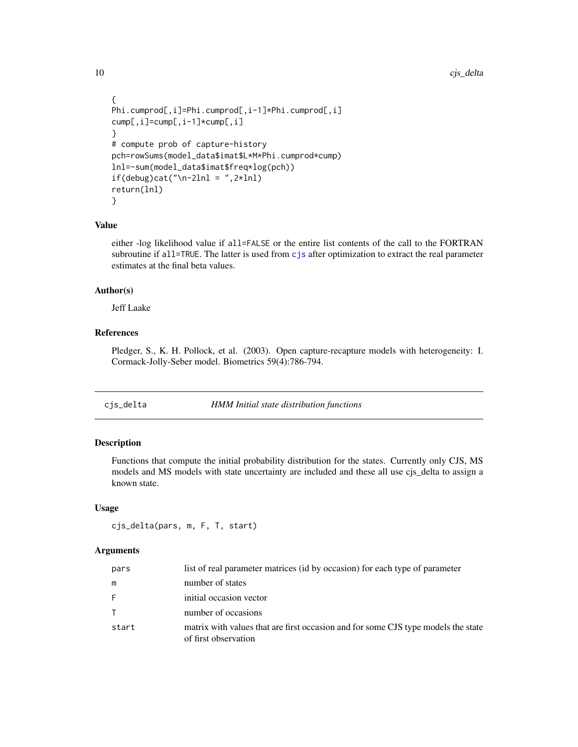```
{
Phi.cumprod[,i]=Phi.cumprod[,i-1]*Phi.cumprod[,i]
cump[,i]=cump[,i-1]*cump[,i]
}
# compute prob of capture-history
pch=rowSums(model_data$imat$L*M*Phi.cumprod*cump)
lnl=-sum(model_data$imat$freq*log(pch))
if(debug)cat("\n-2lnl = ",2*lnl)
return(lnl)
}
```

### Value

either -log likelihood value if all=FALSE or the entire list contents of the call to the FORTRAN subroutine if all=TRUE. The latter is used from cjs after optimization to extract the real parameter estimates at the final beta values.

### Author(s)

Jeff Laake

### References

Pledger, S., K. H. Pollock, et al. (2003). Open capture-recapture models with heterogeneity: I. Cormack-Jolly-Seber model. Biometrics 59(4):786-794.

---

## cjs_delta — *HMM Initial state distribution functions*

### Description

Functions that compute the initial probability distribution for the states. Currently only CJS, MS models and MS models with state uncertainty are included and these all use cjs_delta to assign a known state.

### Usage

```
cjs_delta(pars, m, F, T, start)
```

### Arguments

| | |
|---|---|
| pars | list of real parameter matrices (id by occasion) for each type of parameter |
| m | number of states |
| F | initial occasion vector |
| T | number of occasions |
| start | matrix with values that are first occasion and for some CJS type models the state of first observation |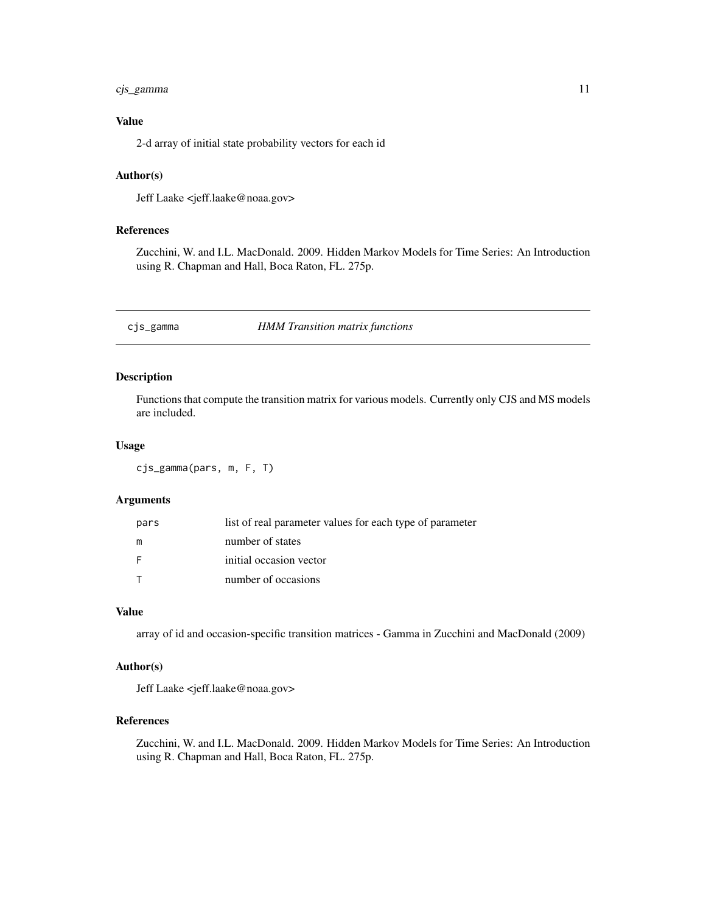### Value

2-d array of initial state probability vectors for each id

### Author(s)

Jeff Laake <jeff.laake@noaa.gov>

### References

Zucchini, W. and I.L. MacDonald. 2009. Hidden Markov Models for Time Series: An Introduction using R. Chapman and Hall, Boca Raton, FL. 275p.

---

## cjs_gamma — *HMM Transition matrix functions*

---

### Description

Functions that compute the transition matrix for various models. Currently only CJS and MS models are included.

### Usage

```
cjs_gamma(pars, m, F, T)
```

### Arguments

| | |
|---|---|
| pars | list of real parameter values for each type of parameter |
| m | number of states |
| F | initial occasion vector |
| T | number of occasions |

### Value

array of id and occasion-specific transition matrices - Gamma in Zucchini and MacDonald (2009)

### Author(s)

Jeff Laake <jeff.laake@noaa.gov>

### References

Zucchini, W. and I.L. MacDonald. 2009. Hidden Markov Models for Time Series: An Introduction using R. Chapman and Hall, Boca Raton, FL. 275p.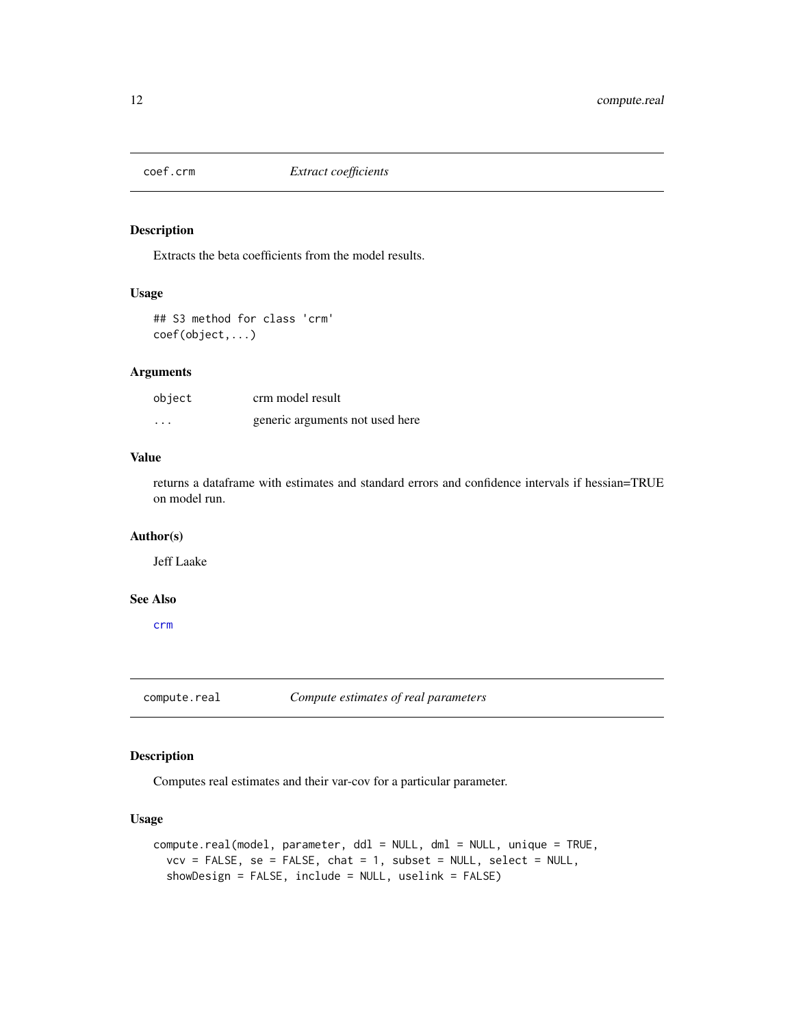## coef.crm *Extract coefficients*

### Description

Extracts the beta coefficients from the model results.

### Usage

```
## S3 method for class 'crm'
coef(object,...)
```

### Arguments

| | |
|---|---|
| object | crm model result |
| ... | generic arguments not used here |

### Value

returns a dataframe with estimates and standard errors and confidence intervals if hessian=TRUE on model run.

### Author(s)

Jeff Laake

### See Also

crm

## compute.real *Compute estimates of real parameters*

### Description

Computes real estimates and their var-cov for a particular parameter.

### Usage

```
compute.real(model, parameter, ddl = NULL, dml = NULL, unique = TRUE,
  vcv = FALSE, se = FALSE, chat = 1, subset = NULL, select = NULL,
  showDesign = FALSE, include = NULL, uselink = FALSE)
```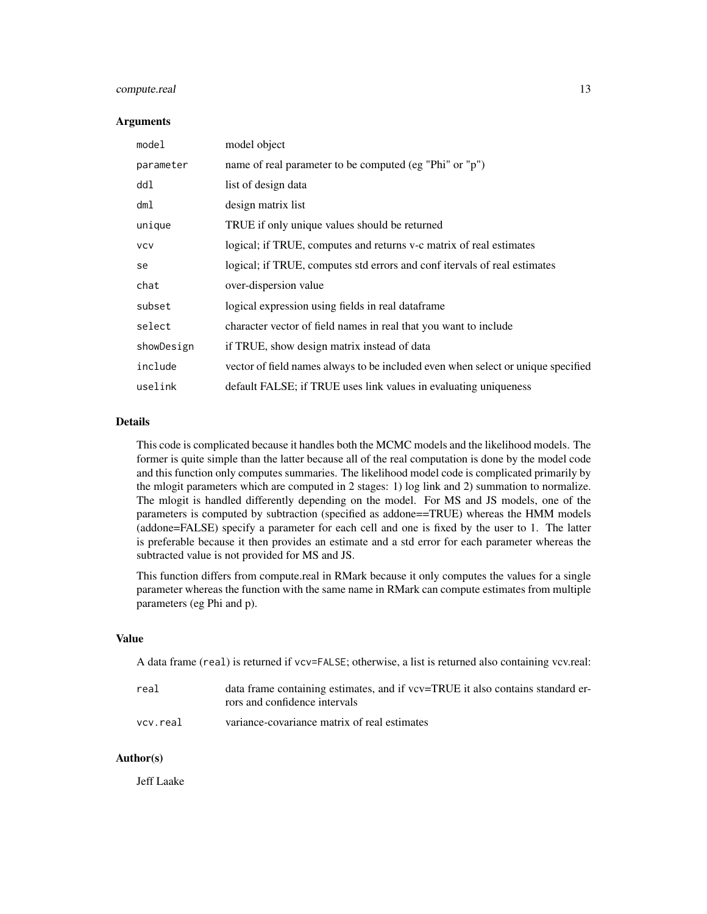### Arguments

| | |
|---|---|
| `model` | model object |
| `parameter` | name of real parameter to be computed (eg "Phi" or "p") |
| `ddl` | list of design data |
| `dml` | design matrix list |
| `unique` | TRUE if only unique values should be returned |
| `vcv` | logical; if TRUE, computes and returns v-c matrix of real estimates |
| `se` | logical; if TRUE, computes std errors and conf itervals of real estimates |
| `chat` | over-dispersion value |
| `subset` | logical expression using fields in real dataframe |
| `select` | character vector of field names in real that you want to include |
| `showDesign` | if TRUE, show design matrix instead of data |
| `include` | vector of field names always to be included even when select or unique specified |
| `uselink` | default FALSE; if TRUE uses link values in evaluating uniqueness |

### Details

This code is complicated because it handles both the MCMC models and the likelihood models. The former is quite simple than the latter because all of the real computation is done by the model code and this function only computes summaries. The likelihood model code is complicated primarily by the mlogit parameters which are computed in 2 stages: 1) log link and 2) summation to normalize. The mlogit is handled differently depending on the model. For MS and JS models, one of the parameters is computed by subtraction (specified as addone==TRUE) whereas the HMM models (addone=FALSE) specify a parameter for each cell and one is fixed by the user to 1. The latter is preferable because it then provides an estimate and a std error for each parameter whereas the subtracted value is not provided for MS and JS.

This function differs from compute.real in RMark because it only computes the values for a single parameter whereas the function with the same name in RMark can compute estimates from multiple parameters (eg Phi and p).

### Value

A data frame (`real`) is returned if `vcv=FALSE`; otherwise, a list is returned also containing vcv.real:

| | |
|---|---|
| `real` | data frame containing estimates, and if vcv=TRUE it also contains standard errors and confidence intervals |
| `vcv.real` | variance-covariance matrix of real estimates |

### Author(s)

Jeff Laake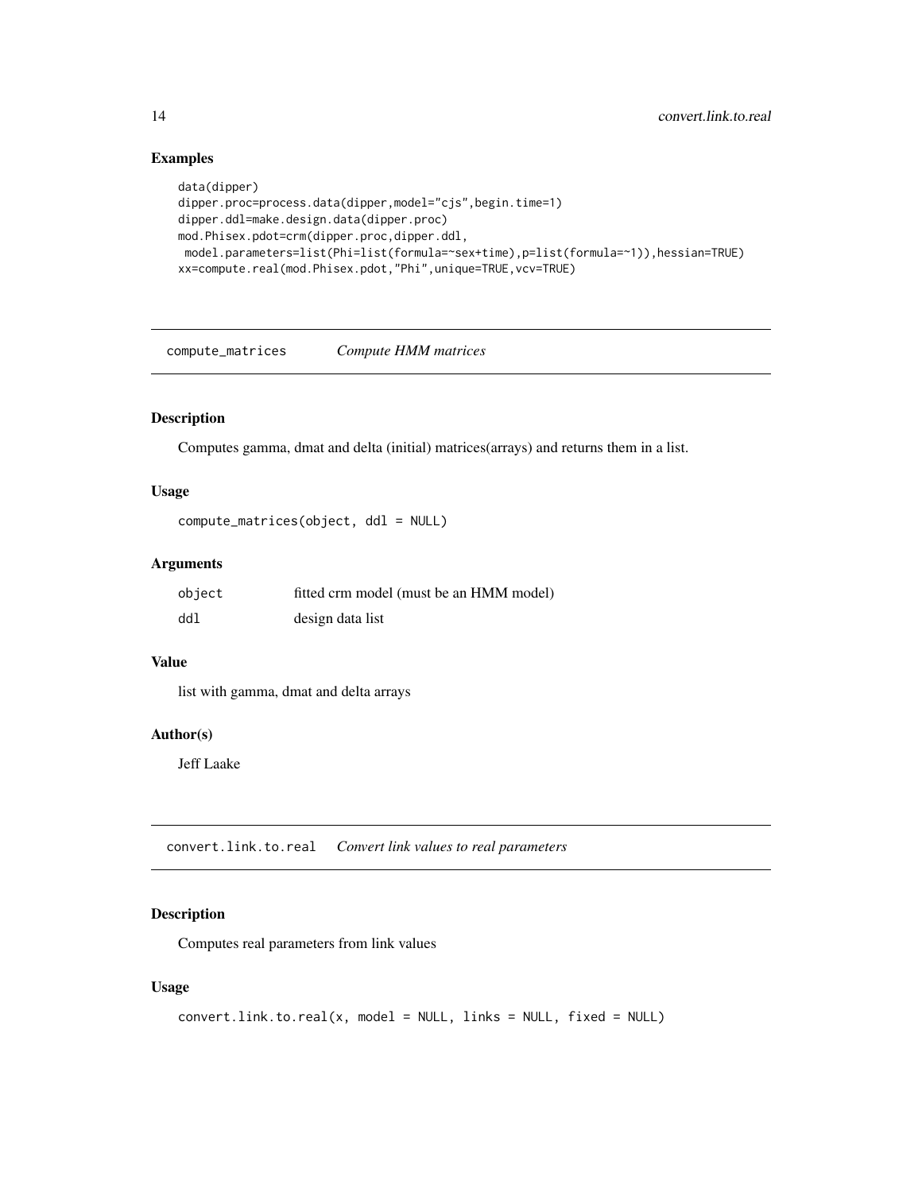## Examples

```
data(dipper)
dipper.proc=process.data(dipper,model="cjs",begin.time=1)
dipper.ddl=make.design.data(dipper.proc)
mod.Phisex.pdot=crm(dipper.proc,dipper.ddl,
 model.parameters=list(Phi=list(formula=~sex+time),p=list(formula=~1)),hessian=TRUE)
xx=compute.real(mod.Phisex.pdot,"Phi",unique=TRUE,vcv=TRUE)
```

---

# compute_matrices *Compute HMM matrices*

## Description

Computes gamma, dmat and delta (initial) matrices(arrays) and returns them in a list.

## Usage

```
compute_matrices(object, ddl = NULL)
```

## Arguments

| | |
|---|---|
| object | fitted crm model (must be an HMM model) |
| ddl | design data list |

## Value

list with gamma, dmat and delta arrays

## Author(s)

Jeff Laake

---

# convert.link.to.real *Convert link values to real parameters*

## Description

Computes real parameters from link values

## Usage

```
convert.link.to.real(x, model = NULL, links = NULL, fixed = NULL)
```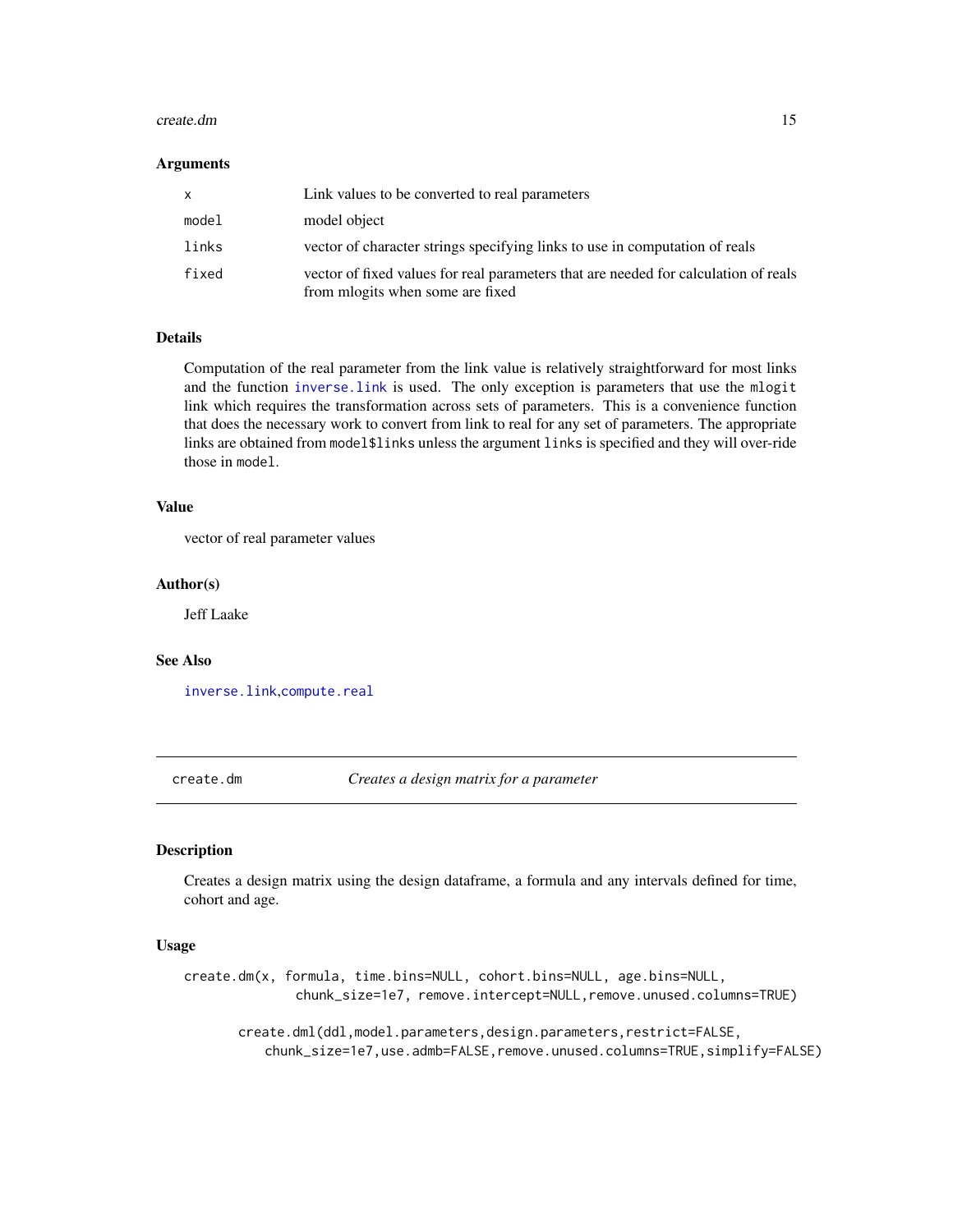### Arguments

| | |
|---|---|
| x | Link values to be converted to real parameters |
| model | model object |
| links | vector of character strings specifying links to use in computation of reals |
| fixed | vector of fixed values for real parameters that are needed for calculation of reals from mlogits when some are fixed |

### Details

Computation of the real parameter from the link value is relatively straightforward for most links and the function `inverse.link` is used. The only exception is parameters that use the `mlogit` link which requires the transformation across sets of parameters. This is a convenience function that does the necessary work to convert from link to real for any set of parameters. The appropriate links are obtained from `model$links` unless the argument `links` is specified and they will over-ride those in `model`.

### Value

vector of real parameter values

### Author(s)

Jeff Laake

### See Also

`inverse.link`, `compute.real`

---

## create.dm — *Creates a design matrix for a parameter*

### Description

Creates a design matrix using the design dataframe, a formula and any intervals defined for time, cohort and age.

### Usage

```
create.dm(x, formula, time.bins=NULL, cohort.bins=NULL, age.bins=NULL,
              chunk_size=1e7, remove.intercept=NULL,remove.unused.columns=TRUE)

      create.dml(ddl,model.parameters,design.parameters,restrict=FALSE,
          chunk_size=1e7,use.admb=FALSE,remove.unused.columns=TRUE,simplify=FALSE)
```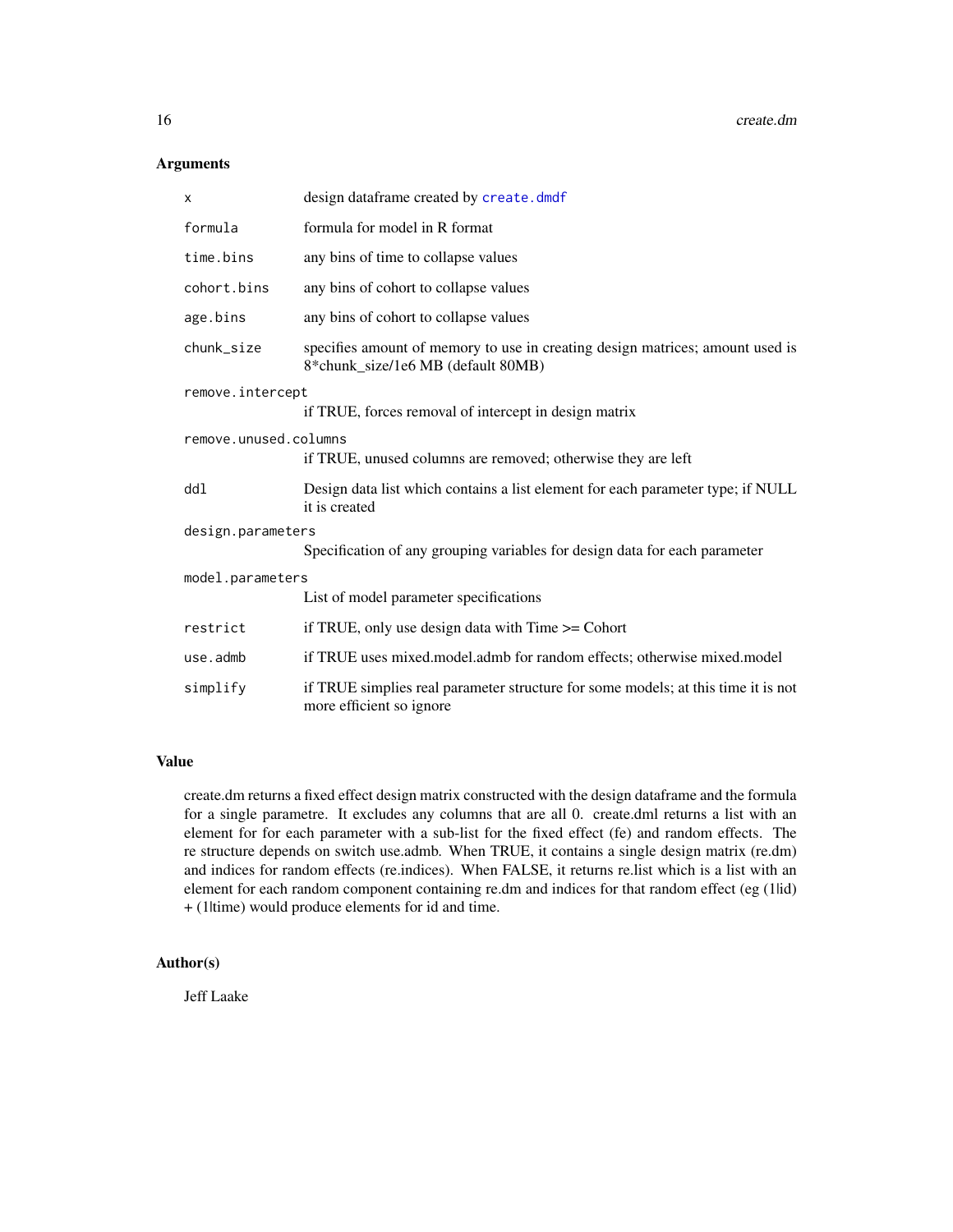## Arguments

| | |
|---|---|
| x | design dataframe created by create.dmdf |
| formula | formula for model in R format |
| time.bins | any bins of time to collapse values |
| cohort.bins | any bins of cohort to collapse values |
| age.bins | any bins of cohort to collapse values |
| chunk_size | specifies amount of memory to use in creating design matrices; amount used is 8*chunk_size/1e6 MB (default 80MB) |
| remove.intercept | if TRUE, forces removal of intercept in design matrix |
| remove.unused.columns | if TRUE, unused columns are removed; otherwise they are left |
| ddl | Design data list which contains a list element for each parameter type; if NULL it is created |
| design.parameters | Specification of any grouping variables for design data for each parameter |
| model.parameters | List of model parameter specifications |
| restrict | if TRUE, only use design data with Time >= Cohort |
| use.admb | if TRUE uses mixed.model.admb for random effects; otherwise mixed.model |
| simplify | if TRUE simplies real parameter structure for some models; at this time it is not more efficient so ignore |

## Value

create.dm returns a fixed effect design matrix constructed with the design dataframe and the formula for a single parametre. It excludes any columns that are all 0. create.dml returns a list with an element for for each parameter with a sub-list for the fixed effect (fe) and random effects. The re structure depends on switch use.admb. When TRUE, it contains a single design matrix (re.dm) and indices for random effects (re.indices). When FALSE, it returns re.list which is a list with an element for each random component containing re.dm and indices for that random effect (eg (1|id) + (1|time) would produce elements for id and time.

## Author(s)

Jeff Laake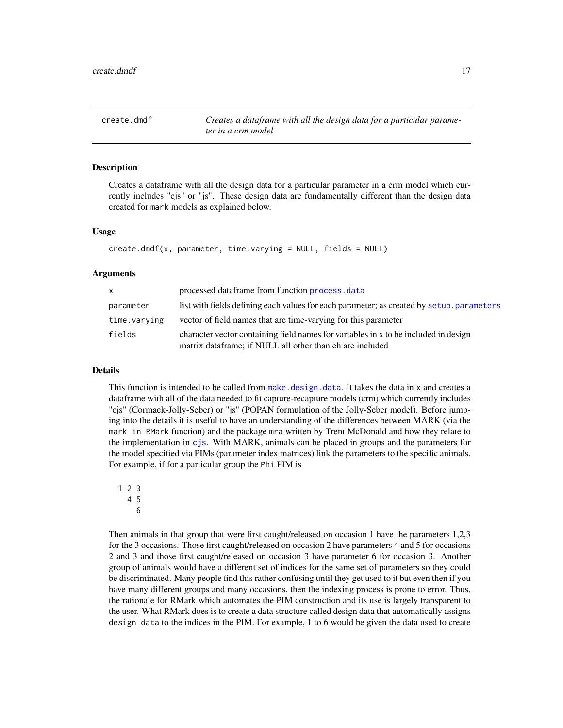## create.dmdf

*Creates a dataframe with all the design data for a particular parameter in a crm model*

### Description

Creates a dataframe with all the design data for a particular parameter in a crm model which currently includes "cjs" or "js". These design data are fundamentally different than the design data created for `mark` models as explained below.

### Usage

```
create.dmdf(x, parameter, time.varying = NULL, fields = NULL)
```

### Arguments

| | |
|---|---|
| `x` | processed dataframe from function `process.data` |
| `parameter` | list with fields defining each values for each parameter; as created by `setup.parameters` |
| `time.varying` | vector of field names that are time-varying for this parameter |
| `fields` | character vector containing field names for variables in x to be included in design matrix dataframe; if NULL all other than ch are included |

### Details

This function is intended to be called from `make.design.data`. It takes the data in `x` and creates a dataframe with all of the data needed to fit capture-recapture models (crm) which currently includes "cjs" (Cormack-Jolly-Seber) or "js" (POPAN formulation of the Jolly-Seber model). Before jumping into the details it is useful to have an understanding of the differences between MARK (via the `mark in RMark` function) and the package `mra` written by Trent McDonald and how they relate to the implementation in `cjs`. With MARK, animals can be placed in groups and the parameters for the model specified via PIMs (parameter index matrices) link the parameters to the specific animals. For example, if for a particular group the `Phi` PIM is

```
1 2 3
  4 5
    6
```

Then animals in that group that were first caught/released on occasion 1 have the parameters 1,2,3 for the 3 occasions. Those first caught/released on occasion 2 have parameters 4 and 5 for occasions 2 and 3 and those first caught/released on occasion 3 have parameter 6 for occasion 3. Another group of animals would have a different set of indices for the same set of parameters so they could be discriminated. Many people find this rather confusing until they get used to it but even then if you have many different groups and many occasions, then the indexing process is prone to error. Thus, the rationale for RMark which automates the PIM construction and its use is largely transparent to the user. What RMark does is to create a data structure called design data that automatically assigns `design data` to the indices in the PIM. For example, 1 to 6 would be given the data used to create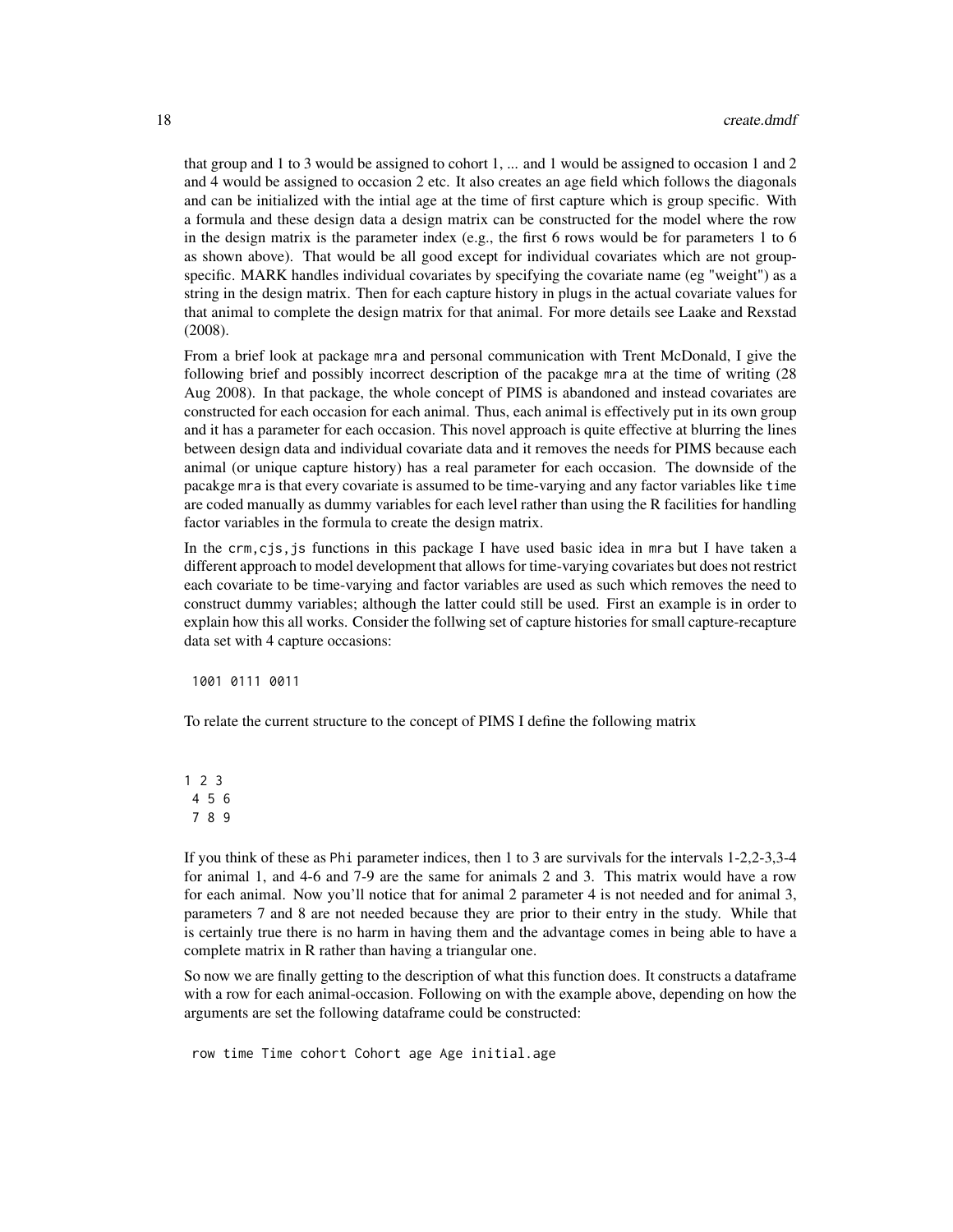that group and 1 to 3 would be assigned to cohort 1, ... and 1 would be assigned to occasion 1 and 2 and 4 would be assigned to occasion 2 etc. It also creates an age field which follows the diagonals and can be initialized with the intial age at the time of first capture which is group specific. With a formula and these design data a design matrix can be constructed for the model where the row in the design matrix is the parameter index (e.g., the first 6 rows would be for parameters 1 to 6 as shown above). That would be all good except for individual covariates which are not group-specific. MARK handles individual covariates by specifying the covariate name (eg "weight") as a string in the design matrix. Then for each capture history in plugs in the actual covariate values for that animal to complete the design matrix for that animal. For more details see Laake and Rexstad (2008).

From a brief look at package `mra` and personal communication with Trent McDonald, I give the following brief and possibly incorrect description of the pacakge `mra` at the time of writing (28 Aug 2008). In that package, the whole concept of PIMS is abandoned and instead covariates are constructed for each occasion for each animal. Thus, each animal is effectively put in its own group and it has a parameter for each occasion. This novel approach is quite effective at blurring the lines between design data and individual covariate data and it removes the needs for PIMS because each animal (or unique capture history) has a real parameter for each occasion. The downside of the pacakge `mra` is that every covariate is assumed to be time-varying and any factor variables like `time` are coded manually as dummy variables for each level rather than using the R facilities for handling factor variables in the formula to create the design matrix.

In the `crm,cjs,js` functions in this package I have used basic idea in `mra` but I have taken a different approach to model development that allows for time-varying covariates but does not restrict each covariate to be time-varying and factor variables are used as such which removes the need to construct dummy variables; although the latter could still be used. First an example is in order to explain how this all works. Consider the follwing set of capture histories for small capture-recapture data set with 4 capture occasions:

```
1001 0111 0011
```

To relate the current structure to the concept of PIMS I define the following matrix

```
1 2 3
 4 5 6
 7 8 9
```

If you think of these as `Phi` parameter indices, then 1 to 3 are survivals for the intervals 1-2,2-3,3-4 for animal 1, and 4-6 and 7-9 are the same for animals 2 and 3. This matrix would have a row for each animal. Now you'll notice that for animal 2 parameter 4 is not needed and for animal 3, parameters 7 and 8 are not needed because they are prior to their entry in the study. While that is certainly true there is no harm in having them and the advantage comes in being able to have a complete matrix in R rather than having a triangular one.

So now we are finally getting to the description of what this function does. It constructs a dataframe with a row for each animal-occasion. Following on with the example above, depending on how the arguments are set the following dataframe could be constructed:

```
row time Time cohort Cohort age Age initial.age
```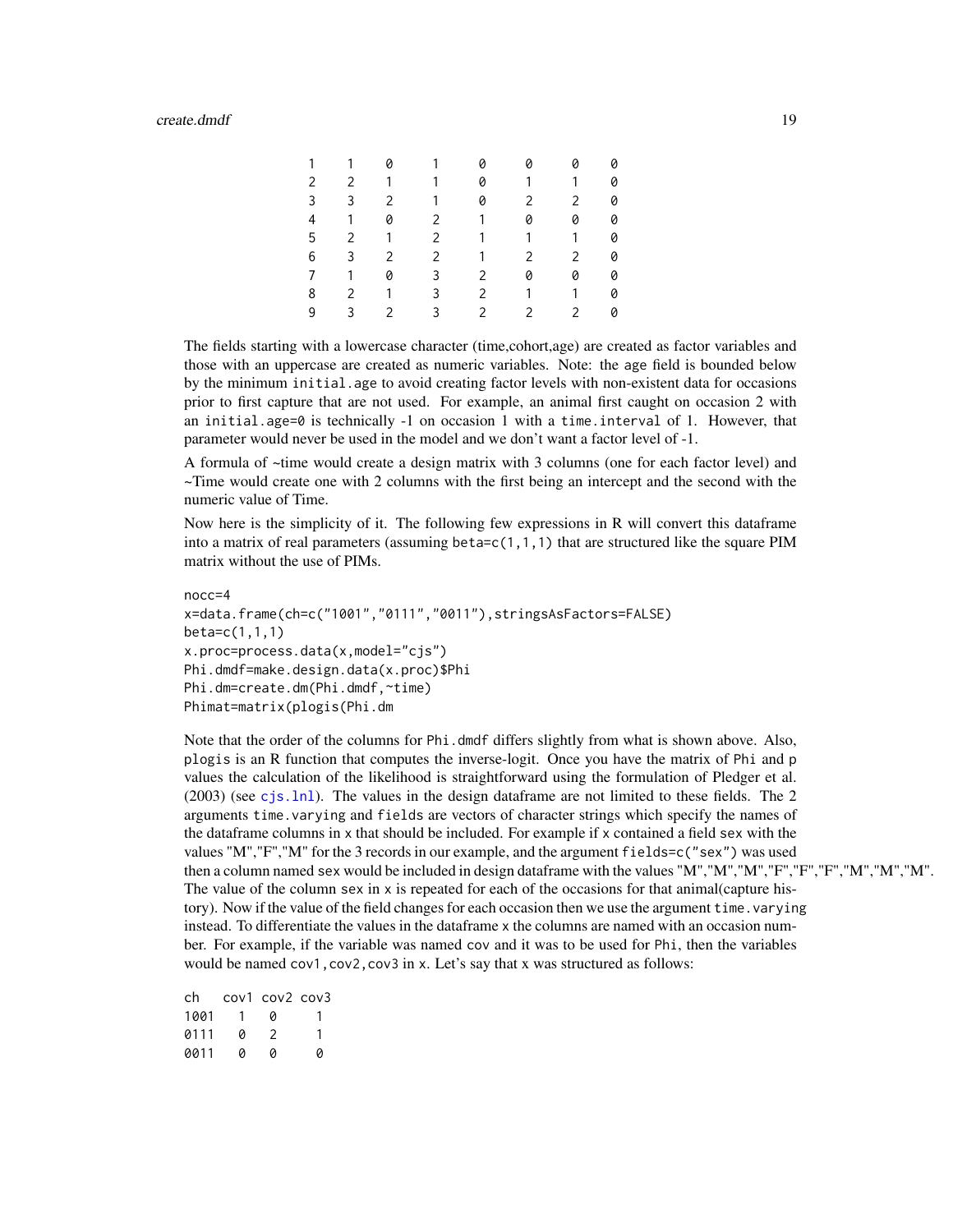```
1   1   0   1   0   0   0   0
2   2   1   1   0   1   1   0
3   3   2   1   0   2   2   0
4   1   0   2   1   0   0   0
5   2   1   2   1   1   1   0
6   3   2   2   1   2   2   0
7   1   0   3   2   0   0   0
8   2   1   3   2   1   1   0
9   3   2   3   2   2   2   0
```

The fields starting with a lowercase character (time,cohort,age) are created as factor variables and those with an uppercase are created as numeric variables. Note: the age field is bounded below by the minimum `initial.age` to avoid creating factor levels with non-existent data for occasions prior to first capture that are not used. For example, an animal first caught on occasion 2 with an `initial.age=0` is technically -1 on occasion 1 with a `time.interval` of 1. However, that parameter would never be used in the model and we don't want a factor level of -1.

A formula of ~time would create a design matrix with 3 columns (one for each factor level) and ~Time would create one with 2 columns with the first being an intercept and the second with the numeric value of Time.

Now here is the simplicity of it. The following few expressions in R will convert this dataframe into a matrix of real parameters (assuming `beta=c(1,1,1)` that are structured like the square PIM matrix without the use of PIMs.

```
nocc=4
x=data.frame(ch=c("1001","0111","0011"),stringsAsFactors=FALSE)
beta=c(1,1,1)
x.proc=process.data(x,model="cjs")
Phi.dmdf=make.design.data(x.proc)$Phi
Phi.dm=create.dm(Phi.dmdf,~time)
Phimat=matrix(plogis(Phi.dm
```

Note that the order of the columns for `Phi.dmdf` differs slightly from what is shown above. Also, `plogis` is an R function that computes the inverse-logit. Once you have the matrix of Phi and p values the calculation of the likelihood is straightforward using the formulation of Pledger et al. (2003) (see `cjs.lnl`). The values in the design dataframe are not limited to these fields. The 2 arguments `time.varying` and `fields` are vectors of character strings which specify the names of the dataframe columns in x that should be included. For example if x contained a field `sex` with the values "M","F","M" for the 3 records in our example, and the argument `fields=c("sex")` was used then a column named `sex` would be included in design dataframe with the values "M","M","M","F","F","F","M","M","M". The value of the column `sex` in x is repeated for each of the occasions for that animal(capture history). Now if the value of the field changes for each occasion then we use the argument `time.varying` instead. To differentiate the values in the dataframe x the columns are named with an occasion number. For example, if the variable was named `cov` and it was to be used for `Phi`, then the variables would be named `cov1,cov2,cov3` in x. Let's say that x was structured as follows:

```
ch   cov1 cov2 cov3
1001   1    0     1
0111   0    2     1
0011   0    0     0
```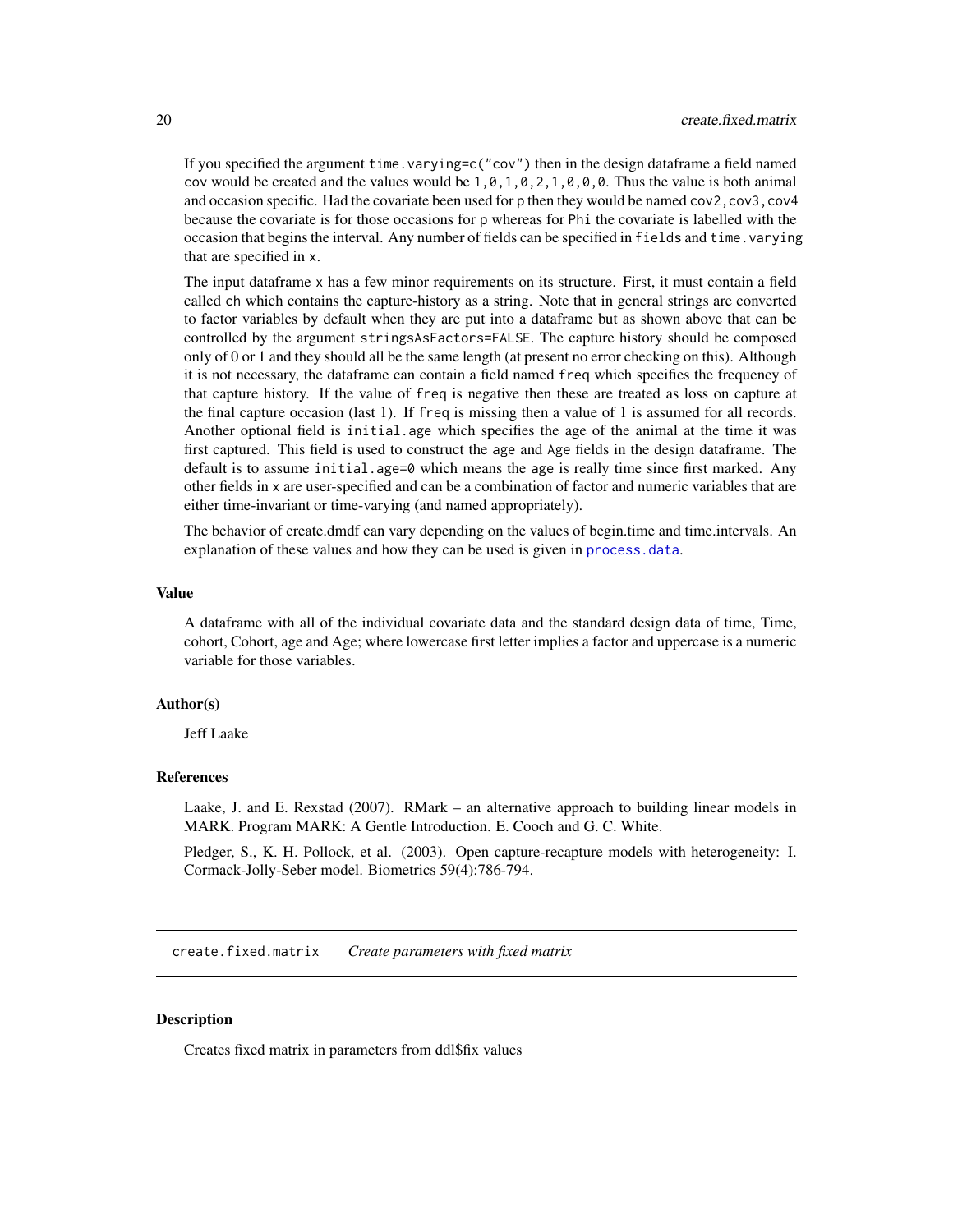If you specified the argument `time.varying=c("cov")` then in the design dataframe a field named `cov` would be created and the values would be `1,0,1,0,2,1,0,0,0`. Thus the value is both animal and occasion specific. Had the covariate been used for `p` then they would be named `cov2,cov3,cov4` because the covariate is for those occasions for `p` whereas for `Phi` the covariate is labelled with the occasion that begins the interval. Any number of fields can be specified in `fields` and `time.varying` that are specified in `x`.

The input dataframe `x` has a few minor requirements on its structure. First, it must contain a field called `ch` which contains the capture-history as a string. Note that in general strings are converted to factor variables by default when they are put into a dataframe but as shown above that can be controlled by the argument `stringsAsFactors=FALSE`. The capture history should be composed only of 0 or 1 and they should all be the same length (at present no error checking on this). Although it is not necessary, the dataframe can contain a field named `freq` which specifies the frequency of that capture history. If the value of `freq` is negative then these are treated as loss on capture at the final capture occasion (last 1). If `freq` is missing then a value of 1 is assumed for all records. Another optional field is `initial.age` which specifies the age of the animal at the time it was first captured. This field is used to construct the `age` and `Age` fields in the design dataframe. The default is to assume `initial.age=0` which means the `age` is really time since first marked. Any other fields in `x` are user-specified and can be a combination of factor and numeric variables that are either time-invariant or time-varying (and named appropriately).

The behavior of create.dmdf can vary depending on the values of begin.time and time.intervals. An explanation of these values and how they can be used is given in `process.data`.

### Value

A dataframe with all of the individual covariate data and the standard design data of time, Time, cohort, Cohort, age and Age; where lowercase first letter implies a factor and uppercase is a numeric variable for those variables.

### Author(s)

Jeff Laake

### References

Laake, J. and E. Rexstad (2007). RMark – an alternative approach to building linear models in MARK. Program MARK: A Gentle Introduction. E. Cooch and G. C. White.

Pledger, S., K. H. Pollock, et al. (2003). Open capture-recapture models with heterogeneity: I. Cormack-Jolly-Seber model. Biometrics 59(4):786-794.

---

## create.fixed.matrix &nbsp;&nbsp; *Create parameters with fixed matrix*

---

### Description

Creates fixed matrix in parameters from ddl$fix values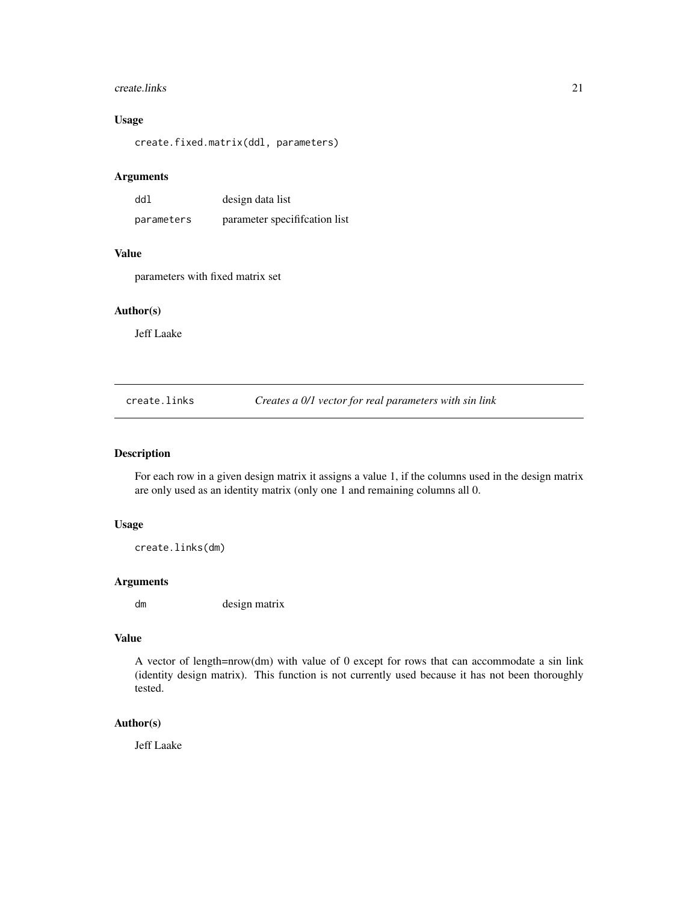### Usage

```
create.fixed.matrix(ddl, parameters)
```

### Arguments

| | |
|---|---|
| `ddl` | design data list |
| `parameters` | parameter specififcation list |

### Value

parameters with fixed matrix set

### Author(s)

Jeff Laake

---

## create.links — *Creates a 0/1 vector for real parameters with sin link*

---

### Description

For each row in a given design matrix it assigns a value 1, if the columns used in the design matrix are only used as an identity matrix (only one 1 and remaining columns all 0.

### Usage

```
create.links(dm)
```

### Arguments

| | |
|---|---|
| `dm` | design matrix |

### Value

A vector of length=nrow(dm) with value of 0 except for rows that can accommodate a sin link (identity design matrix). This function is not currently used because it has not been thoroughly tested.

### Author(s)

Jeff Laake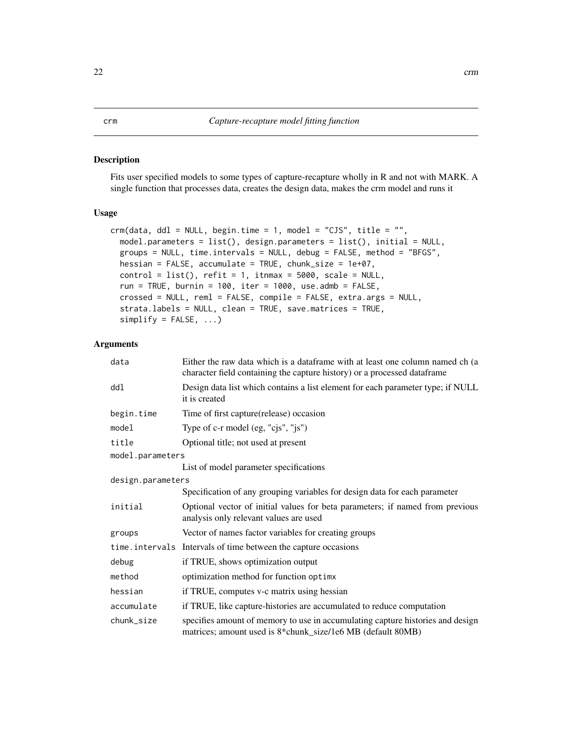crm *Capture-recapture model fitting function*

## Description

Fits user specified models to some types of capture-recapture wholly in R and not with MARK. A single function that processes data, creates the design data, makes the crm model and runs it

## Usage

```
crm(data, ddl = NULL, begin.time = 1, model = "CJS", title = "",
  model.parameters = list(), design.parameters = list(), initial = NULL,
  groups = NULL, time.intervals = NULL, debug = FALSE, method = "BFGS",
  hessian = FALSE, accumulate = TRUE, chunk_size = 1e+07,
  control = list(), refit = 1, itnmax = 5000, scale = NULL,
  run = TRUE, burnin = 100, iter = 1000, use.admb = FALSE,
  crossed = NULL, reml = FALSE, compile = FALSE, extra.args = NULL,
  strata.labels = NULL, clean = TRUE, save.matrices = TRUE,
  simplify = FALSE, ...)
```

## Arguments

| | |
|---|---|
| data | Either the raw data which is a dataframe with at least one column named ch (a character field containing the capture history) or a processed dataframe |
| ddl | Design data list which contains a list element for each parameter type; if NULL it is created |
| begin.time | Time of first capture(release) occasion |
| model | Type of c-r model (eg, "cjs", "js") |
| title | Optional title; not used at present |
| model.parameters | List of model parameter specifications |
| design.parameters | Specification of any grouping variables for design data for each parameter |
| initial | Optional vector of initial values for beta parameters; if named from previous analysis only relevant values are used |
| groups | Vector of names factor variables for creating groups |
| time.intervals | Intervals of time between the capture occasions |
| debug | if TRUE, shows optimization output |
| method | optimization method for function optimx |
| hessian | if TRUE, computes v-c matrix using hessian |
| accumulate | if TRUE, like capture-histories are accumulated to reduce computation |
| chunk_size | specifies amount of memory to use in accumulating capture histories and design matrices; amount used is 8*chunk_size/1e6 MB (default 80MB) |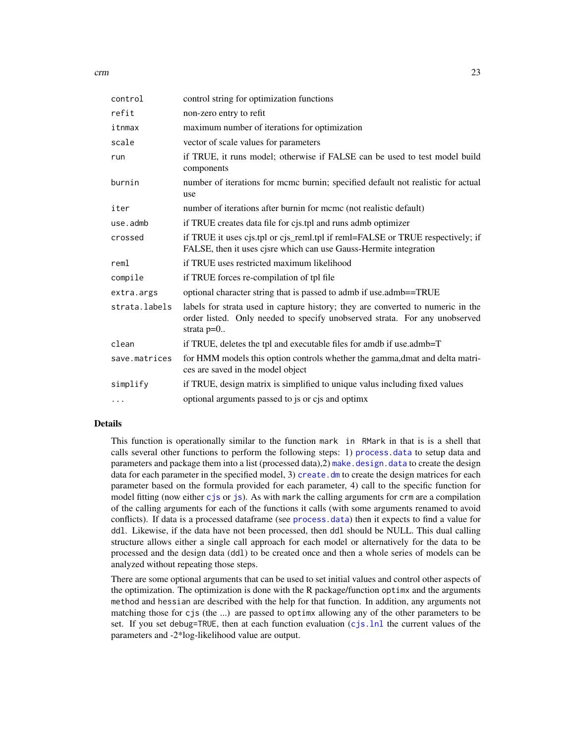| | |
|---|---|
| `control` | control string for optimization functions |
| `refit` | non-zero entry to refit |
| `itnmax` | maximum number of iterations for optimization |
| `scale` | vector of scale values for parameters |
| `run` | if TRUE, it runs model; otherwise if FALSE can be used to test model build components |
| `burnin` | number of iterations for mcmc burnin; specified default not realistic for actual use |
| `iter` | number of iterations after burnin for mcmc (not realistic default) |
| `use.admb` | if TRUE creates data file for cjs.tpl and runs admb optimizer |
| `crossed` | if TRUE it uses cjs.tpl or cjs_reml.tpl if reml=FALSE or TRUE respectively; if FALSE, then it uses cjsre which can use Gauss-Hermite integration |
| `reml` | if TRUE uses restricted maximum likelihood |
| `compile` | if TRUE forces re-compilation of tpl file |
| `extra.args` | optional character string that is passed to admb if use.admb==TRUE |
| `strata.labels` | labels for strata used in capture history; they are converted to numeric in the order listed. Only needed to specify unobserved strata. For any unobserved strata p=0.. |
| `clean` | if TRUE, deletes the tpl and executable files for amdb if use.admb=T |
| `save.matrices` | for HMM models this option controls whether the gamma,dmat and delta matrices are saved in the model object |
| `simplify` | if TRUE, design matrix is simplified to unique valus including fixed values |
| `...` | optional arguments passed to js or cjs and optimx |

## Details

This function is operationally similar to the function `mark` in `RMark` in that is is a shell that calls several other functions to perform the following steps: 1) `process.data` to setup data and parameters and package them into a list (processed data),2) `make.design.data` to create the design data for each parameter in the specified model, 3) `create.dm` to create the design matrices for each parameter based on the formula provided for each parameter, 4) call to the specific function for model fitting (now either `cjs` or `js`). As with `mark` the calling arguments for `crm` are a compilation of the calling arguments for each of the functions it calls (with some arguments renamed to avoid conflicts). If data is a processed dataframe (see `process.data`) then it expects to find a value for `ddl`. Likewise, if the data have not been processed, then `ddl` should be NULL. This dual calling structure allows either a single call approach for each model or alternatively for the data to be processed and the design data (`ddl`) to be created once and then a whole series of models can be analyzed without repeating those steps.

There are some optional arguments that can be used to set initial values and control other aspects of the optimization. The optimization is done with the R package/function `optimx` and the arguments `method` and `hessian` are described with the help for that function. In addition, any arguments not matching those for `cjs` (the ...) are passed to `optimx` allowing any of the other parameters to be set. If you set `debug=TRUE`, then at each function evaluation (`cjs.lnl` the current values of the parameters and -2*log-likelihood value are output.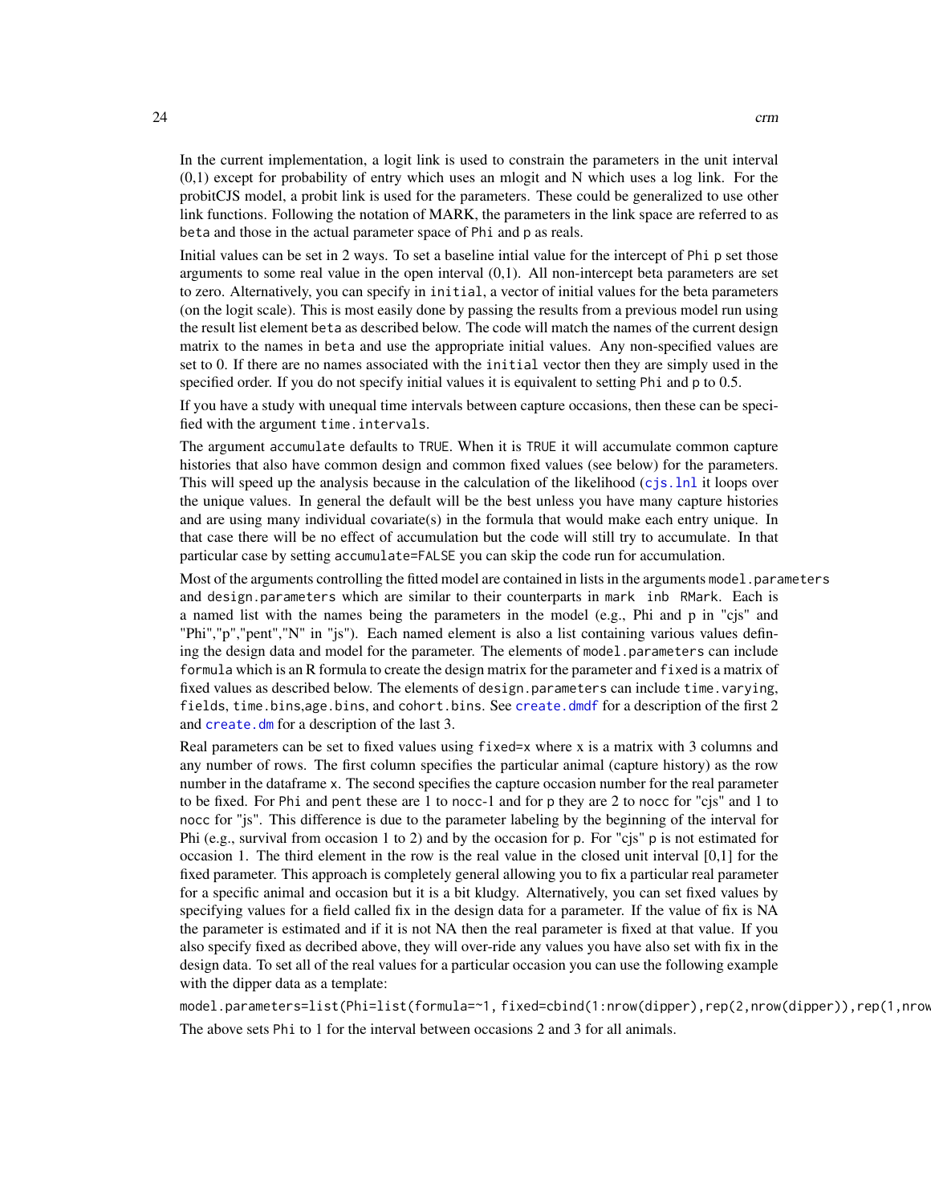In the current implementation, a logit link is used to constrain the parameters in the unit interval (0,1) except for probability of entry which uses an mlogit and N which uses a log link. For the probitCJS model, a probit link is used for the parameters. These could be generalized to use other link functions. Following the notation of MARK, the parameters in the link space are referred to as `beta` and those in the actual parameter space of `Phi` and `p` as reals.

Initial values can be set in 2 ways. To set a baseline intial value for the intercept of `Phi` `p` set those arguments to some real value in the open interval (0,1). All non-intercept beta parameters are set to zero. Alternatively, you can specify in `initial`, a vector of initial values for the beta parameters (on the logit scale). This is most easily done by passing the results from a previous model run using the result list element `beta` as described below. The code will match the names of the current design matrix to the names in `beta` and use the appropriate initial values. Any non-specified values are set to 0. If there are no names associated with the `initial` vector then they are simply used in the specified order. If you do not specify initial values it is equivalent to setting `Phi` and `p` to 0.5.

If you have a study with unequal time intervals between capture occasions, then these can be specified with the argument `time.intervals`.

The argument `accumulate` defaults to `TRUE`. When it is `TRUE` it will accumulate common capture histories that also have common design and common fixed values (see below) for the parameters. This will speed up the analysis because in the calculation of the likelihood (`cjs.lnl` it loops over the unique values. In general the default will be the best unless you have many capture histories and are using many individual covariate(s) in the formula that would make each entry unique. In that case there will be no effect of accumulation but the code will still try to accumulate. In that particular case by setting `accumulate=FALSE` you can skip the code run for accumulation.

Most of the arguments controlling the fitted model are contained in lists in the arguments `model.parameters` and `design.parameters` which are similar to their counterparts in `mark inb RMark`. Each is a named list with the names being the parameters in the model (e.g., Phi and p in "cjs" and "Phi","p","pent","N" in "js"). Each named element is also a list containing various values defining the design data and model for the parameter. The elements of `model.parameters` can include `formula` which is an R formula to create the design matrix for the parameter and `fixed` is a matrix of fixed values as described below. The elements of `design.parameters` can include `time.varying`, `fields`, `time.bins`,`age.bins`, and `cohort.bins`. See `create.dmdf` for a description of the first 2 and `create.dm` for a description of the last 3.

Real parameters can be set to fixed values using `fixed=x` where x is a matrix with 3 columns and any number of rows. The first column specifies the particular animal (capture history) as the row number in the dataframe `x`. The second specifies the capture occasion number for the real parameter to be fixed. For `Phi` and `pent` these are 1 to `nocc`-1 and for `p` they are 2 to `nocc` for "cjs" and 1 to `nocc` for "js". This difference is due to the parameter labeling by the beginning of the interval for Phi (e.g., survival from occasion 1 to 2) and by the occasion for `p`. For "cjs" `p` is not estimated for occasion 1. The third element in the row is the real value in the closed unit interval [0,1] for the fixed parameter. This approach is completely general allowing you to fix a particular real parameter for a specific animal and occasion but it is a bit kludgy. Alternatively, you can set fixed values by specifying values for a field called fix in the design data for a parameter. If the value of fix is NA the parameter is estimated and if it is not NA then the real parameter is fixed at that value. If you also specify fixed as decribed above, they will over-ride any values you have also set with fix in the design data. To set all of the real values for a particular occasion you can use the following example with the dipper data as a template:

```
model.parameters=list(Phi=list(formula=~1, fixed=cbind(1:nrow(dipper),rep(2,nrow(dipper)),rep(1,nrow
```

The above sets `Phi` to 1 for the interval between occasions 2 and 3 for all animals.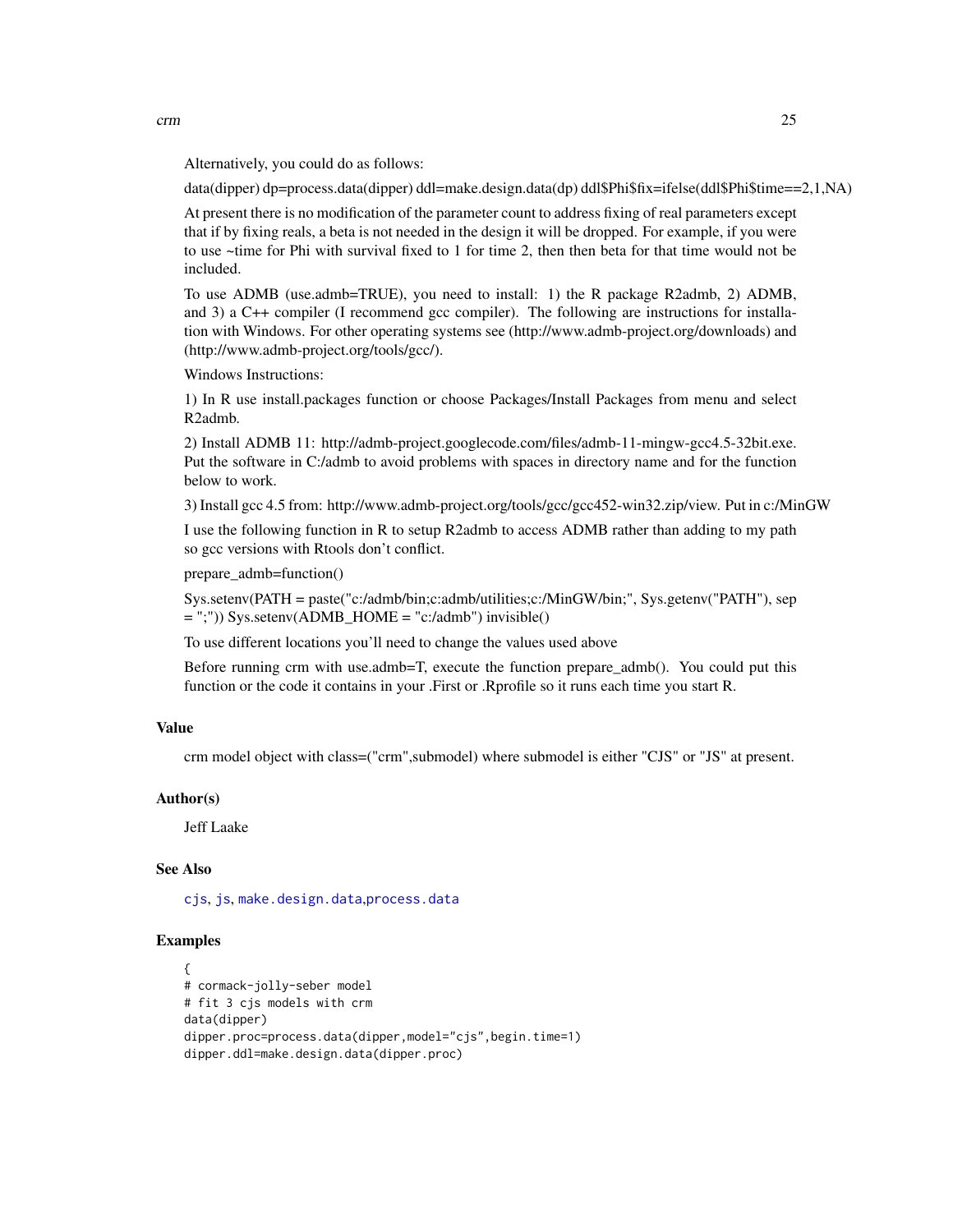Alternatively, you could do as follows:

data(dipper) dp=process.data(dipper) ddl=make.design.data(dp) ddl$Phi$fix=ifelse(ddl$Phi$time==2,1,NA)

At present there is no modification of the parameter count to address fixing of real parameters except that if by fixing reals, a beta is not needed in the design it will be dropped. For example, if you were to use ~time for Phi with survival fixed to 1 for time 2, then then beta for that time would not be included.

To use ADMB (use.admb=TRUE), you need to install: 1) the R package R2admb, 2) ADMB, and 3) a C++ compiler (I recommend gcc compiler). The following are instructions for installation with Windows. For other operating systems see (http://www.admb-project.org/downloads) and (http://www.admb-project.org/tools/gcc/).

Windows Instructions:

1) In R use install.packages function or choose Packages/Install Packages from menu and select R2admb.

2) Install ADMB 11: http://admb-project.googlecode.com/files/admb-11-mingw-gcc4.5-32bit.exe. Put the software in C:/admb to avoid problems with spaces in directory name and for the function below to work.

3) Install gcc 4.5 from: http://www.admb-project.org/tools/gcc/gcc452-win32.zip/view. Put in c:/MinGW

I use the following function in R to setup R2admb to access ADMB rather than adding to my path so gcc versions with Rtools don't conflict.

prepare_admb=function()

Sys.setenv(PATH = paste("c:/admb/bin;c:admb/utilities;c:/MinGW/bin;", Sys.getenv("PATH"), sep = ";")) Sys.setenv(ADMB_HOME = "c:/admb") invisible()

To use different locations you'll need to change the values used above

Before running crm with use.admb=T, execute the function prepare_admb(). You could put this function or the code it contains in your .First or .Rprofile so it runs each time you start R.

### Value

crm model object with class=("crm",submodel) where submodel is either "CJS" or "JS" at present.

### Author(s)

Jeff Laake

### See Also

cjs, js, make.design.data,process.data

### Examples

```
{
# cormack-jolly-seber model
# fit 3 cjs models with crm
data(dipper)
dipper.proc=process.data(dipper,model="cjs",begin.time=1)
dipper.ddl=make.design.data(dipper.proc)
```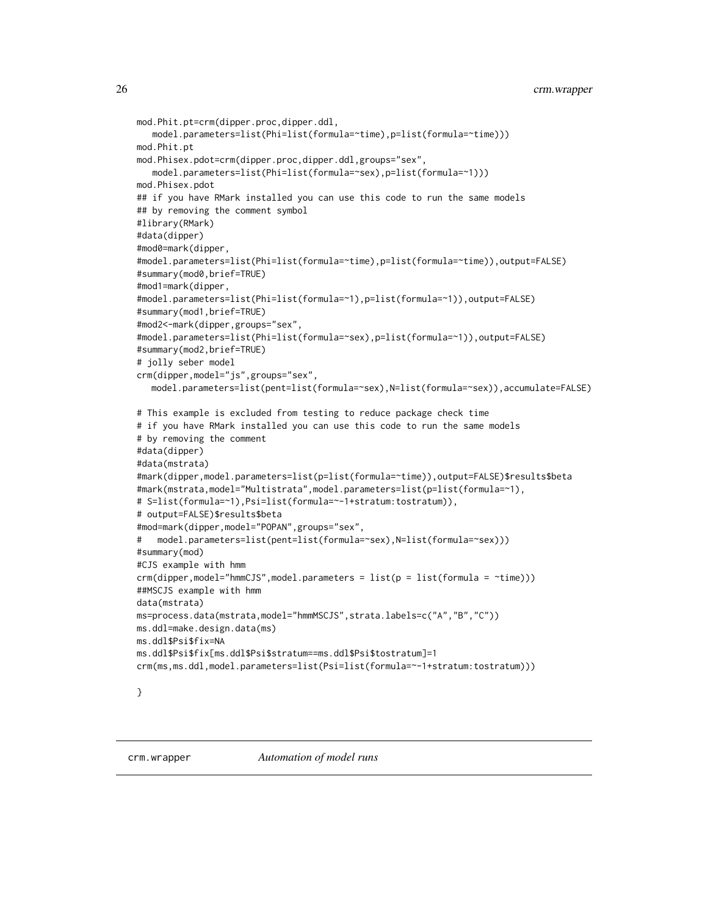```
mod.Phit.pt=crm(dipper.proc,dipper.ddl,
   model.parameters=list(Phi=list(formula=~time),p=list(formula=~time)))
mod.Phit.pt
mod.Phisex.pdot=crm(dipper.proc,dipper.ddl,groups="sex",
   model.parameters=list(Phi=list(formula=~sex),p=list(formula=~1)))
mod.Phisex.pdot
## if you have RMark installed you can use this code to run the same models
## by removing the comment symbol
#library(RMark)
#data(dipper)
#mod0=mark(dipper,
#model.parameters=list(Phi=list(formula=~time),p=list(formula=~time)),output=FALSE)
#summary(mod0,brief=TRUE)
#mod1=mark(dipper,
#model.parameters=list(Phi=list(formula=~1),p=list(formula=~1)),output=FALSE)
#summary(mod1,brief=TRUE)
#mod2<-mark(dipper,groups="sex",
#model.parameters=list(Phi=list(formula=~sex),p=list(formula=~1)),output=FALSE)
#summary(mod2,brief=TRUE)
# jolly seber model
crm(dipper,model="js",groups="sex",
   model.parameters=list(pent=list(formula=~sex),N=list(formula=~sex)),accumulate=FALSE)

# This example is excluded from testing to reduce package check time
# if you have RMark installed you can use this code to run the same models
# by removing the comment
#data(dipper)
#data(mstrata)
#mark(dipper,model.parameters=list(p=list(formula=~time)),output=FALSE)$results$beta
#mark(mstrata,model="Multistrata",model.parameters=list(p=list(formula=~1),
# S=list(formula=~1),Psi=list(formula=~-1+stratum:tostratum)),
# output=FALSE)$results$beta
#mod=mark(dipper,model="POPAN",groups="sex",
#   model.parameters=list(pent=list(formula=~sex),N=list(formula=~sex)))
#summary(mod)
#CJS example with hmm
crm(dipper,model="hmmCJS",model.parameters = list(p = list(formula = ~time)))
##MSCJS example with hmm
data(mstrata)
ms=process.data(mstrata,model="hmmMSCJS",strata.labels=c("A","B","C"))
ms.ddl=make.design.data(ms)
ms.ddl$Psi$fix=NA
ms.ddl$Psi$fix[ms.ddl$Psi$stratum==ms.ddl$Psi$tostratum]=1
crm(ms,ms.ddl,model.parameters=list(Psi=list(formula=~-1+stratum:tostratum)))

}
```

---

## crm.wrapper — *Automation of model runs*

---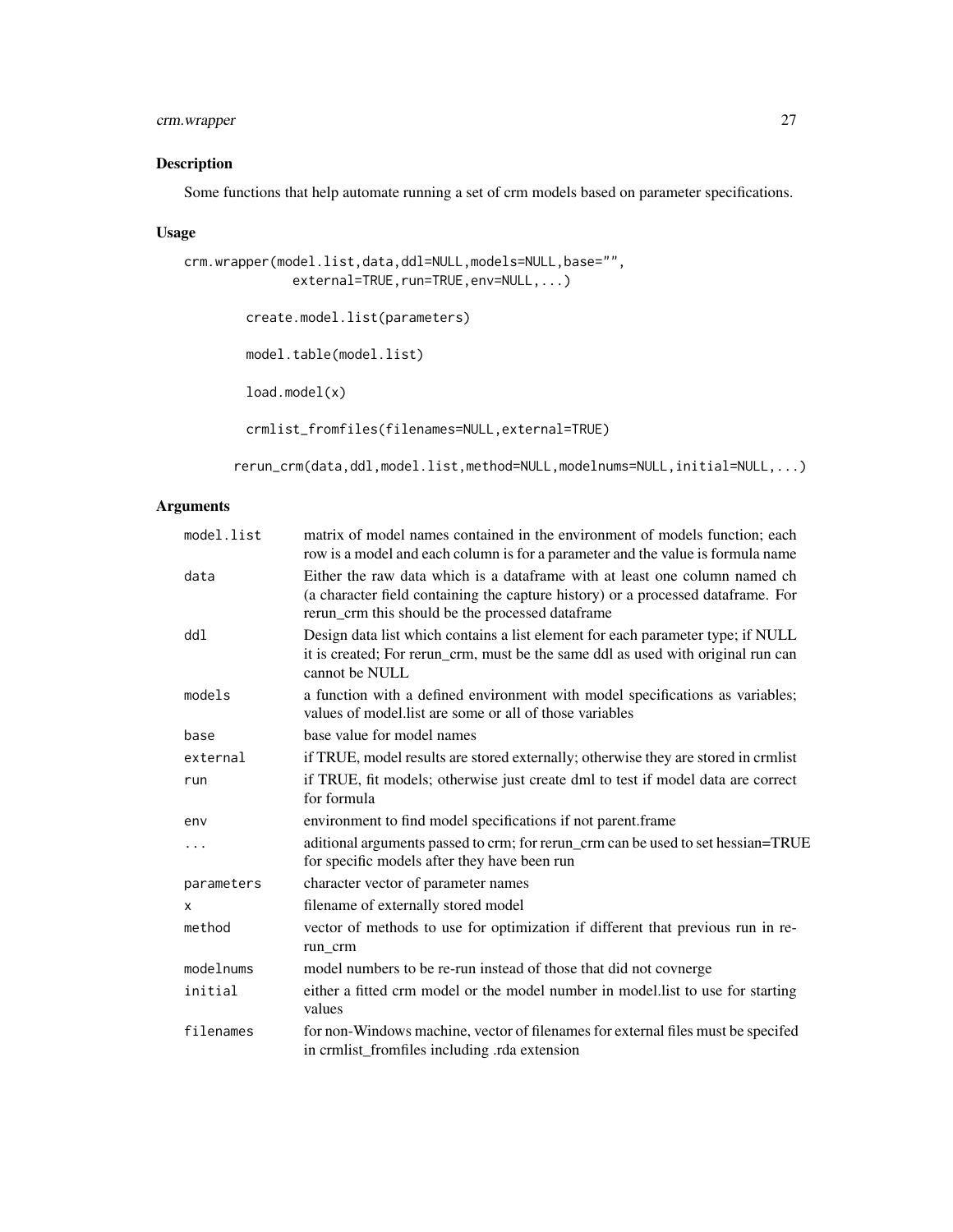## Description

Some functions that help automate running a set of crm models based on parameter specifications.

## Usage

```
crm.wrapper(model.list,data,ddl=NULL,models=NULL,base="",
             external=TRUE,run=TRUE,env=NULL,...)

        create.model.list(parameters)

        model.table(model.list)

        load.model(x)

        crmlist_fromfiles(filenames=NULL,external=TRUE)

      rerun_crm(data,ddl,model.list,method=NULL,modelnums=NULL,initial=NULL,...)
```

## Arguments

| | |
|---|---|
| model.list | matrix of model names contained in the environment of models function; each row is a model and each column is for a parameter and the value is formula name |
| data | Either the raw data which is a dataframe with at least one column named ch (a character field containing the capture history) or a processed dataframe. For rerun_crm this should be the processed dataframe |
| ddl | Design data list which contains a list element for each parameter type; if NULL it is created; For rerun_crm, must be the same ddl as used with original run can cannot be NULL |
| models | a function with a defined environment with model specifications as variables; values of model.list are some or all of those variables |
| base | base value for model names |
| external | if TRUE, model results are stored externally; otherwise they are stored in crmlist |
| run | if TRUE, fit models; otherwise just create dml to test if model data are correct for formula |
| env | environment to find model specifications if not parent.frame |
| ... | aditional arguments passed to crm; for rerun_crm can be used to set hessian=TRUE for specific models after they have been run |
| parameters | character vector of parameter names |
| x | filename of externally stored model |
| method | vector of methods to use for optimization if different that previous run in rerun_crm |
| modelnums | model numbers to be re-run instead of those that did not covnerge |
| initial | either a fitted crm model or the model number in model.list to use for starting values |
| filenames | for non-Windows machine, vector of filenames for external files must be specifed in crmlist_fromfiles including .rda extension |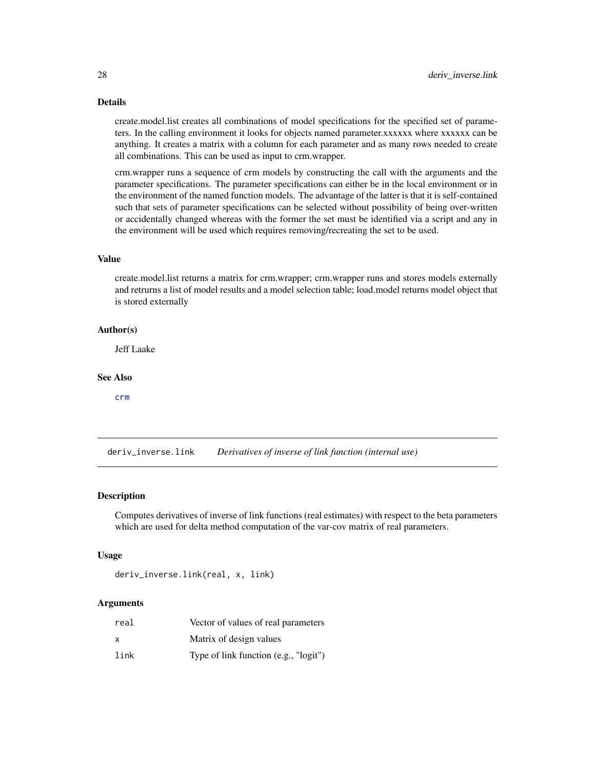### Details

create.model.list creates all combinations of model specifications for the specified set of parameters. In the calling environment it looks for objects named parameter.xxxxxx where xxxxxx can be anything. It creates a matrix with a column for each parameter and as many rows needed to create all combinations. This can be used as input to crm.wrapper.

crm.wrapper runs a sequence of crm models by constructing the call with the arguments and the parameter specifications. The parameter specifications can either be in the local environment or in the environment of the named function models. The advantage of the latter is that it is self-contained such that sets of parameter specifications can be selected without possibility of being over-written or accidentally changed whereas with the former the set must be identified via a script and any in the environment will be used which requires removing/recreating the set to be used.

### Value

create.model.list returns a matrix for crm.wrapper; crm.wrapper runs and stores models externally and retrurns a list of model results and a model selection table; load.model returns model object that is stored externally

### Author(s)

Jeff Laake

### See Also

crm

---

## deriv_inverse.link    *Derivatives of inverse of link function (internal use)*

### Description

Computes derivatives of inverse of link functions (real estimates) with respect to the beta parameters which are used for delta method computation of the var-cov matrix of real parameters.

### Usage

```
deriv_inverse.link(real, x, link)
```

### Arguments

| | |
|---|---|
| real | Vector of values of real parameters |
| x | Matrix of design values |
| link | Type of link function (e.g., "logit") |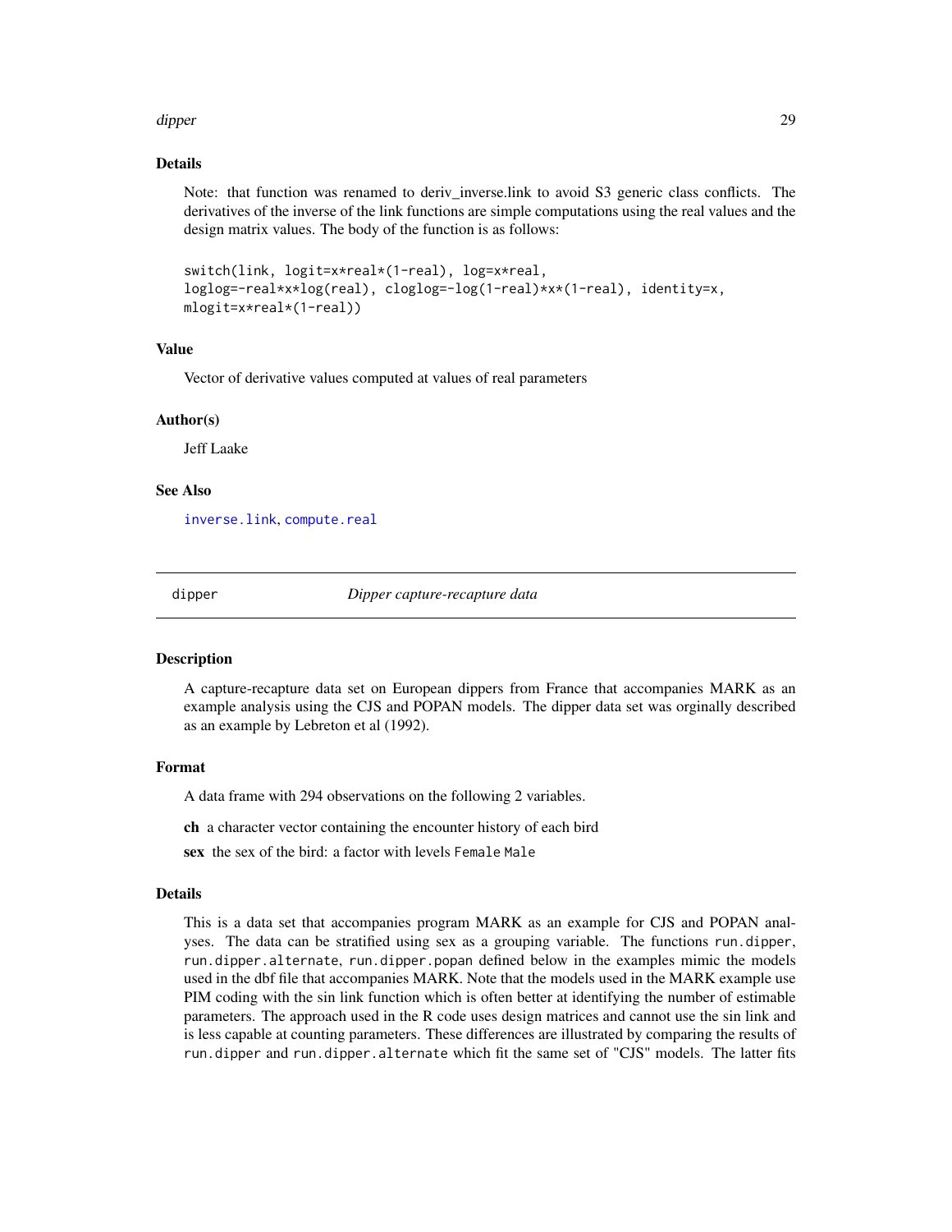### Details

Note: that function was renamed to deriv_inverse.link to avoid S3 generic class conflicts. The derivatives of the inverse of the link functions are simple computations using the real values and the design matrix values. The body of the function is as follows:

```
switch(link, logit=x*real*(1-real), log=x*real,
loglog=-real*x*log(real), cloglog=-log(1-real)*x*(1-real), identity=x,
mlogit=x*real*(1-real))
```

### Value

Vector of derivative values computed at values of real parameters

### Author(s)

Jeff Laake

### See Also

inverse.link, compute.real

---

## dipper — *Dipper capture-recapture data*

### Description

A capture-recapture data set on European dippers from France that accompanies MARK as an example analysis using the CJS and POPAN models. The dipper data set was orginally described as an example by Lebreton et al (1992).

### Format

A data frame with 294 observations on the following 2 variables.

**ch** a character vector containing the encounter history of each bird

**sex** the sex of the bird: a factor with levels `Female` `Male`

### Details

This is a data set that accompanies program MARK as an example for CJS and POPAN analyses. The data can be stratified using sex as a grouping variable. The functions `run.dipper`, `run.dipper.alternate`, `run.dipper.popan` defined below in the examples mimic the models used in the dbf file that accompanies MARK. Note that the models used in the MARK example use PIM coding with the sin link function which is often better at identifying the number of estimable parameters. The approach used in the R code uses design matrices and cannot use the sin link and is less capable at counting parameters. These differences are illustrated by comparing the results of `run.dipper` and `run.dipper.alternate` which fit the same set of "CJS" models. The latter fits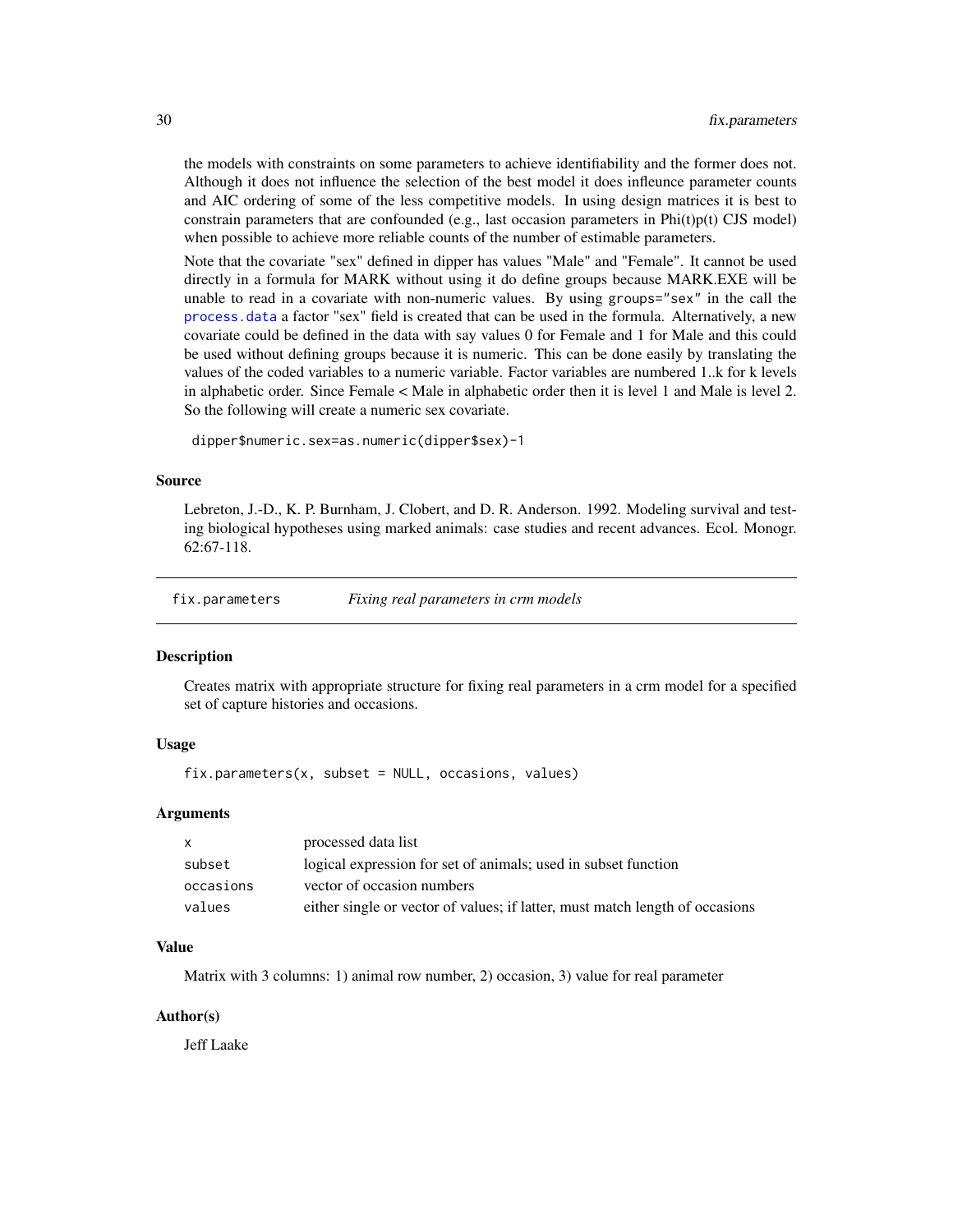the models with constraints on some parameters to achieve identifiability and the former does not. Although it does not influence the selection of the best model it does infleunce parameter counts and AIC ordering of some of the less competitive models. In using design matrices it is best to constrain parameters that are confounded (e.g., last occasion parameters in Phi(t)p(t) CJS model) when possible to achieve more reliable counts of the number of estimable parameters.

Note that the covariate "sex" defined in dipper has values "Male" and "Female". It cannot be used directly in a formula for MARK without using it do define groups because MARK.EXE will be unable to read in a covariate with non-numeric values. By using `groups="sex"` in the call the process.data a factor "sex" field is created that can be used in the formula. Alternatively, a new covariate could be defined in the data with say values 0 for Female and 1 for Male and this could be used without defining groups because it is numeric. This can be done easily by translating the values of the coded variables to a numeric variable. Factor variables are numbered 1..k for k levels in alphabetic order. Since Female < Male in alphabetic order then it is level 1 and Male is level 2. So the following will create a numeric sex covariate.

```
dipper$numeric.sex=as.numeric(dipper$sex)-1
```

### Source

Lebreton, J.-D., K. P. Burnham, J. Clobert, and D. R. Anderson. 1992. Modeling survival and testing biological hypotheses using marked animals: case studies and recent advances. Ecol. Monogr. 62:67-118.

---

## fix.parameters — *Fixing real parameters in crm models*

### Description

Creates matrix with appropriate structure for fixing real parameters in a crm model for a specified set of capture histories and occasions.

### Usage

```
fix.parameters(x, subset = NULL, occasions, values)
```

### Arguments

| | |
|---|---|
| x | processed data list |
| subset | logical expression for set of animals; used in subset function |
| occasions | vector of occasion numbers |
| values | either single or vector of values; if latter, must match length of occasions |

### Value

Matrix with 3 columns: 1) animal row number, 2) occasion, 3) value for real parameter

### Author(s)

Jeff Laake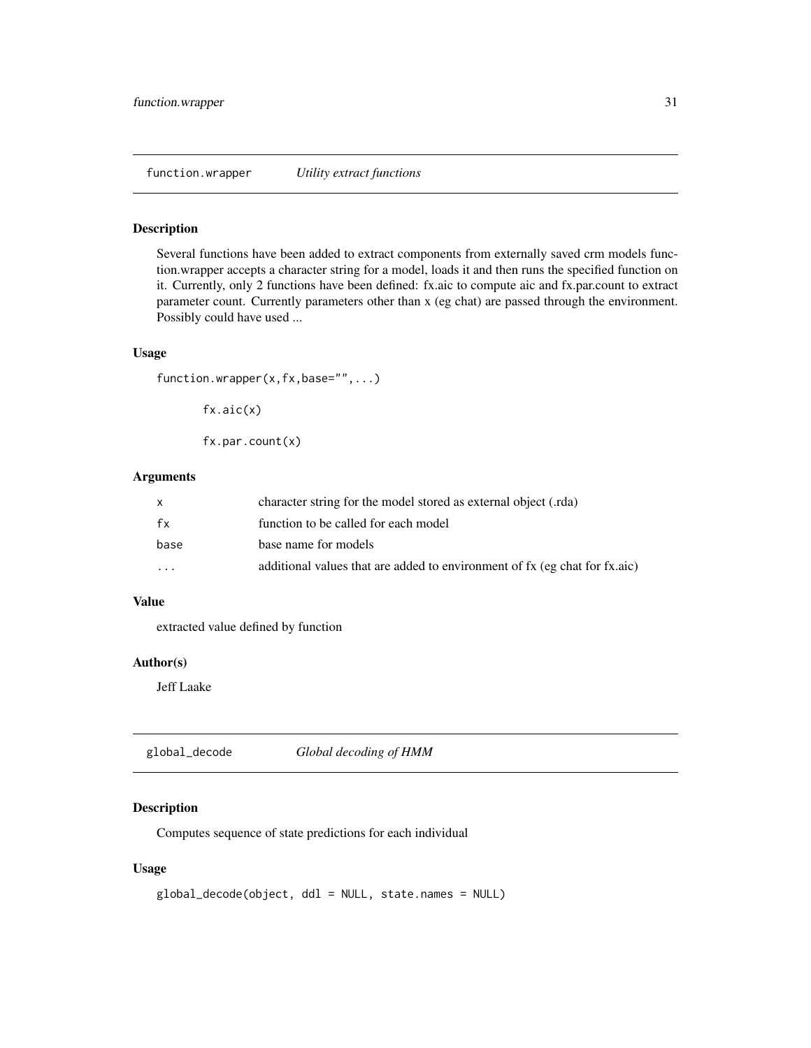## function.wrapper *Utility extract functions*

### Description

Several functions have been added to extract components from externally saved crm models function.wrapper accepts a character string for a model, loads it and then runs the specified function on it. Currently, only 2 functions have been defined: fx.aic to compute aic and fx.par.count to extract parameter count. Currently parameters other than x (eg chat) are passed through the environment. Possibly could have used ...

### Usage

```
function.wrapper(x,fx,base="",...)

        fx.aic(x)

        fx.par.count(x)
```

### Arguments

| | |
|---|---|
| x | character string for the model stored as external object (.rda) |
| fx | function to be called for each model |
| base | base name for models |
| ... | additional values that are added to environment of fx (eg chat for fx.aic) |

### Value

extracted value defined by function

### Author(s)

Jeff Laake

## global_decode *Global decoding of HMM*

### Description

Computes sequence of state predictions for each individual

### Usage

```
global_decode(object, ddl = NULL, state.names = NULL)
```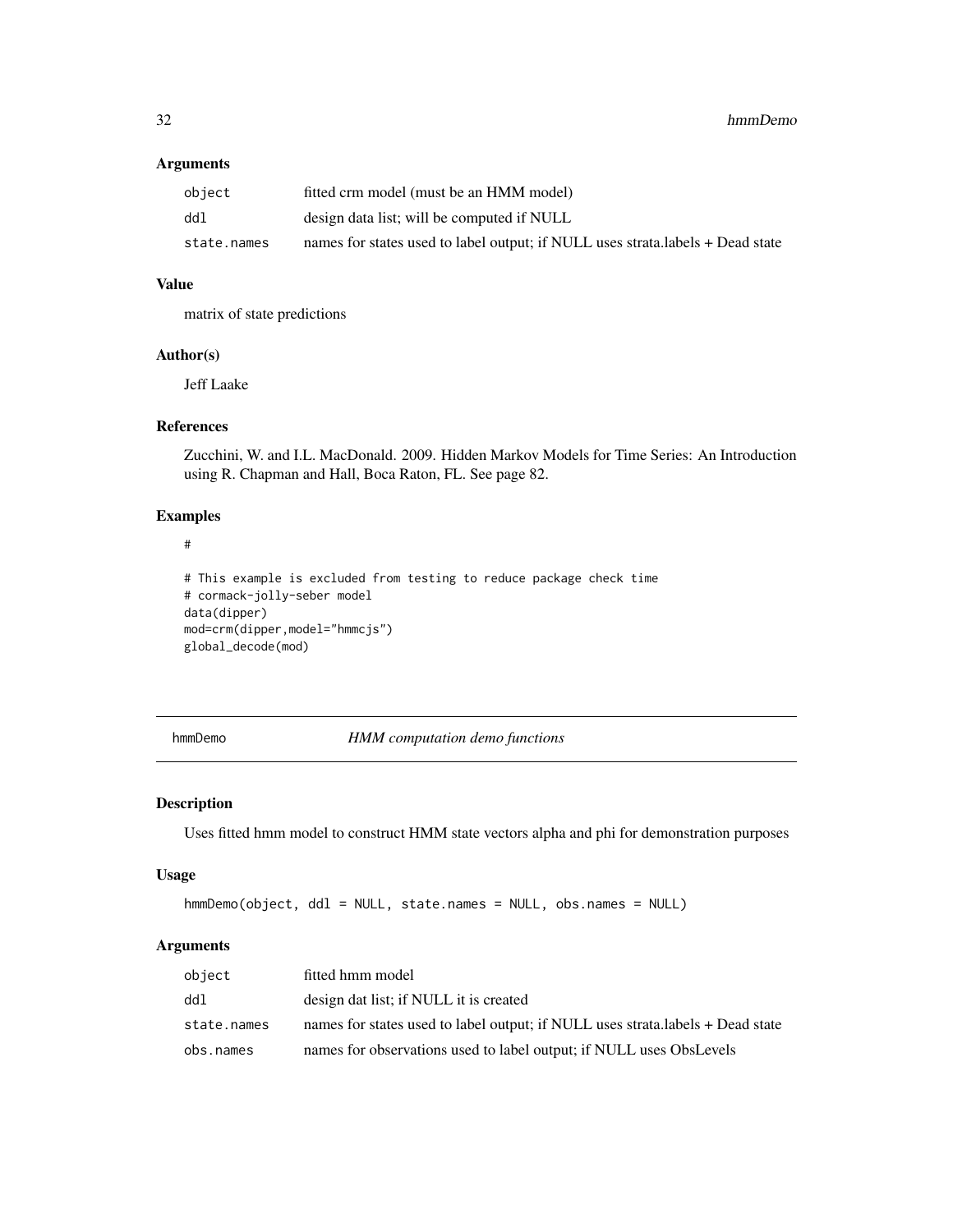### Arguments

| | |
|---|---|
| object | fitted crm model (must be an HMM model) |
| ddl | design data list; will be computed if NULL |
| state.names | names for states used to label output; if NULL uses strata.labels + Dead state |

### Value

matrix of state predictions

### Author(s)

Jeff Laake

### References

Zucchini, W. and I.L. MacDonald. 2009. Hidden Markov Models for Time Series: An Introduction using R. Chapman and Hall, Boca Raton, FL. See page 82.

### Examples

```
#

# This example is excluded from testing to reduce package check time
# cormack-jolly-seber model
data(dipper)
mod=crm(dipper,model="hmmcjs")
global_decode(mod)
```

---

## hmmDemo — *HMM computation demo functions*

### Description

Uses fitted hmm model to construct HMM state vectors alpha and phi for demonstration purposes

### Usage

```
hmmDemo(object, ddl = NULL, state.names = NULL, obs.names = NULL)
```

### Arguments

| | |
|---|---|
| object | fitted hmm model |
| ddl | design dat list; if NULL it is created |
| state.names | names for states used to label output; if NULL uses strata.labels + Dead state |
| obs.names | names for observations used to label output; if NULL uses ObsLevels |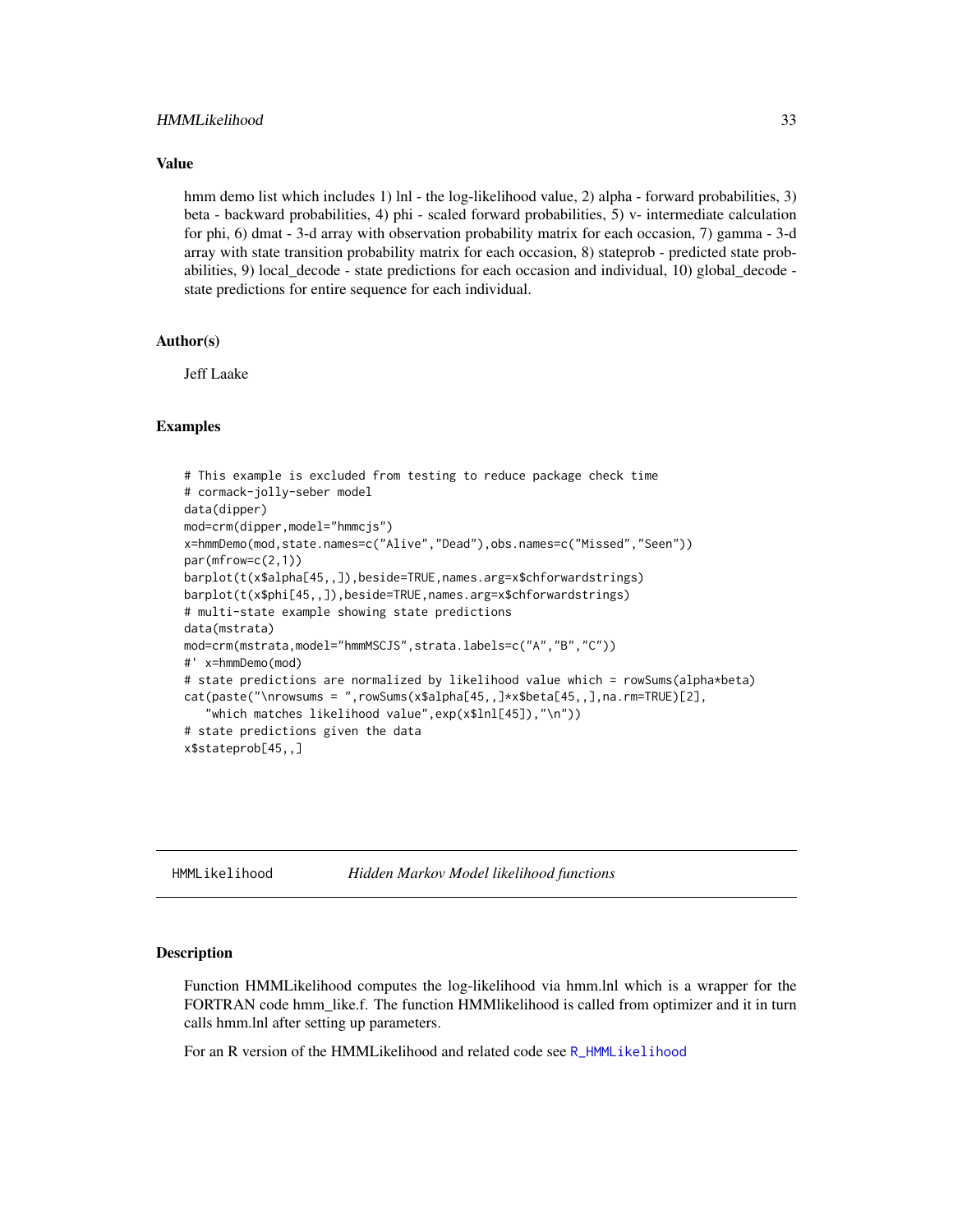### Value

hmm demo list which includes 1) lnl - the log-likelihood value, 2) alpha - forward probabilities, 3) beta - backward probabilities, 4) phi - scaled forward probabilities, 5) v- intermediate calculation for phi, 6) dmat - 3-d array with observation probability matrix for each occasion, 7) gamma - 3-d array with state transition probability matrix for each occasion, 8) stateprob - predicted state probabilities, 9) local_decode - state predictions for each occasion and individual, 10) global_decode - state predictions for entire sequence for each individual.

### Author(s)

Jeff Laake

### Examples

```
# This example is excluded from testing to reduce package check time
# cormack-jolly-seber model
data(dipper)
mod=crm(dipper,model="hmmcjs")
x=hmmDemo(mod,state.names=c("Alive","Dead"),obs.names=c("Missed","Seen"))
par(mfrow=c(2,1))
barplot(t(x$alpha[45,,]),beside=TRUE,names.arg=x$chforwardstrings)
barplot(t(x$phi[45,,]),beside=TRUE,names.arg=x$chforwardstrings)
# multi-state example showing state predictions
data(mstrata)
mod=crm(mstrata,model="hmmMSCJS",strata.labels=c("A","B","C"))
#' x=hmmDemo(mod)
# state predictions are normalized by likelihood value which = rowSums(alpha*beta)
cat(paste("\nrowsums = ",rowSums(x$alpha[45,,]*x$beta[45,,],na.rm=TRUE)[2],
   "which matches likelihood value",exp(x$lnl[45]),"\n"))
# state predictions given the data
x$stateprob[45,,]
```

---

## HMMLikelihood *Hidden Markov Model likelihood functions*

### Description

Function HMMLikelihood computes the log-likelihood via hmm.lnl which is a wrapper for the FORTRAN code hmm_like.f. The function HMMlikelihood is called from optimizer and it in turn calls hmm.lnl after setting up parameters.

For an R version of the HMMLikelihood and related code see R_HMMLikelihood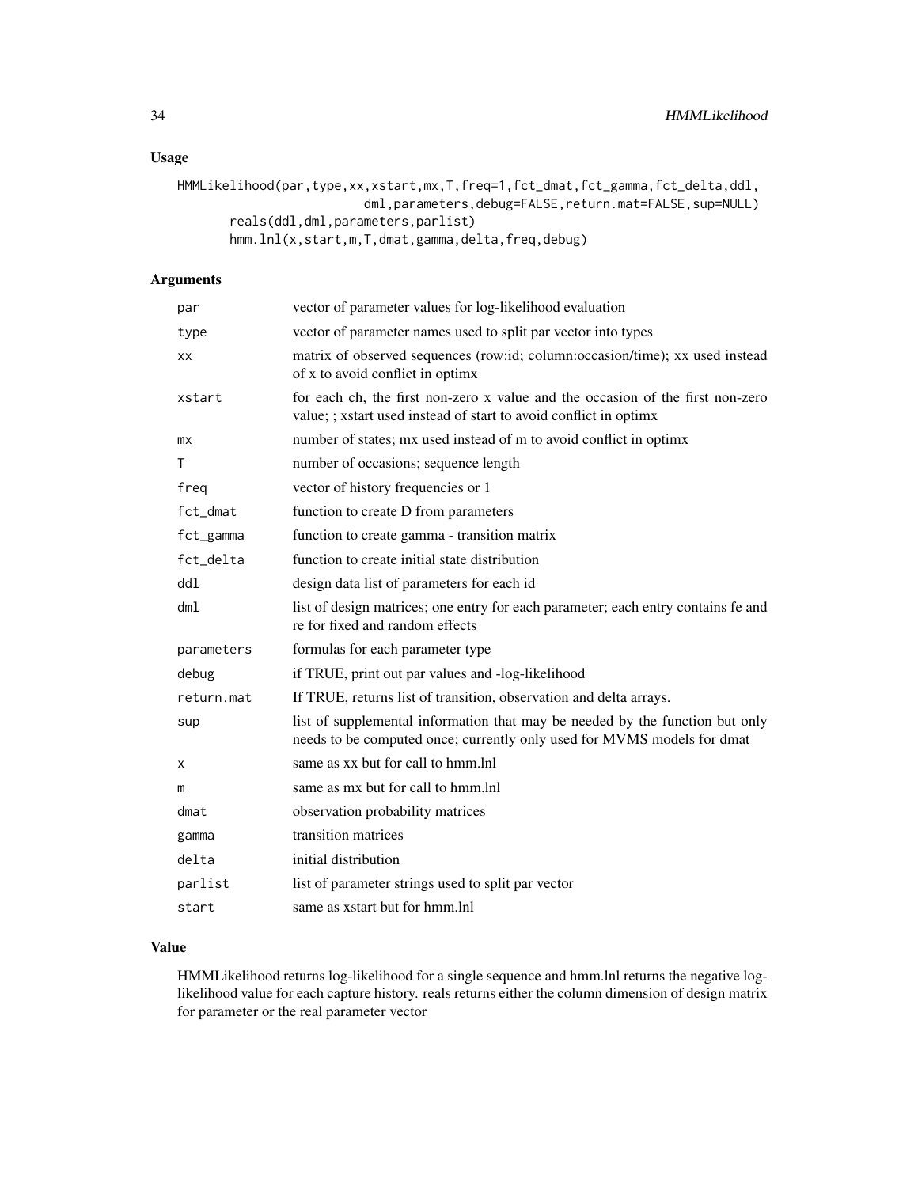## Usage

```
HMMLikelihood(par,type,xx,xstart,mx,T,freq=1,fct_dmat,fct_gamma,fct_delta,ddl,
                    dml,parameters,debug=FALSE,return.mat=FALSE,sup=NULL)
       reals(ddl,dml,parameters,parlist)
       hmm.lnl(x,start,m,T,dmat,gamma,delta,freq,debug)
```

## Arguments

| | |
|---|---|
| par | vector of parameter values for log-likelihood evaluation |
| type | vector of parameter names used to split par vector into types |
| xx | matrix of observed sequences (row:id; column:occasion/time); xx used instead of x to avoid conflict in optimx |
| xstart | for each ch, the first non-zero x value and the occasion of the first non-zero value; ; xstart used instead of start to avoid conflict in optimx |
| mx | number of states; mx used instead of m to avoid conflict in optimx |
| T | number of occasions; sequence length |
| freq | vector of history frequencies or 1 |
| fct_dmat | function to create D from parameters |
| fct_gamma | function to create gamma - transition matrix |
| fct_delta | function to create initial state distribution |
| ddl | design data list of parameters for each id |
| dml | list of design matrices; one entry for each parameter; each entry contains fe and re for fixed and random effects |
| parameters | formulas for each parameter type |
| debug | if TRUE, print out par values and -log-likelihood |
| return.mat | If TRUE, returns list of transition, observation and delta arrays. |
| sup | list of supplemental information that may be needed by the function but only needs to be computed once; currently only used for MVMS models for dmat |
| x | same as xx but for call to hmm.lnl |
| m | same as mx but for call to hmm.lnl |
| dmat | observation probability matrices |
| gamma | transition matrices |
| delta | initial distribution |
| parlist | list of parameter strings used to split par vector |
| start | same as xstart but for hmm.lnl |

## Value

HMMLikelihood returns log-likelihood for a single sequence and hmm.lnl returns the negative log-likelihood value for each capture history. reals returns either the column dimension of design matrix for parameter or the real parameter vector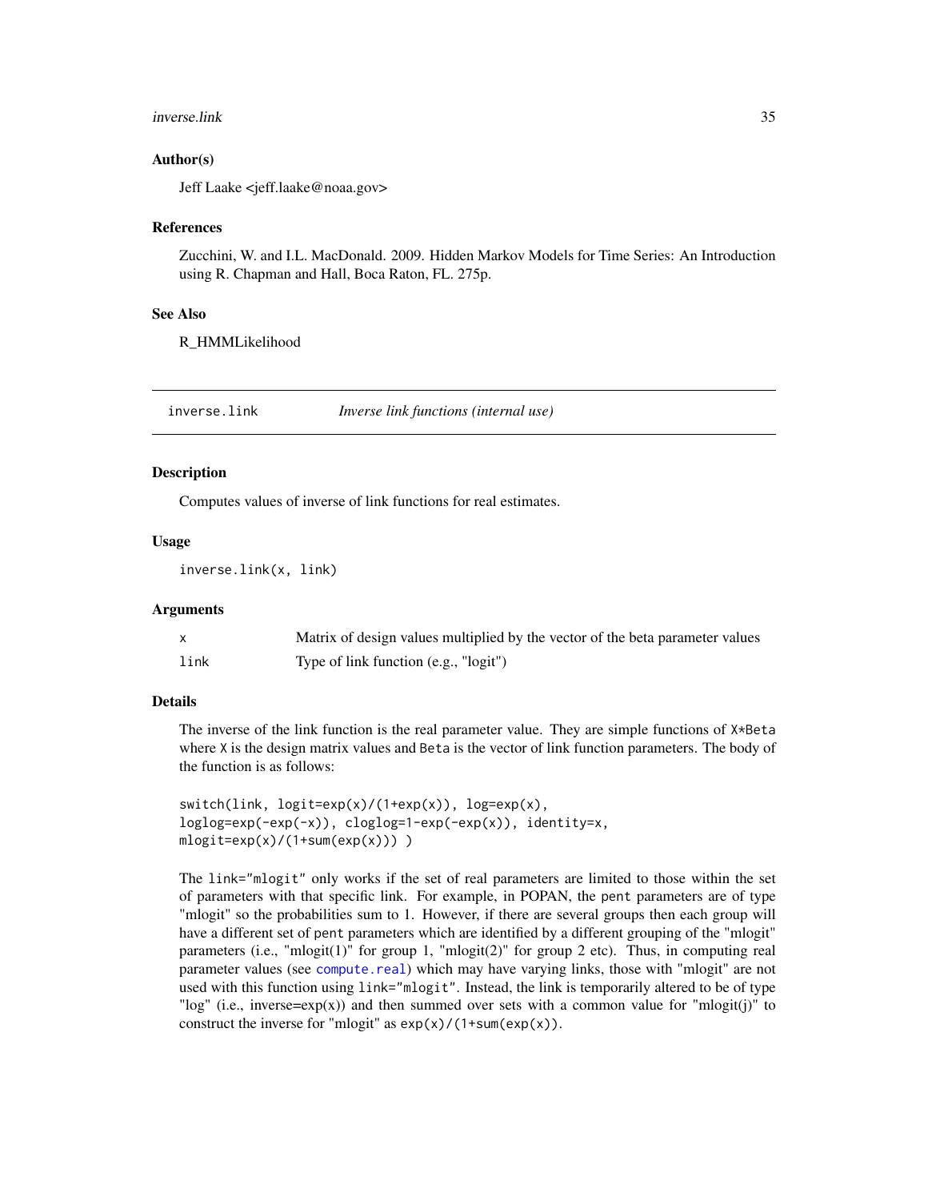### Author(s)

Jeff Laake <jeff.laake@noaa.gov>

### References

Zucchini, W. and I.L. MacDonald. 2009. Hidden Markov Models for Time Series: An Introduction using R. Chapman and Hall, Boca Raton, FL. 275p.

### See Also

R_HMMLikelihood

---

## inverse.link — *Inverse link functions (internal use)*

### Description

Computes values of inverse of link functions for real estimates.

### Usage

```
inverse.link(x, link)
```

### Arguments

| | |
|---|---|
| x | Matrix of design values multiplied by the vector of the beta parameter values |
| link | Type of link function (e.g., "logit") |

### Details

The inverse of the link function is the real parameter value. They are simple functions of `X*Beta` where `X` is the design matrix values and `Beta` is the vector of link function parameters. The body of the function is as follows:

```
switch(link, logit=exp(x)/(1+exp(x)), log=exp(x),
loglog=exp(-exp(-x)), cloglog=1-exp(-exp(x)), identity=x,
mlogit=exp(x)/(1+sum(exp(x))) )
```

The `link="mlogit"` only works if the set of real parameters are limited to those within the set of parameters with that specific link. For example, in POPAN, the `pent` parameters are of type "mlogit" so the probabilities sum to 1. However, if there are several groups then each group will have a different set of `pent` parameters which are identified by a different grouping of the "mlogit" parameters (i.e., "mlogit(1)" for group 1, "mlogit(2)" for group 2 etc). Thus, in computing real parameter values (see `compute.real`) which may have varying links, those with "mlogit" are not used with this function using `link="mlogit"`. Instead, the link is temporarily altered to be of type "log" (i.e., inverse=exp(x)) and then summed over sets with a common value for "mlogit(j)" to construct the inverse for "mlogit" as `exp(x)/(1+sum(exp(x))`.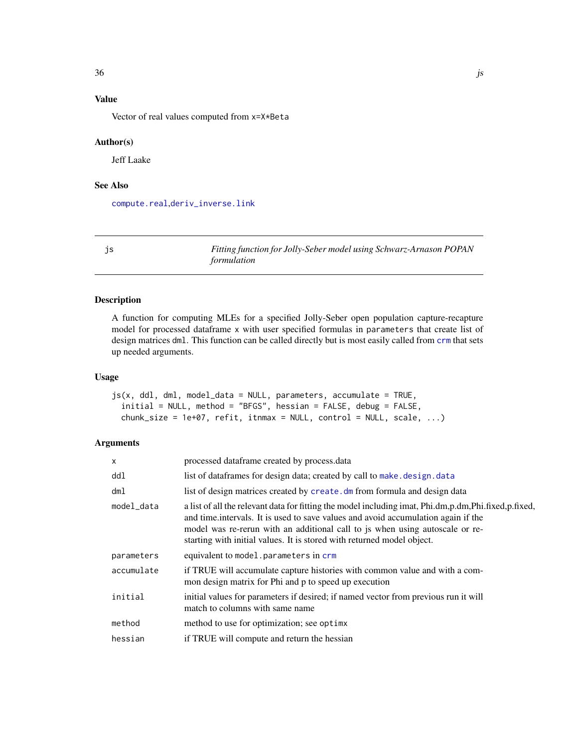## Value

Vector of real values computed from `x=X*Beta`

## Author(s)

Jeff Laake

## See Also

`compute.real`,`deriv_inverse.link`

---

# js — *Fitting function for Jolly-Seber model using Schwarz-Arnason POPAN formulation*

## Description

A function for computing MLEs for a specified Jolly-Seber open population capture-recapture model for processed dataframe `x` with user specified formulas in `parameters` that create list of design matrices `dml`. This function can be called directly but is most easily called from `crm` that sets up needed arguments.

## Usage

```
js(x, ddl, dml, model_data = NULL, parameters, accumulate = TRUE,
  initial = NULL, method = "BFGS", hessian = FALSE, debug = FALSE,
  chunk_size = 1e+07, refit, itnmax = NULL, control = NULL, scale, ...)
```

## Arguments

| | |
|---|---|
| `x` | processed dataframe created by process.data |
| `ddl` | list of dataframes for design data; created by call to `make.design.data` |
| `dml` | list of design matrices created by `create.dm` from formula and design data |
| `model_data` | a list of all the relevant data for fitting the model including imat, Phi.dm,p.dm,Phi.fixed,p.fixed, and time.intervals. It is used to save values and avoid accumulation again if the model was re-rerun with an additional call to js when using autoscale or re-starting with initial values. It is stored with returned model object. |
| `parameters` | equivalent to `model.parameters` in `crm` |
| `accumulate` | if TRUE will accumulate capture histories with common value and with a common design matrix for Phi and p to speed up execution |
| `initial` | initial values for parameters if desired; if named vector from previous run it will match to columns with same name |
| `method` | method to use for optimization; see `optimx` |
| `hessian` | if TRUE will compute and return the hessian |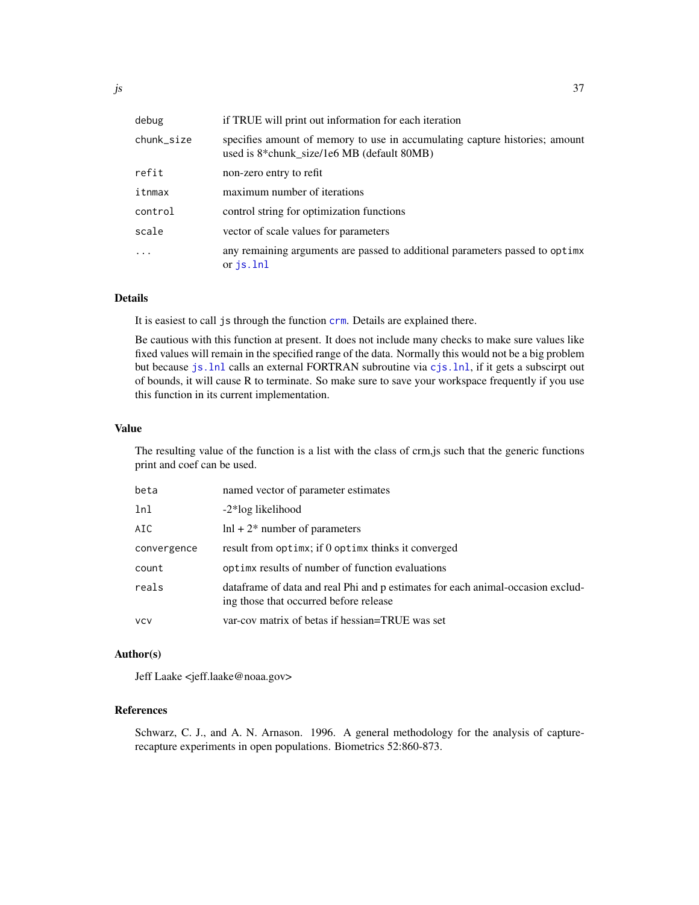| | |
|---|---|
| `debug` | if TRUE will print out information for each iteration |
| `chunk_size` | specifies amount of memory to use in accumulating capture histories; amount used is 8*chunk_size/1e6 MB (default 80MB) |
| `refit` | non-zero entry to refit |
| `itnmax` | maximum number of iterations |
| `control` | control string for optimization functions |
| `scale` | vector of scale values for parameters |
| `...` | any remaining arguments are passed to additional parameters passed to `optimx` or `js.lnl` |

## Details

It is easiest to call `js` through the function `crm`. Details are explained there.

Be cautious with this function at present. It does not include many checks to make sure values like fixed values will remain in the specified range of the data. Normally this would not be a big problem but because `js.lnl` calls an external FORTRAN subroutine via `cjs.lnl`, if it gets a subscirpt out of bounds, it will cause R to terminate. So make sure to save your workspace frequently if you use this function in its current implementation.

## Value

The resulting value of the function is a list with the class of crm,js such that the generic functions print and coef can be used.

| | |
|---|---|
| `beta` | named vector of parameter estimates |
| `lnl` | -2*log likelihood |
| `AIC` | lnl + 2* number of parameters |
| `convergence` | result from `optimx`; if 0 `optimx` thinks it converged |
| `count` | `optimx` results of number of function evaluations |
| `reals` | dataframe of data and real Phi and p estimates for each animal-occasion excluding those that occurred before release |
| `vcv` | var-cov matrix of betas if hessian=TRUE was set |

## Author(s)

Jeff Laake <jeff.laake@noaa.gov>

## References

Schwarz, C. J., and A. N. Arnason. 1996. A general methodology for the analysis of capture-recapture experiments in open populations. Biometrics 52:860-873.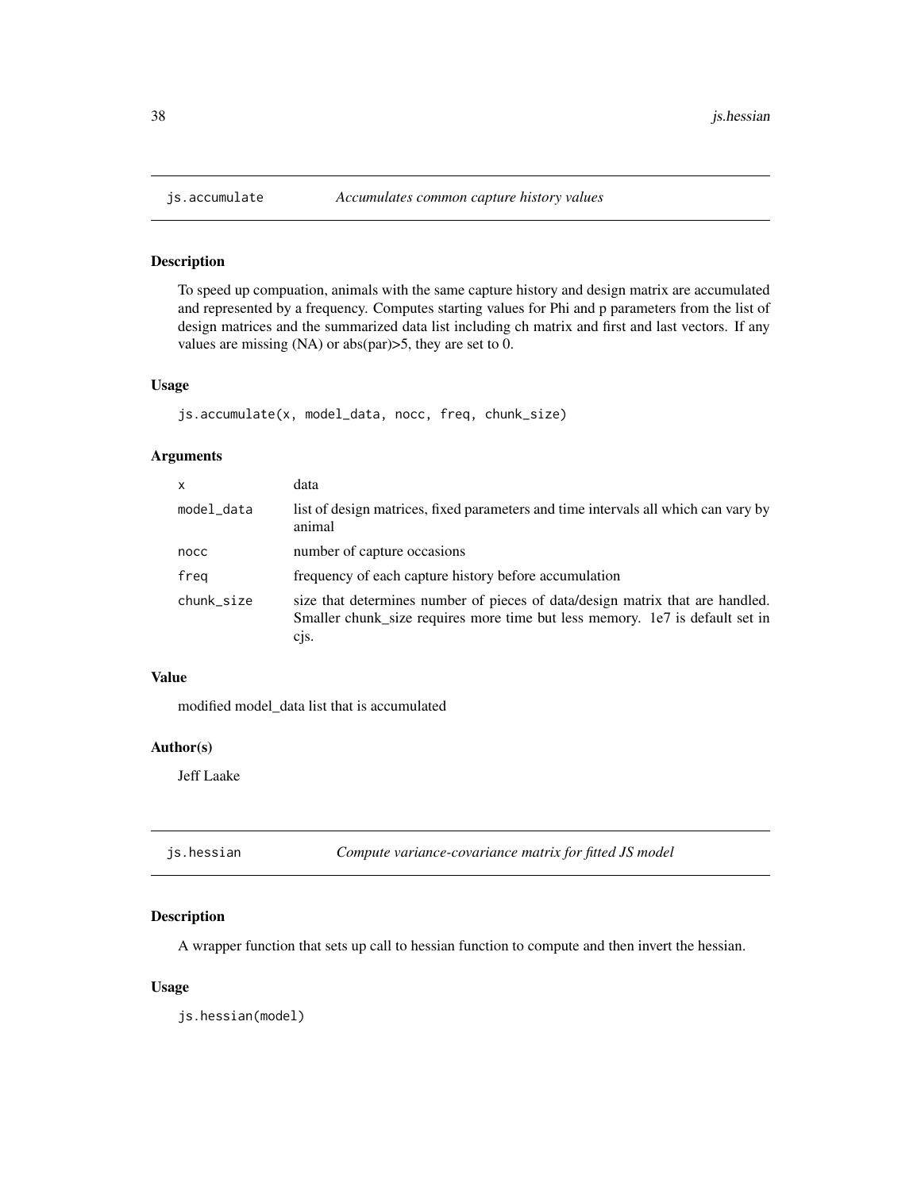## js.accumulate *Accumulates common capture history values*

### Description

To speed up compuation, animals with the same capture history and design matrix are accumulated and represented by a frequency. Computes starting values for Phi and p parameters from the list of design matrices and the summarized data list including ch matrix and first and last vectors. If any values are missing (NA) or abs(par)>5, they are set to 0.

### Usage

```
js.accumulate(x, model_data, nocc, freq, chunk_size)
```

### Arguments

| | |
|---|---|
| x | data |
| model_data | list of design matrices, fixed parameters and time intervals all which can vary by animal |
| nocc | number of capture occasions |
| freq | frequency of each capture history before accumulation |
| chunk_size | size that determines number of pieces of data/design matrix that are handled. Smaller chunk_size requires more time but less memory. 1e7 is default set in cjs. |

### Value

modified model_data list that is accumulated

### Author(s)

Jeff Laake

## js.hessian *Compute variance-covariance matrix for fitted JS model*

### Description

A wrapper function that sets up call to hessian function to compute and then invert the hessian.

### Usage

```
js.hessian(model)
```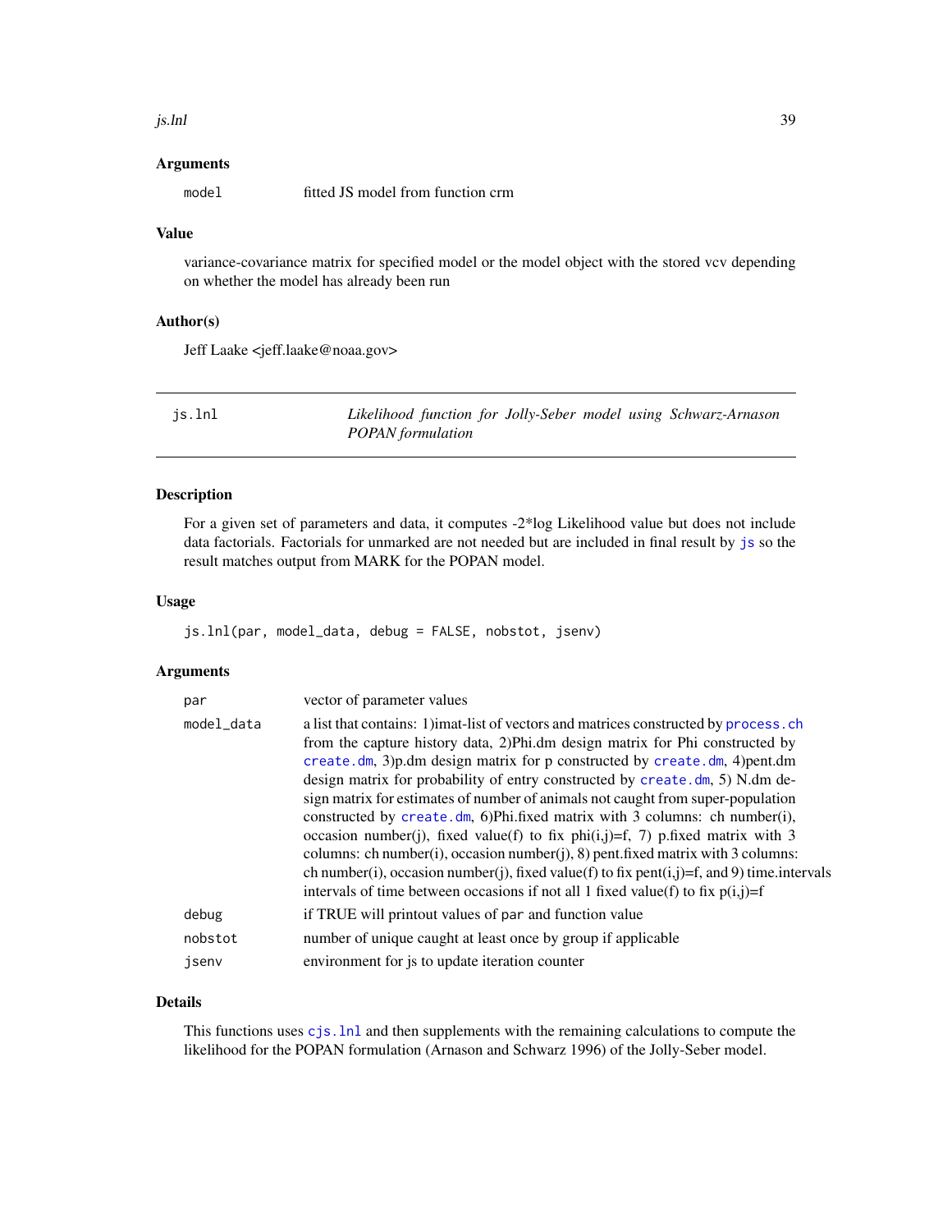### Arguments

model fitted JS model from function crm

### Value

variance-covariance matrix for specified model or the model object with the stored vcv depending on whether the model has already been run

### Author(s)

Jeff Laake <jeff.laake@noaa.gov>

---

## js.lnl — *Likelihood function for Jolly-Seber model using Schwarz-Arnason POPAN formulation*

---

### Description

For a given set of parameters and data, it computes -2*log Likelihood value but does not include data factorials. Factorials for unmarked are not needed but are included in final result by js so the result matches output from MARK for the POPAN model.

### Usage

```
js.lnl(par, model_data, debug = FALSE, nobstot, jsenv)
```

### Arguments

| | |
|---|---|
| par | vector of parameter values |
| model_data | a list that contains: 1)imat-list of vectors and matrices constructed by process.ch from the capture history data, 2)Phi.dm design matrix for Phi constructed by create.dm, 3)p.dm design matrix for p constructed by create.dm, 4)pent.dm design matrix for probability of entry constructed by create.dm, 5) N.dm design matrix for estimates of number of animals not caught from super-population constructed by create.dm, 6)Phi.fixed matrix with 3 columns: ch number(i), occasion number(j), fixed value(f) to fix phi(i,j)=f, 7) p.fixed matrix with 3 columns: ch number(i), occasion number(j), 8) pent.fixed matrix with 3 columns: ch number(i), occasion number(j), fixed value(f) to fix pent(i,j)=f, and 9) time.intervals intervals of time between occasions if not all 1 fixed value(f) to fix p(i,j)=f |
| debug | if TRUE will printout values of par and function value |
| nobstot | number of unique caught at least once by group if applicable |
| jsenv | environment for js to update iteration counter |

### Details

This functions uses cjs.lnl and then supplements with the remaining calculations to compute the likelihood for the POPAN formulation (Arnason and Schwarz 1996) of the Jolly-Seber model.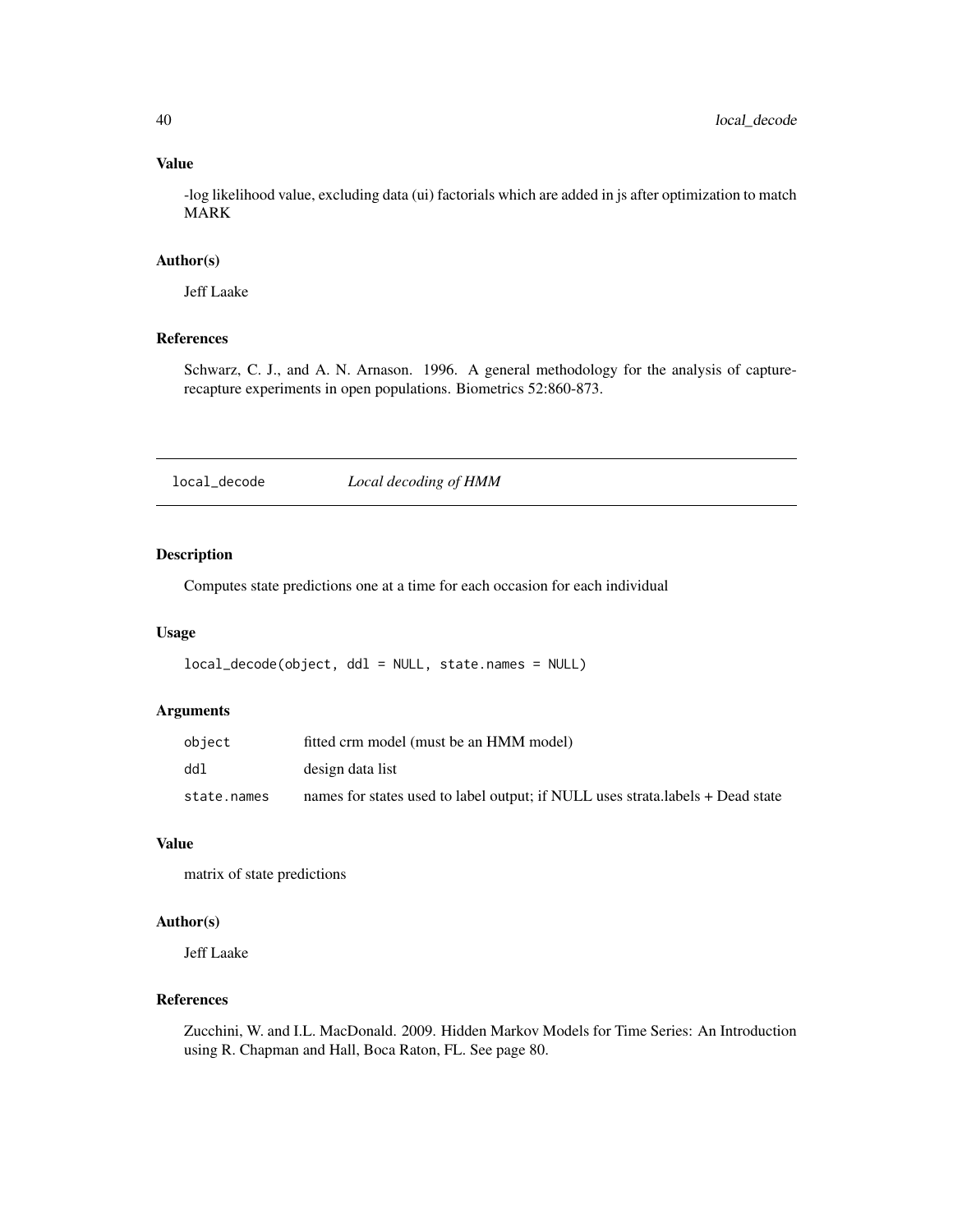### Value

-log likelihood value, excluding data (ui) factorials which are added in js after optimization to match MARK

### Author(s)

Jeff Laake

### References

Schwarz, C. J., and A. N. Arnason. 1996. A general methodology for the analysis of capture-recapture experiments in open populations. Biometrics 52:860-873.

---

## local_decode *Local decoding of HMM*

---

### Description

Computes state predictions one at a time for each occasion for each individual

### Usage

```
local_decode(object, ddl = NULL, state.names = NULL)
```

### Arguments

| | |
|---|---|
| object | fitted crm model (must be an HMM model) |
| ddl | design data list |
| state.names | names for states used to label output; if NULL uses strata.labels + Dead state |

### Value

matrix of state predictions

### Author(s)

Jeff Laake

### References

Zucchini, W. and I.L. MacDonald. 2009. Hidden Markov Models for Time Series: An Introduction using R. Chapman and Hall, Boca Raton, FL. See page 80.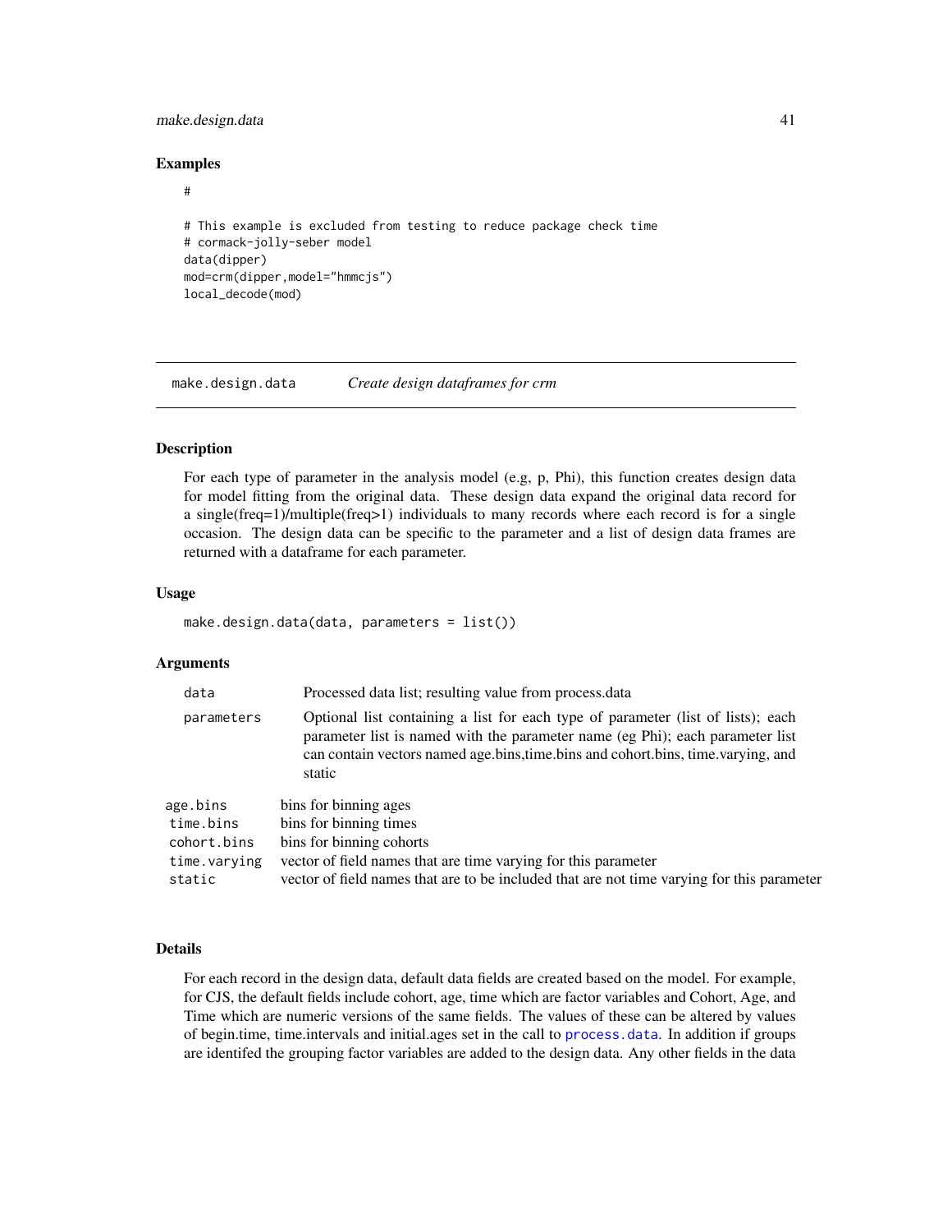### Examples

```
#

# This example is excluded from testing to reduce package check time
# cormack-jolly-seber model
data(dipper)
mod=crm(dipper,model="hmmcjs")
local_decode(mod)
```

---

## make.design.data    *Create design dataframes for crm*

---

### Description

For each type of parameter in the analysis model (e.g, p, Phi), this function creates design data for model fitting from the original data. These design data expand the original data record for a single(freq=1)/multiple(freq>1) individuals to many records where each record is for a single occasion. The design data can be specific to the parameter and a list of design data frames are returned with a dataframe for each parameter.

### Usage

```
make.design.data(data, parameters = list())
```

### Arguments

| | |
|---|---|
| data | Processed data list; resulting value from process.data |
| parameters | Optional list containing a list for each type of parameter (list of lists); each parameter list is named with the parameter name (eg Phi); each parameter list can contain vectors named age.bins,time.bins and cohort.bins, time.varying, and static |

| | |
|---|---|
| age.bins | bins for binning ages |
| time.bins | bins for binning times |
| cohort.bins | bins for binning cohorts |
| time.varying | vector of field names that are time varying for this parameter |
| static | vector of field names that are to be included that are not time varying for this parameter |

### Details

For each record in the design data, default data fields are created based on the model. For example, for CJS, the default fields include cohort, age, time which are factor variables and Cohort, Age, and Time which are numeric versions of the same fields. The values of these can be altered by values of begin.time, time.intervals and initial.ages set in the call to process.data. In addition if groups are identifed the grouping factor variables are added to the design data. Any other fields in the data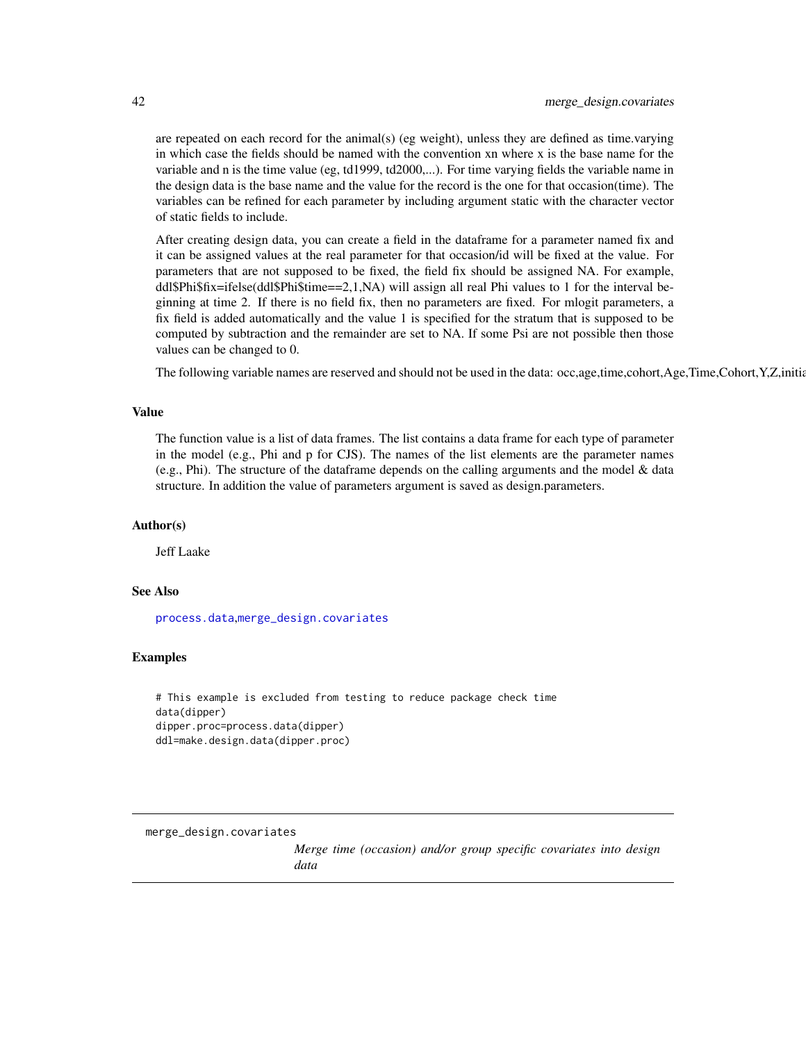are repeated on each record for the animal(s) (eg weight), unless they are defined as time.varying in which case the fields should be named with the convention xn where x is the base name for the variable and n is the time value (eg, td1999, td2000,...). For time varying fields the variable name in the design data is the base name and the value for the record is the one for that occasion(time). The variables can be refined for each parameter by including argument static with the character vector of static fields to include.

After creating design data, you can create a field in the dataframe for a parameter named fix and it can be assigned values at the real parameter for that occasion/id will be fixed at the value. For parameters that are not supposed to be fixed, the field fix should be assigned NA. For example, ddl$Phi$fix=ifelse(ddl$Phi$time==2,1,NA) will assign all real Phi values to 1 for the interval beginning at time 2. If there is no field fix, then no parameters are fixed. For mlogit parameters, a fix field is added automatically and the value 1 is specified for the stratum that is supposed to be computed by subtraction and the remainder are set to NA. If some Psi are not possible then those values can be changed to 0.

The following variable names are reserved and should not be used in the data: occ,age,time,cohort,Age,Time,Cohort,Y,Z,initia

## Value

The function value is a list of data frames. The list contains a data frame for each type of parameter in the model (e.g., Phi and p for CJS). The names of the list elements are the parameter names (e.g., Phi). The structure of the dataframe depends on the calling arguments and the model & data structure. In addition the value of parameters argument is saved as design.parameters.

## Author(s)

Jeff Laake

## See Also

process.data,merge_design.covariates

## Examples

```
# This example is excluded from testing to reduce package check time
data(dipper)
dipper.proc=process.data(dipper)
ddl=make.design.data(dipper.proc)
```

---

merge_design.covariates    *Merge time (occasion) and/or group specific covariates into design data*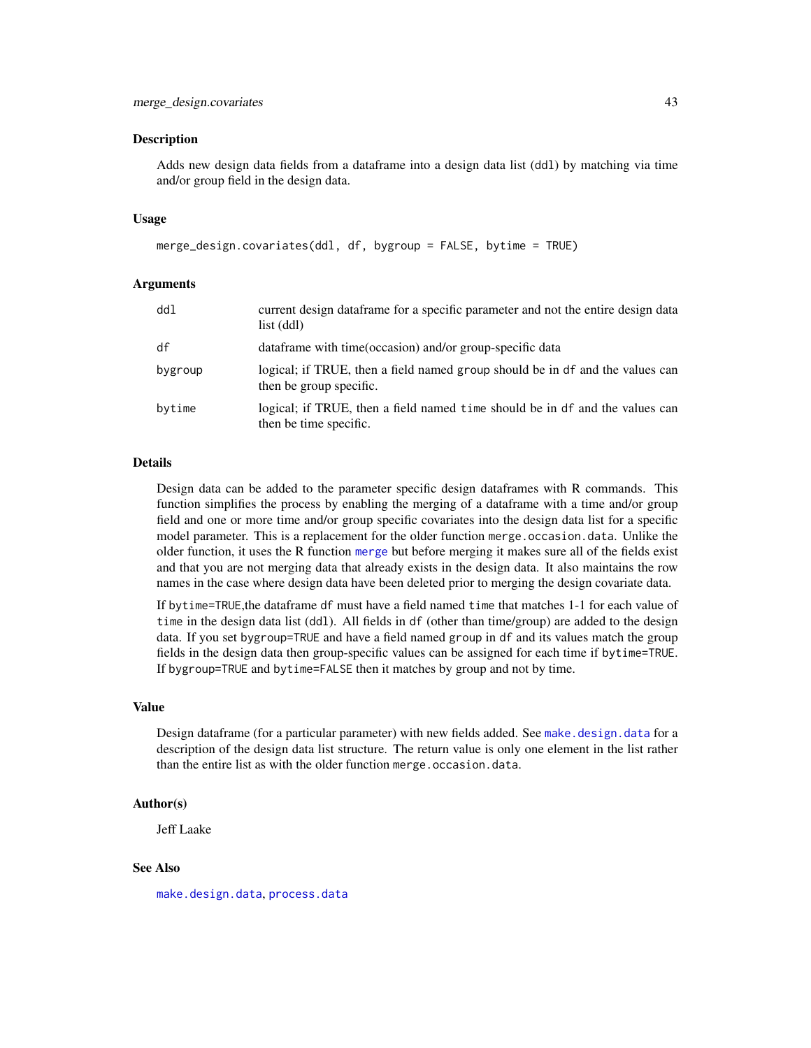## Description

Adds new design data fields from a dataframe into a design data list (ddl) by matching via time and/or group field in the design data.

## Usage

```
merge_design.covariates(ddl, df, bygroup = FALSE, bytime = TRUE)
```

## Arguments

| | |
|---|---|
| ddl | current design dataframe for a specific parameter and not the entire design data list (ddl) |
| df | dataframe with time(occasion) and/or group-specific data |
| bygroup | logical; if TRUE, then a field named group should be in df and the values can then be group specific. |
| bytime | logical; if TRUE, then a field named time should be in df and the values can then be time specific. |

## Details

Design data can be added to the parameter specific design dataframes with R commands. This function simplifies the process by enabling the merging of a dataframe with a time and/or group field and one or more time and/or group specific covariates into the design data list for a specific model parameter. This is a replacement for the older function `merge.occasion.data`. Unlike the older function, it uses the R function `merge` but before merging it makes sure all of the fields exist and that you are not merging data that already exists in the design data. It also maintains the row names in the case where design data have been deleted prior to merging the design covariate data.

If `bytime=TRUE`,the dataframe `df` must have a field named `time` that matches 1-1 for each value of `time` in the design data list (`ddl`). All fields in `df` (other than time/group) are added to the design data. If you set `bygroup=TRUE` and have a field named `group` in `df` and its values match the group fields in the design data then group-specific values can be assigned for each time if `bytime=TRUE`. If `bygroup=TRUE` and `bytime=FALSE` then it matches by group and not by time.

## Value

Design dataframe (for a particular parameter) with new fields added. See `make.design.data` for a description of the design data list structure. The return value is only one element in the list rather than the entire list as with the older function `merge.occasion.data`.

## Author(s)

Jeff Laake

## See Also

`make.design.data`, `process.data`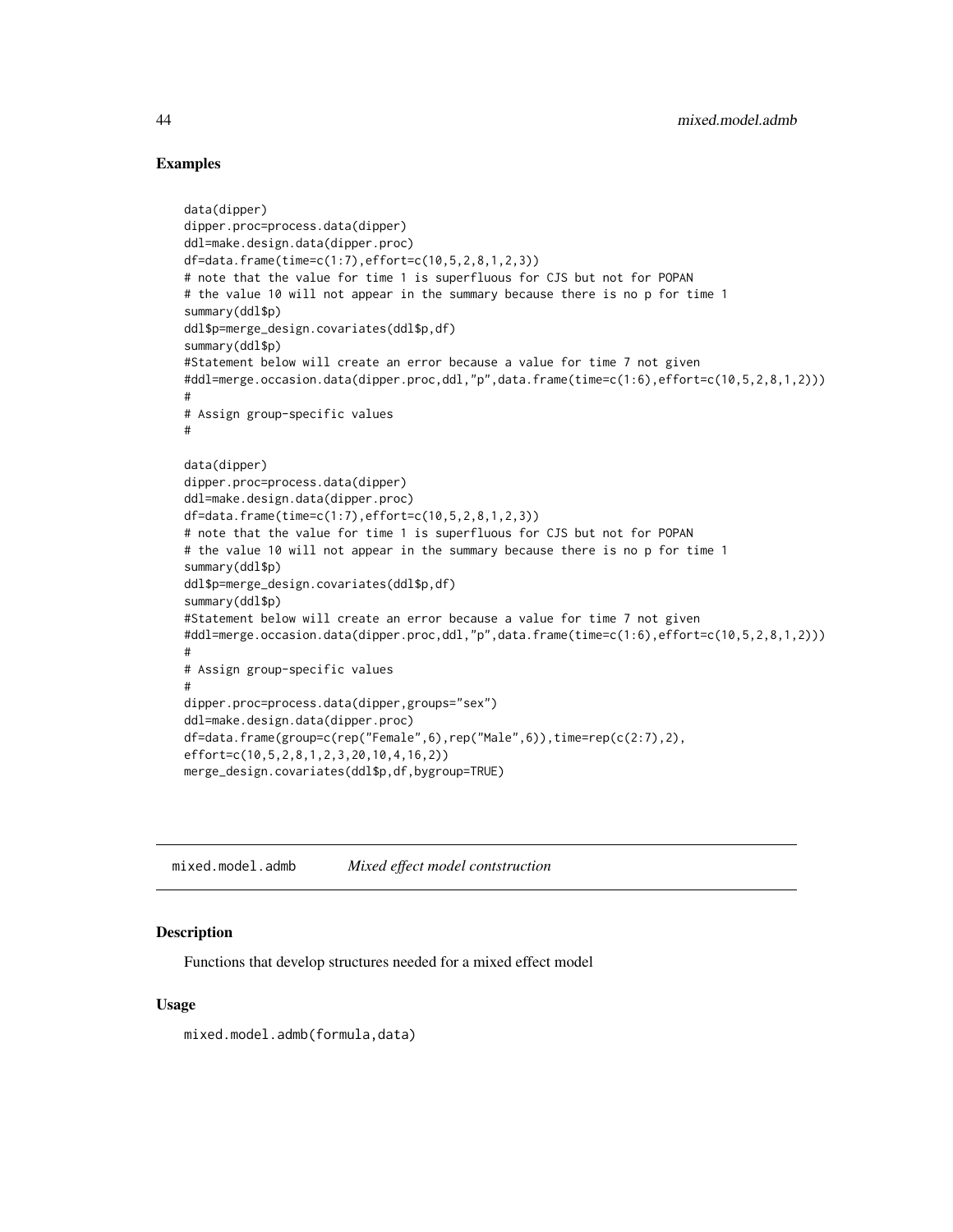## Examples

```
data(dipper)
dipper.proc=process.data(dipper)
ddl=make.design.data(dipper.proc)
df=data.frame(time=c(1:7),effort=c(10,5,2,8,1,2,3))
# note that the value for time 1 is superfluous for CJS but not for POPAN
# the value 10 will not appear in the summary because there is no p for time 1
summary(ddl$p)
ddl$p=merge_design.covariates(ddl$p,df)
summary(ddl$p)
#Statement below will create an error because a value for time 7 not given
#ddl=merge.occasion.data(dipper.proc,ddl,"p",data.frame(time=c(1:6),effort=c(10,5,2,8,1,2)))
#
# Assign group-specific values
#

data(dipper)
dipper.proc=process.data(dipper)
ddl=make.design.data(dipper.proc)
df=data.frame(time=c(1:7),effort=c(10,5,2,8,1,2,3))
# note that the value for time 1 is superfluous for CJS but not for POPAN
# the value 10 will not appear in the summary because there is no p for time 1
summary(ddl$p)
ddl$p=merge_design.covariates(ddl$p,df)
summary(ddl$p)
#Statement below will create an error because a value for time 7 not given
#ddl=merge.occasion.data(dipper.proc,ddl,"p",data.frame(time=c(1:6),effort=c(10,5,2,8,1,2)))
#
# Assign group-specific values
#
dipper.proc=process.data(dipper,groups="sex")
ddl=make.design.data(dipper.proc)
df=data.frame(group=c(rep("Female",6),rep("Male",6)),time=rep(c(2:7),2),
effort=c(10,5,2,8,1,2,3,20,10,4,16,2))
merge_design.covariates(ddl$p,df,bygroup=TRUE)
```

---

## mixed.model.admb *Mixed effect model contstruction*

### Description

Functions that develop structures needed for a mixed effect model

### Usage

```
mixed.model.admb(formula,data)
```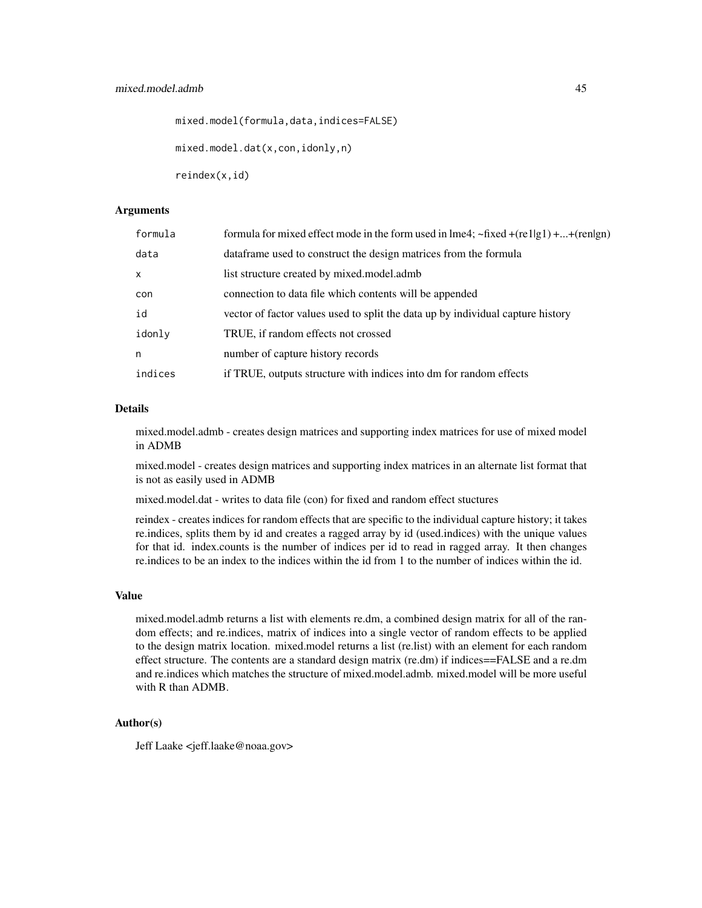```
mixed.model(formula,data,indices=FALSE)

mixed.model.dat(x,con,idonly,n)

reindex(x,id)
```

### Arguments

| | |
|---|---|
| formula | formula for mixed effect mode in the form used in lme4; ~fixed +(re1\|g1) +...+(ren\|gn) |
| data | dataframe used to construct the design matrices from the formula |
| x | list structure created by mixed.model.admb |
| con | connection to data file which contents will be appended |
| id | vector of factor values used to split the data up by individual capture history |
| idonly | TRUE, if random effects not crossed |
| n | number of capture history records |
| indices | if TRUE, outputs structure with indices into dm for random effects |

### Details

mixed.model.admb - creates design matrices and supporting index matrices for use of mixed model in ADMB

mixed.model - creates design matrices and supporting index matrices in an alternate list format that is not as easily used in ADMB

mixed.model.dat - writes to data file (con) for fixed and random effect stuctures

reindex - creates indices for random effects that are specific to the individual capture history; it takes re.indices, splits them by id and creates a ragged array by id (used.indices) with the unique values for that id. index.counts is the number of indices per id to read in ragged array. It then changes re.indices to be an index to the indices within the id from 1 to the number of indices within the id.

### Value

mixed.model.admb returns a list with elements re.dm, a combined design matrix for all of the random effects; and re.indices, matrix of indices into a single vector of random effects to be applied to the design matrix location. mixed.model returns a list (re.list) with an element for each random effect structure. The contents are a standard design matrix (re.dm) if indices==FALSE and a re.dm and re.indices which matches the structure of mixed.model.admb. mixed.model will be more useful with R than ADMB.

### Author(s)

Jeff Laake <jeff.laake@noaa.gov>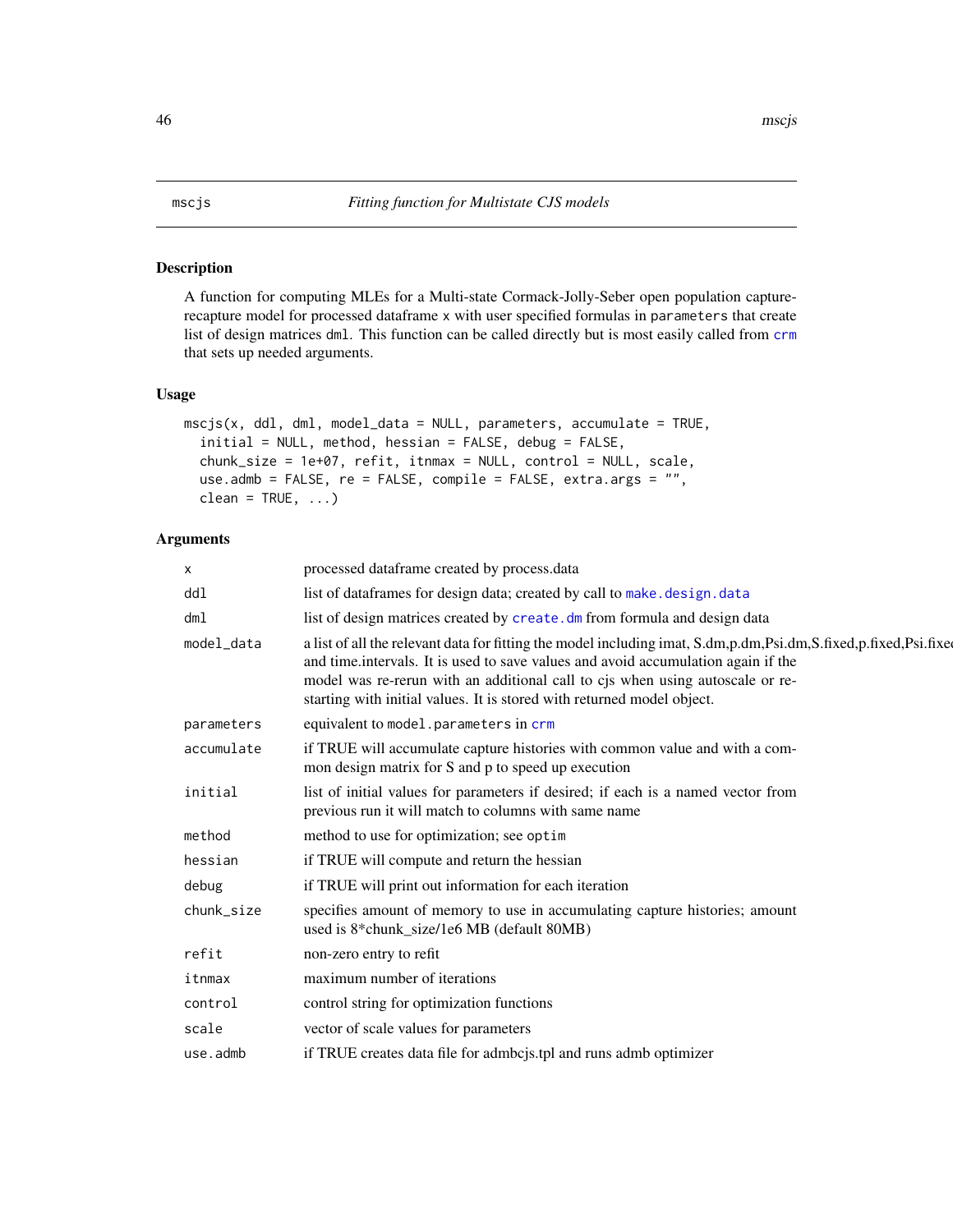mscjs *Fitting function for Multistate CJS models*

## Description

A function for computing MLEs for a Multi-state Cormack-Jolly-Seber open population capture-recapture model for processed dataframe x with user specified formulas in parameters that create list of design matrices dml. This function can be called directly but is most easily called from crm that sets up needed arguments.

## Usage

```
mscjs(x, ddl, dml, model_data = NULL, parameters, accumulate = TRUE,
  initial = NULL, method, hessian = FALSE, debug = FALSE,
  chunk_size = 1e+07, refit, itnmax = NULL, control = NULL, scale,
  use.admb = FALSE, re = FALSE, compile = FALSE, extra.args = "",
  clean = TRUE, ...)
```

## Arguments

| | |
|---|---|
| x | processed dataframe created by process.data |
| ddl | list of dataframes for design data; created by call to make.design.data |
| dml | list of design matrices created by create.dm from formula and design data |
| model_data | a list of all the relevant data for fitting the model including imat, S.dm,p.dm,Psi.dm,S.fixed,p.fixed,Psi.fixed and time.intervals. It is used to save values and avoid accumulation again if the model was re-rerun with an additional call to cjs when using autoscale or re-starting with initial values. It is stored with returned model object. |
| parameters | equivalent to model.parameters in crm |
| accumulate | if TRUE will accumulate capture histories with common value and with a common design matrix for S and p to speed up execution |
| initial | list of initial values for parameters if desired; if each is a named vector from previous run it will match to columns with same name |
| method | method to use for optimization; see optim |
| hessian | if TRUE will compute and return the hessian |
| debug | if TRUE will print out information for each iteration |
| chunk_size | specifies amount of memory to use in accumulating capture histories; amount used is 8*chunk_size/1e6 MB (default 80MB) |
| refit | non-zero entry to refit |
| itnmax | maximum number of iterations |
| control | control string for optimization functions |
| scale | vector of scale values for parameters |
| use.admb | if TRUE creates data file for admbcjs.tpl and runs admb optimizer |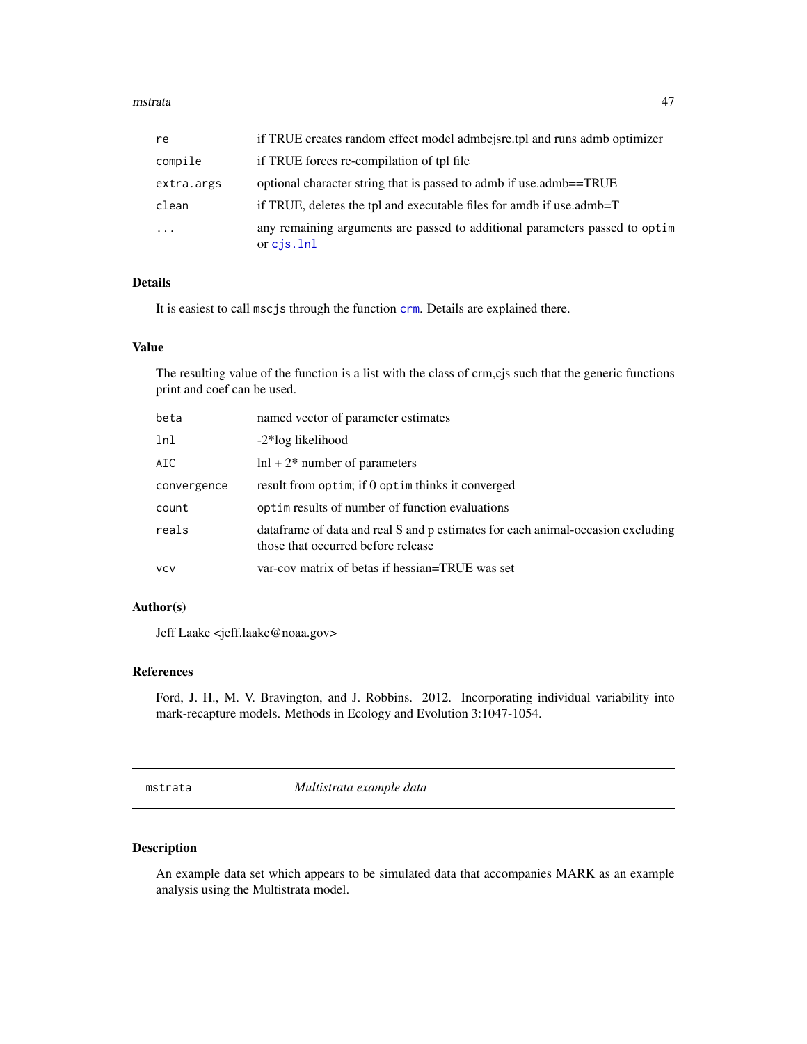| | |
|---|---|
| re | if TRUE creates random effect model admbcjsre.tpl and runs admb optimizer |
| compile | if TRUE forces re-compilation of tpl file |
| extra.args | optional character string that is passed to admb if use.admb==TRUE |
| clean | if TRUE, deletes the tpl and executable files for amdb if use.admb=T |
| ... | any remaining arguments are passed to additional parameters passed to `optim` or `cjs.lnl` |

### Details

It is easiest to call `mscjs` through the function `crm`. Details are explained there.

### Value

The resulting value of the function is a list with the class of crm,cjs such that the generic functions print and coef can be used.

| | |
|---|---|
| beta | named vector of parameter estimates |
| lnl | -2*log likelihood |
| AIC | lnl + 2* number of parameters |
| convergence | result from `optim`; if 0 `optim` thinks it converged |
| count | `optim` results of number of function evaluations |
| reals | dataframe of data and real S and p estimates for each animal-occasion excluding those that occurred before release |
| vcv | var-cov matrix of betas if hessian=TRUE was set |

### Author(s)

Jeff Laake <jeff.laake@noaa.gov>

### References

Ford, J. H., M. V. Bravington, and J. Robbins. 2012. Incorporating individual variability into mark-recapture models. Methods in Ecology and Evolution 3:1047-1054.

---

## mstrata — *Multistrata example data*

---

### Description

An example data set which appears to be simulated data that accompanies MARK as an example analysis using the Multistrata model.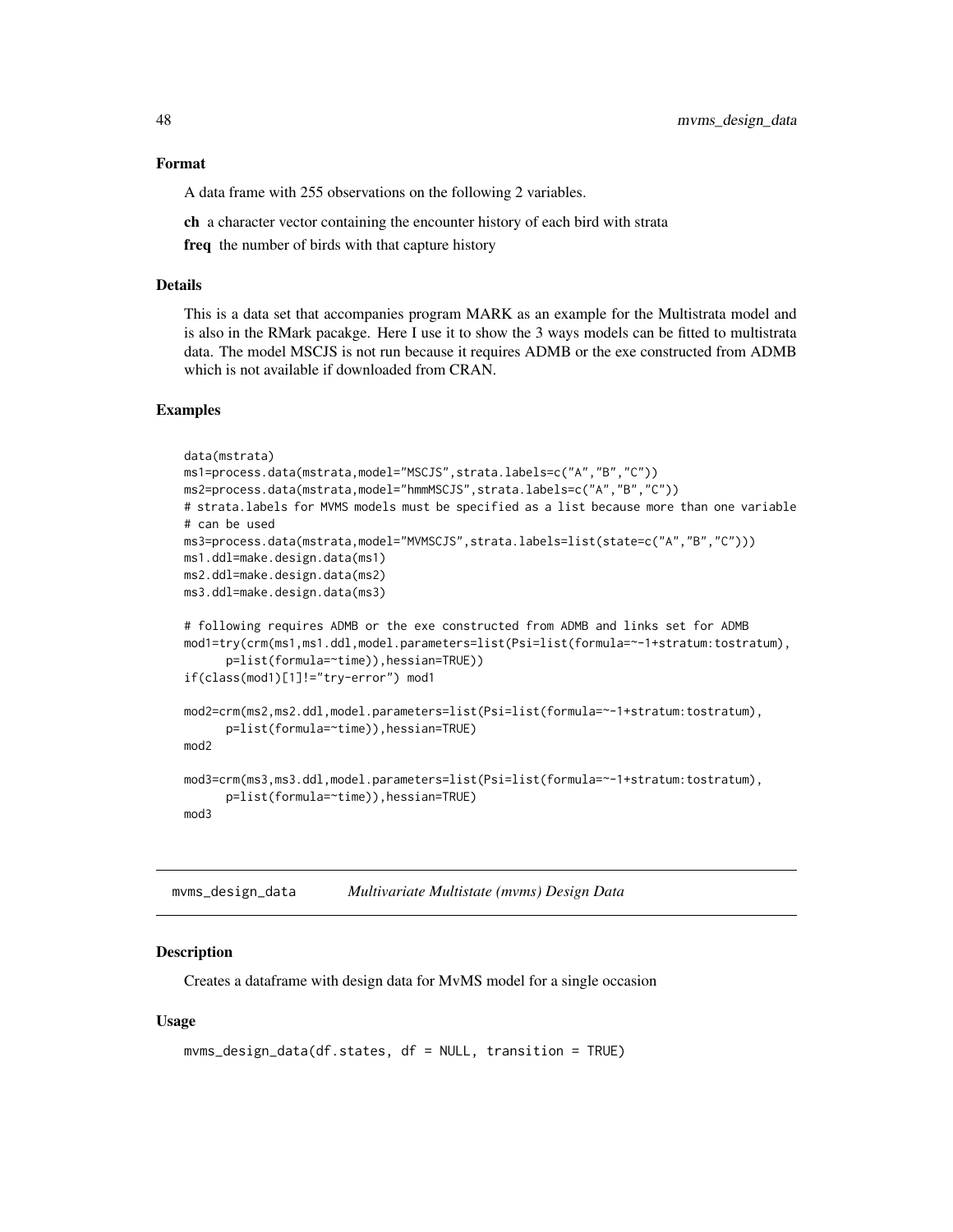## Format

A data frame with 255 observations on the following 2 variables.

**ch** a character vector containing the encounter history of each bird with strata

**freq** the number of birds with that capture history

## Details

This is a data set that accompanies program MARK as an example for the Multistrata model and is also in the RMark pacakge. Here I use it to show the 3 ways models can be fitted to multistrata data. The model MSCJS is not run because it requires ADMB or the exe constructed from ADMB which is not available if downloaded from CRAN.

## Examples

```
data(mstrata)
ms1=process.data(mstrata,model="MSCJS",strata.labels=c("A","B","C"))
ms2=process.data(mstrata,model="hmmMSCJS",strata.labels=c("A","B","C"))
# strata.labels for MVMS models must be specified as a list because more than one variable
# can be used
ms3=process.data(mstrata,model="MVMSCJS",strata.labels=list(state=c("A","B","C")))
ms1.ddl=make.design.data(ms1)
ms2.ddl=make.design.data(ms2)
ms3.ddl=make.design.data(ms3)

# following requires ADMB or the exe constructed from ADMB and links set for ADMB
mod1=try(crm(ms1,ms1.ddl,model.parameters=list(Psi=list(formula=~-1+stratum:tostratum),
      p=list(formula=~time)),hessian=TRUE))
if(class(mod1)[1]!="try-error") mod1

mod2=crm(ms2,ms2.ddl,model.parameters=list(Psi=list(formula=~-1+stratum:tostratum),
      p=list(formula=~time)),hessian=TRUE)
mod2

mod3=crm(ms3,ms3.ddl,model.parameters=list(Psi=list(formula=~-1+stratum:tostratum),
      p=list(formula=~time)),hessian=TRUE)
mod3
```

---

# mvms_design_data *Multivariate Multistate (mvms) Design Data*

## Description

Creates a dataframe with design data for MvMS model for a single occasion

## Usage

```
mvms_design_data(df.states, df = NULL, transition = TRUE)
```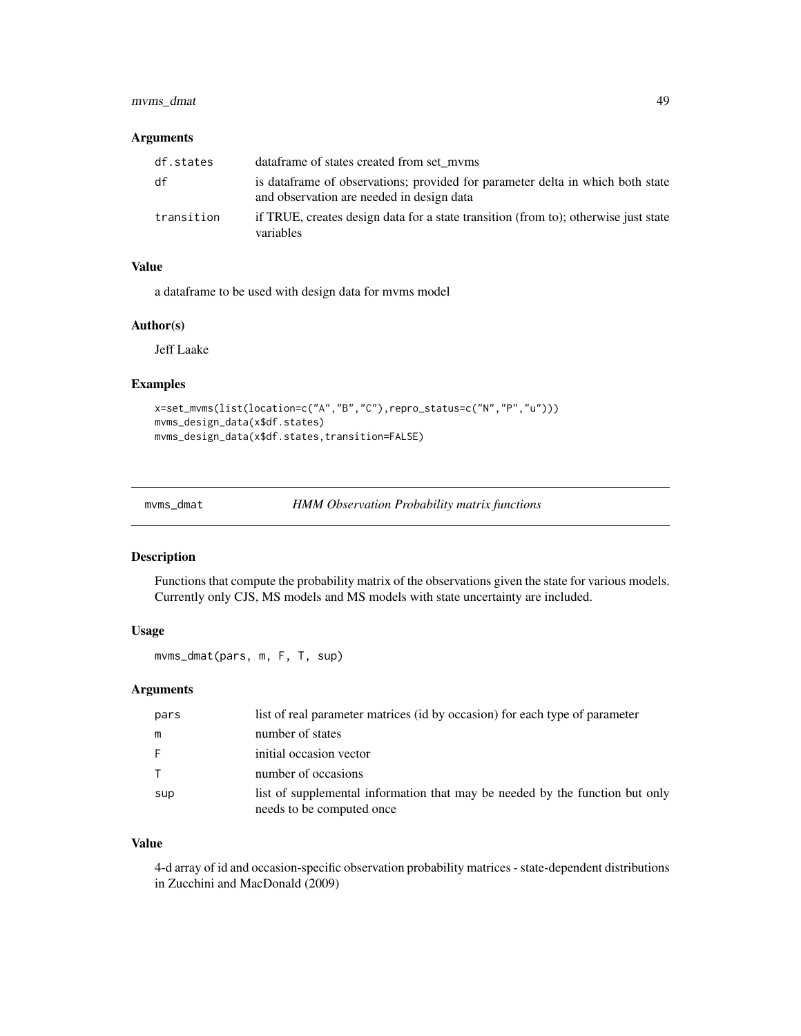### Arguments

| | |
|---|---|
| df.states | dataframe of states created from set_mvms |
| df | is dataframe of observations; provided for parameter delta in which both state and observation are needed in design data |
| transition | if TRUE, creates design data for a state transition (from to); otherwise just state variables |

### Value

a dataframe to be used with design data for mvms model

### Author(s)

Jeff Laake

### Examples

```
x=set_mvms(list(location=c("A","B","C"),repro_status=c("N","P","u")))
mvms_design_data(x$df.states)
mvms_design_data(x$df.states,transition=FALSE)
```

---

## mvms_dmat — *HMM Observation Probability matrix functions*

### Description

Functions that compute the probability matrix of the observations given the state for various models. Currently only CJS, MS models and MS models with state uncertainty are included.

### Usage

```
mvms_dmat(pars, m, F, T, sup)
```

### Arguments

| | |
|---|---|
| pars | list of real parameter matrices (id by occasion) for each type of parameter |
| m | number of states |
| F | initial occasion vector |
| T | number of occasions |
| sup | list of supplemental information that may be needed by the function but only needs to be computed once |

### Value

4-d array of id and occasion-specific observation probability matrices - state-dependent distributions in Zucchini and MacDonald (2009)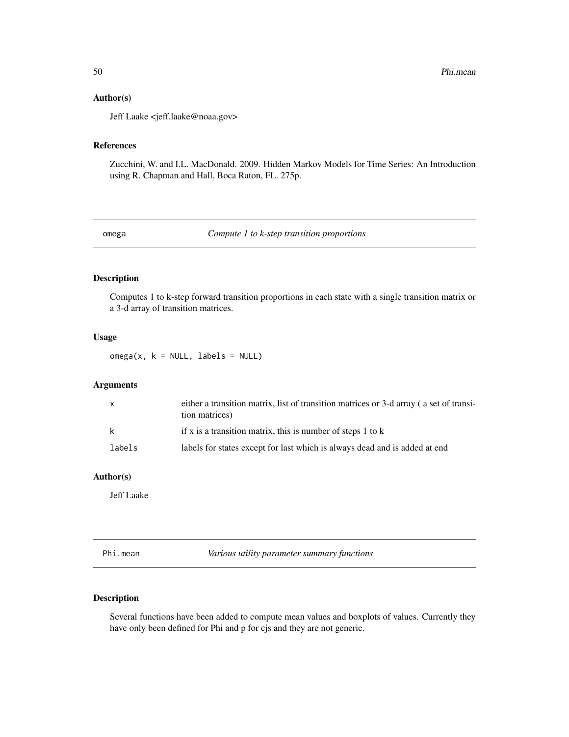## Author(s)

Jeff Laake <jeff.laake@noaa.gov>

## References

Zucchini, W. and I.L. MacDonald. 2009. Hidden Markov Models for Time Series: An Introduction using R. Chapman and Hall, Boca Raton, FL. 275p.

---

# omega *Compute 1 to k-step transition proportions*

## Description

Computes 1 to k-step forward transition proportions in each state with a single transition matrix or a 3-d array of transition matrices.

## Usage

```
omega(x, k = NULL, labels = NULL)
```

## Arguments

| | |
|---|---|
| x | either a transition matrix, list of transition matrices or 3-d array ( a set of transition matrices) |
| k | if x is a transition matrix, this is number of steps 1 to k |
| labels | labels for states except for last which is always dead and is added at end |

## Author(s)

Jeff Laake

---

# Phi.mean *Various utility parameter summary functions*

## Description

Several functions have been added to compute mean values and boxplots of values. Currently they have only been defined for Phi and p for cjs and they are not generic.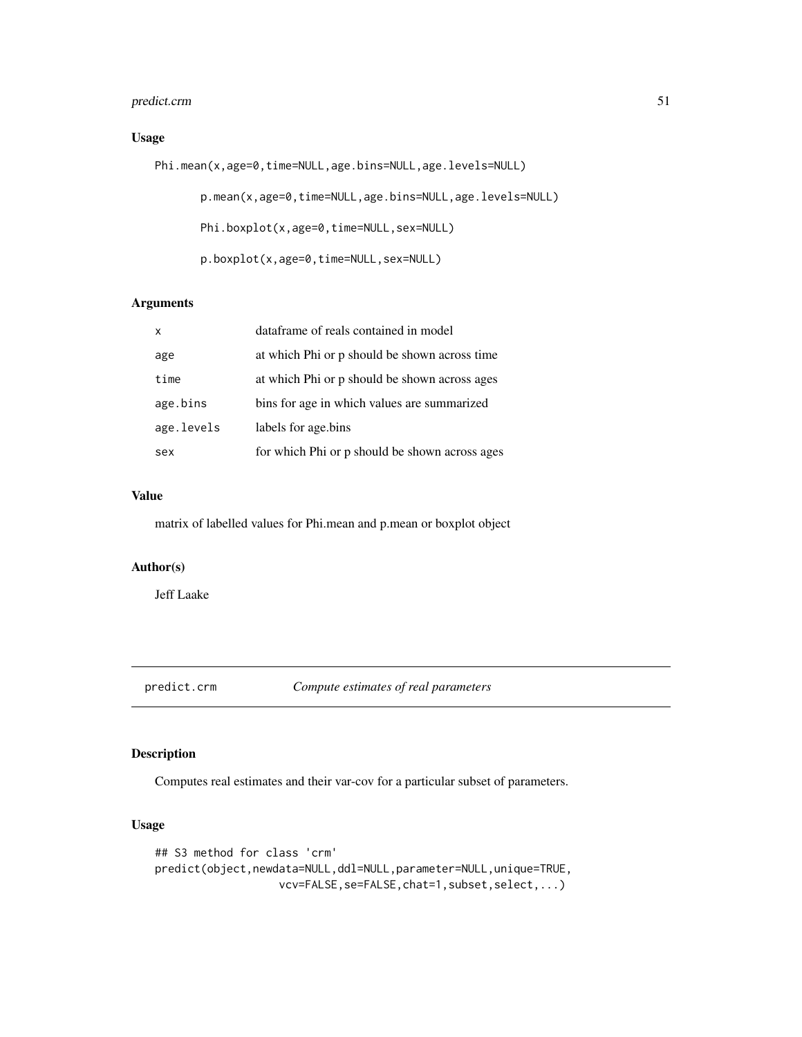## Usage

```
Phi.mean(x,age=0,time=NULL,age.bins=NULL,age.levels=NULL)

       p.mean(x,age=0,time=NULL,age.bins=NULL,age.levels=NULL)

       Phi.boxplot(x,age=0,time=NULL,sex=NULL)

       p.boxplot(x,age=0,time=NULL,sex=NULL)
```

## Arguments

| | |
|---|---|
| `x` | dataframe of reals contained in model |
| `age` | at which Phi or p should be shown across time |
| `time` | at which Phi or p should be shown across ages |
| `age.bins` | bins for age in which values are summarized |
| `age.levels` | labels for age.bins |
| `sex` | for which Phi or p should be shown across ages |

## Value

matrix of labelled values for Phi.mean and p.mean or boxplot object

## Author(s)

Jeff Laake

---

# predict.crm — *Compute estimates of real parameters*

## Description

Computes real estimates and their var-cov for a particular subset of parameters.

## Usage

```
## S3 method for class 'crm'
predict(object,newdata=NULL,ddl=NULL,parameter=NULL,unique=TRUE,
                 vcv=FALSE,se=FALSE,chat=1,subset,select,...)
```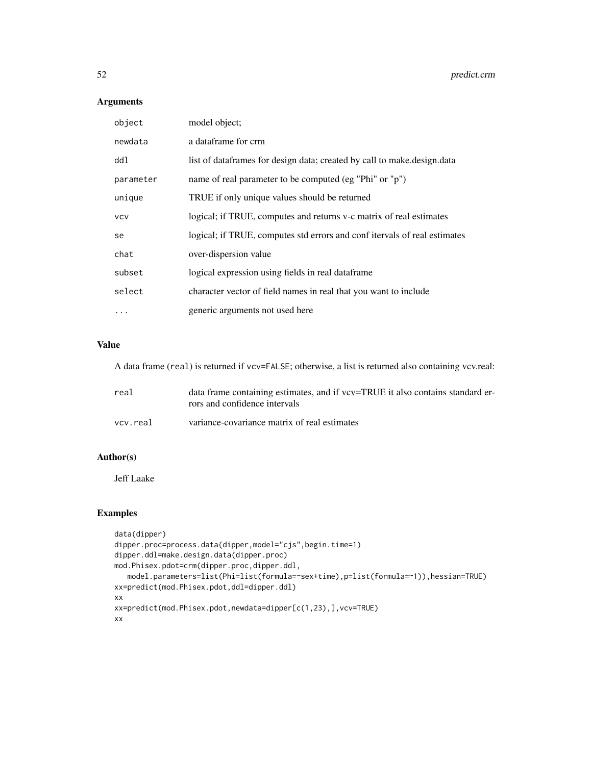## Arguments

| | |
|---|---|
| object | model object; |
| newdata | a dataframe for crm |
| ddl | list of dataframes for design data; created by call to make.design.data |
| parameter | name of real parameter to be computed (eg "Phi" or "p") |
| unique | TRUE if only unique values should be returned |
| vcv | logical; if TRUE, computes and returns v-c matrix of real estimates |
| se | logical; if TRUE, computes std errors and conf itervals of real estimates |
| chat | over-dispersion value |
| subset | logical expression using fields in real dataframe |
| select | character vector of field names in real that you want to include |
| ... | generic arguments not used here |

## Value

A data frame (real) is returned if vcv=FALSE; otherwise, a list is returned also containing vcv.real:

| | |
|---|---|
| real | data frame containing estimates, and if vcv=TRUE it also contains standard errors and confidence intervals |
| vcv.real | variance-covariance matrix of real estimates |

## Author(s)

Jeff Laake

## Examples

```
data(dipper)
dipper.proc=process.data(dipper,model="cjs",begin.time=1)
dipper.ddl=make.design.data(dipper.proc)
mod.Phisex.pdot=crm(dipper.proc,dipper.ddl,
   model.parameters=list(Phi=list(formula=~sex+time),p=list(formula=~1)),hessian=TRUE)
xx=predict(mod.Phisex.pdot,ddl=dipper.ddl)
xx
xx=predict(mod.Phisex.pdot,newdata=dipper[c(1,23),],vcv=TRUE)
xx
```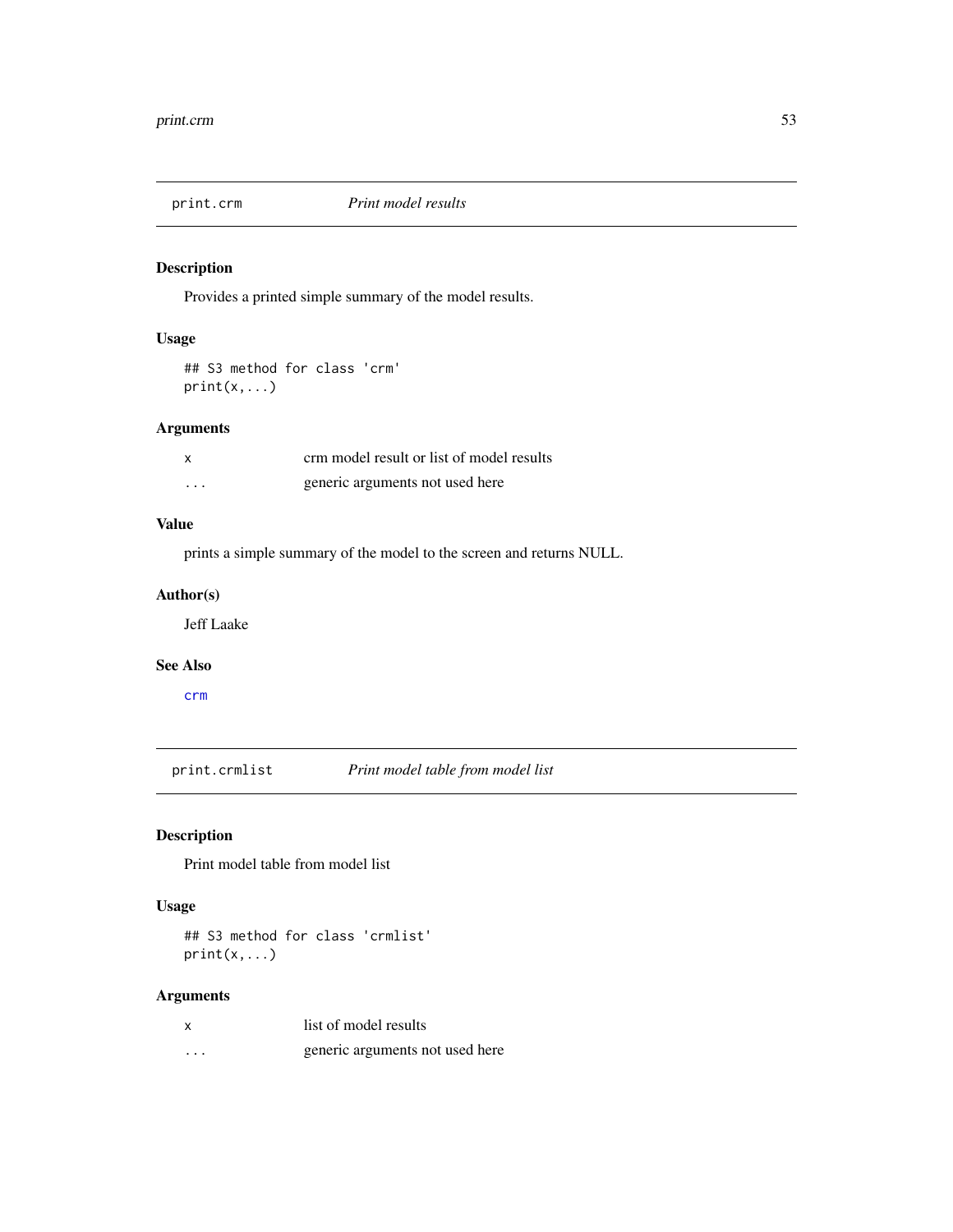## print.crm — *Print model results*

### Description

Provides a printed simple summary of the model results.

### Usage

```
## S3 method for class 'crm'
print(x,...)
```

### Arguments

| | |
|---|---|
| x | crm model result or list of model results |
| ... | generic arguments not used here |

### Value

prints a simple summary of the model to the screen and returns NULL.

### Author(s)

Jeff Laake

### See Also

crm

## print.crmlist — *Print model table from model list*

### Description

Print model table from model list

### Usage

```
## S3 method for class 'crmlist'
print(x,...)
```

### Arguments

| | |
|---|---|
| x | list of model results |
| ... | generic arguments not used here |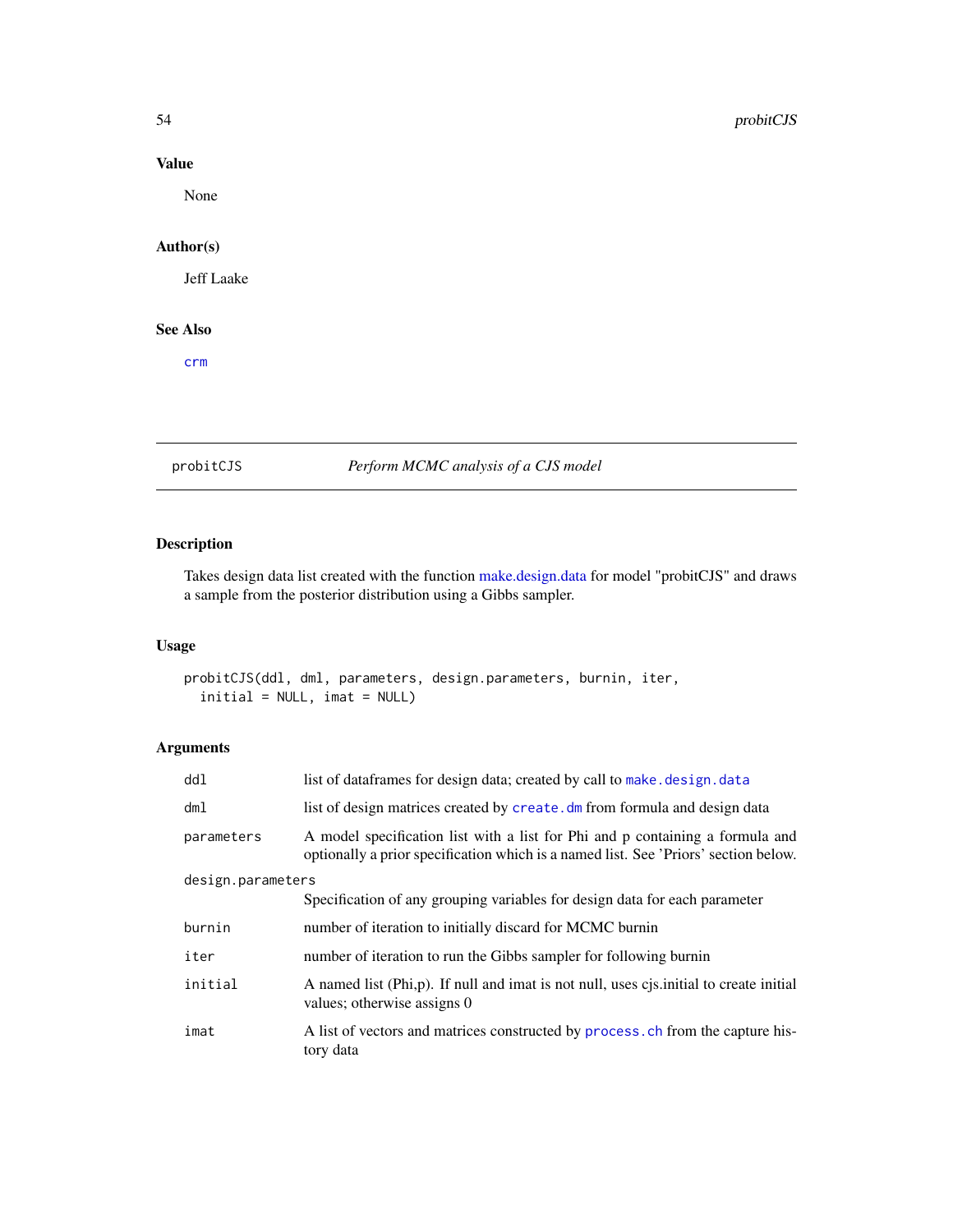## Value

None

## Author(s)

Jeff Laake

## See Also

crm

---

## probitCJS — *Perform MCMC analysis of a CJS model*

## Description

Takes design data list created with the function make.design.data for model "probitCJS" and draws a sample from the posterior distribution using a Gibbs sampler.

## Usage

```
probitCJS(ddl, dml, parameters, design.parameters, burnin, iter,
  initial = NULL, imat = NULL)
```

## Arguments

| Argument | Description |
|---|---|
| `ddl` | list of dataframes for design data; created by call to `make.design.data` |
| `dml` | list of design matrices created by `create.dm` from formula and design data |
| `parameters` | A model specification list with a list for Phi and p containing a formula and optionally a prior specification which is a named list. See 'Priors' section below. |
| `design.parameters` | Specification of any grouping variables for design data for each parameter |
| `burnin` | number of iteration to initially discard for MCMC burnin |
| `iter` | number of iteration to run the Gibbs sampler for following burnin |
| `initial` | A named list (Phi,p). If null and imat is not null, uses cjs.initial to create initial values; otherwise assigns 0 |
| `imat` | A list of vectors and matrices constructed by `process.ch` from the capture history data |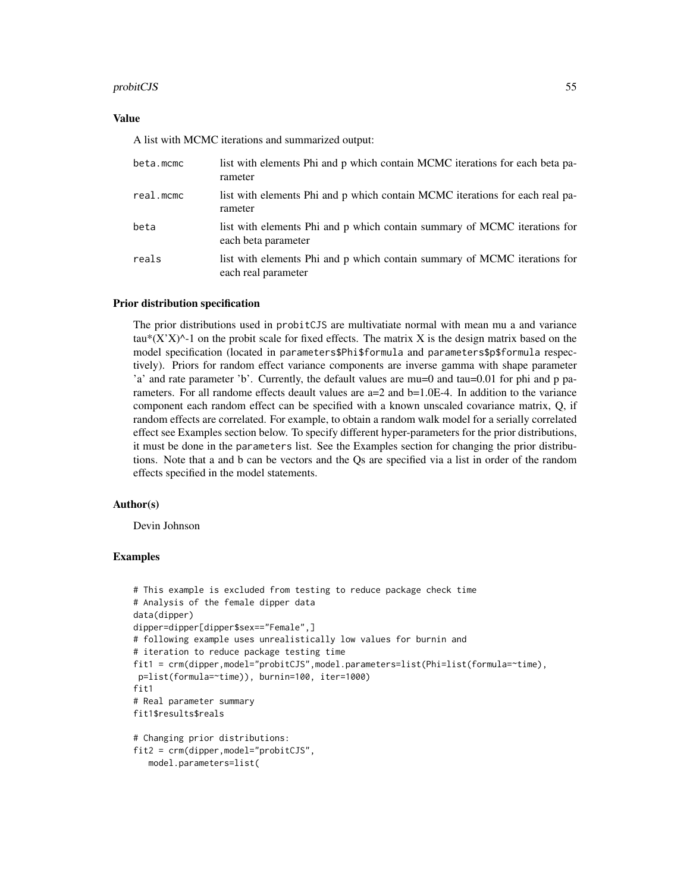### Value

A list with MCMC iterations and summarized output:

| | |
|---|---|
| beta.mcmc | list with elements Phi and p which contain MCMC iterations for each beta parameter |
| real.mcmc | list with elements Phi and p which contain MCMC iterations for each real parameter |
| beta | list with elements Phi and p which contain summary of MCMC iterations for each beta parameter |
| reals | list with elements Phi and p which contain summary of MCMC iterations for each real parameter |

### Prior distribution specification

The prior distributions used in `probitCJS` are multivatiate normal with mean mu a and variance tau*(X'X)^-1 on the probit scale for fixed effects. The matrix X is the design matrix based on the model specification (located in `parameters$Phi$formula` and `parameters$p$formula` respectively). Priors for random effect variance components are inverse gamma with shape parameter 'a' and rate parameter 'b'. Currently, the default values are mu=0 and tau=0.01 for phi and p parameters. For all randome effects deault values are a=2 and b=1.0E-4. In addition to the variance component each random effect can be specified with a known unscaled covariance matrix, Q, if random effects are correlated. For example, to obtain a random walk model for a serially correlated effect see Examples section below. To specify different hyper-parameters for the prior distributions, it must be done in the `parameters` list. See the Examples section for changing the prior distributions. Note that a and b can be vectors and the Qs are specified via a list in order of the random effects specified in the model statements.

### Author(s)

Devin Johnson

### Examples

```
# This example is excluded from testing to reduce package check time
# Analysis of the female dipper data
data(dipper)
dipper=dipper[dipper$sex=="Female",]
# following example uses unrealistically low values for burnin and
# iteration to reduce package testing time
fit1 = crm(dipper,model="probitCJS",model.parameters=list(Phi=list(formula=~time),
 p=list(formula=~time)), burnin=100, iter=1000)
fit1
# Real parameter summary
fit1$results$reals

# Changing prior distributions:
fit2 = crm(dipper,model="probitCJS",
   model.parameters=list(
```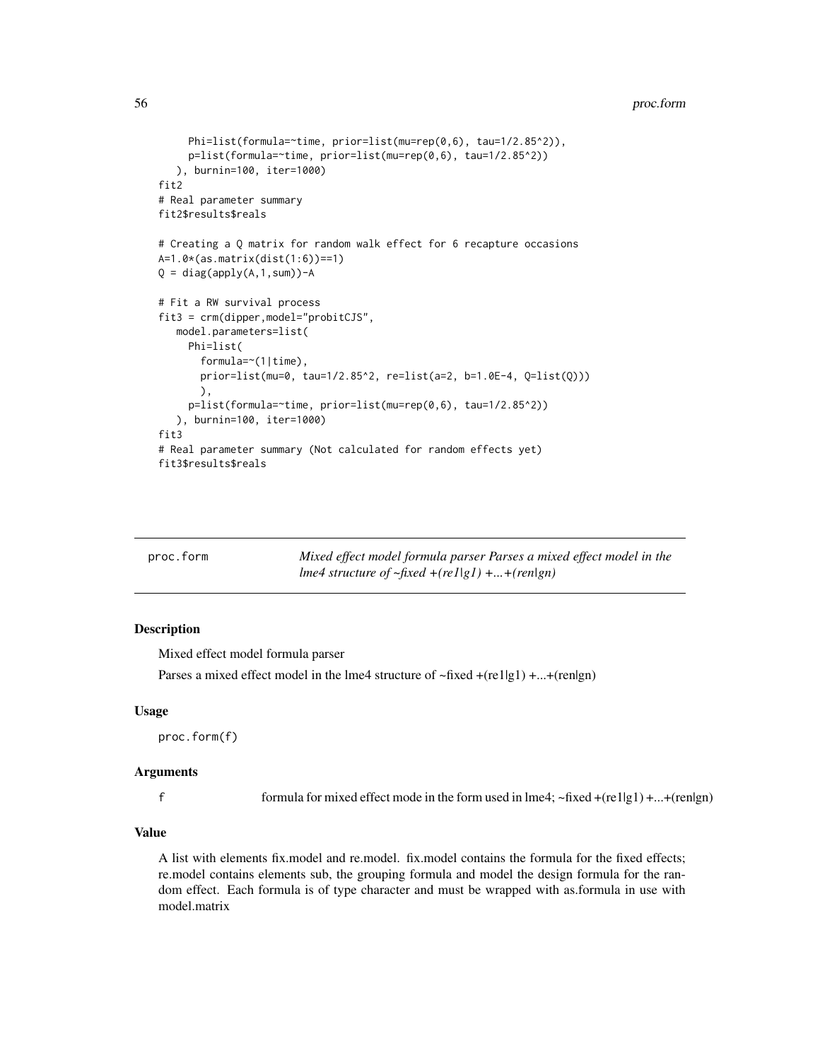```
      Phi=list(formula=~time, prior=list(mu=rep(0,6), tau=1/2.85^2)),
      p=list(formula=~time, prior=list(mu=rep(0,6), tau=1/2.85^2))
   ), burnin=100, iter=1000)
fit2
# Real parameter summary
fit2$results$reals

# Creating a Q matrix for random walk effect for 6 recapture occasions
A=1.0*(as.matrix(dist(1:6))==1)
Q = diag(apply(A,1,sum))-A

# Fit a RW survival process
fit3 = crm(dipper,model="probitCJS",
   model.parameters=list(
     Phi=list(
       formula=~(1|time),
       prior=list(mu=0, tau=1/2.85^2, re=list(a=2, b=1.0E-4, Q=list(Q)))
       ),
     p=list(formula=~time, prior=list(mu=rep(0,6), tau=1/2.85^2))
   ), burnin=100, iter=1000)
fit3
# Real parameter summary (Not calculated for random effects yet)
fit3$results$reals
```

---

## proc.form — *Mixed effect model formula parser Parses a mixed effect model in the lme4 structure of ~fixed +(re1|g1) +...+(ren|gn)*

### Description

Mixed effect model formula parser

Parses a mixed effect model in the lme4 structure of ~fixed +(re1|g1) +...+(ren|gn)

### Usage

```
proc.form(f)
```

### Arguments

| | |
|---|---|
| f | formula for mixed effect mode in the form used in lme4; ~fixed +(re1|g1) +...+(ren|gn) |

### Value

A list with elements fix.model and re.model. fix.model contains the formula for the fixed effects; re.model contains elements sub, the grouping formula and model the design formula for the random effect. Each formula is of type character and must be wrapped with as.formula in use with model.matrix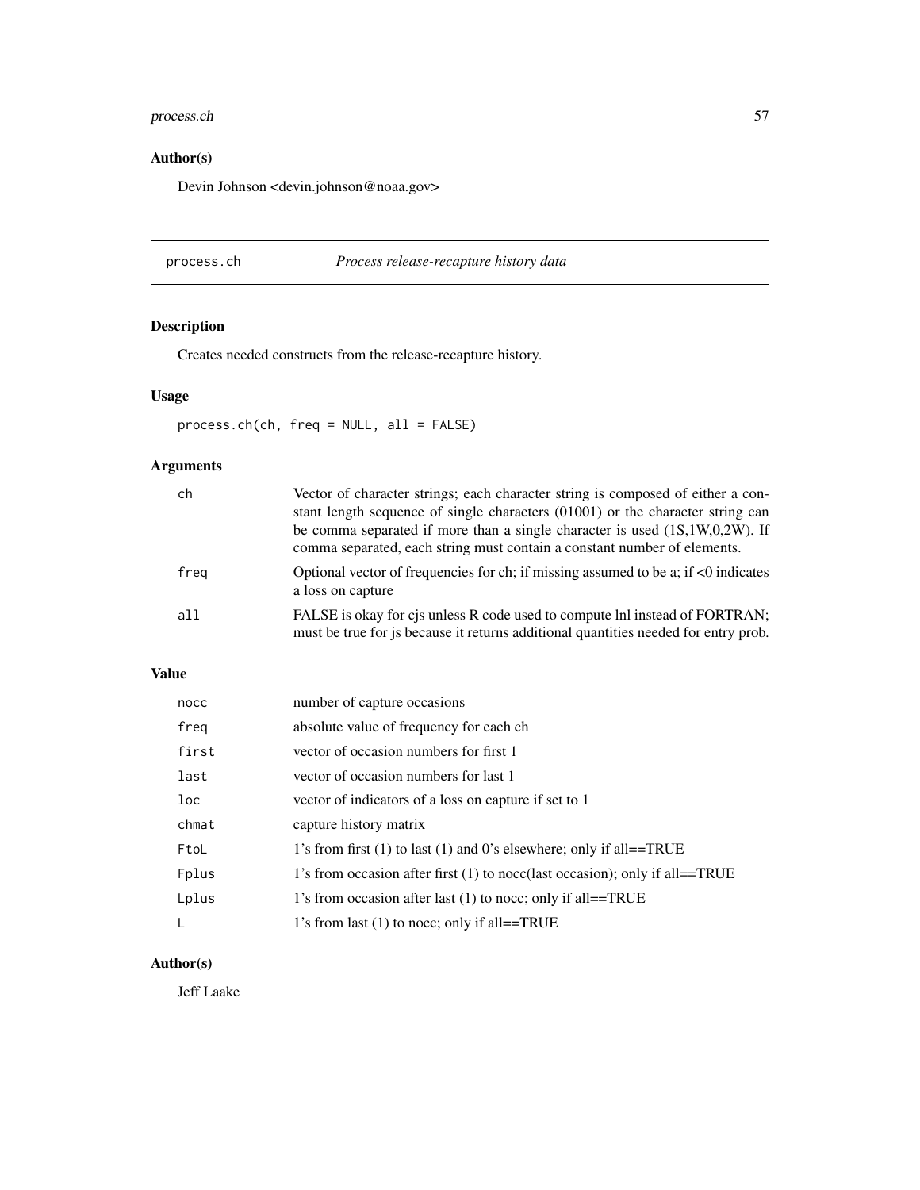## Author(s)

Devin Johnson <devin.johnson@noaa.gov>

---

## process.ch — *Process release-recapture history data*

---

### Description

Creates needed constructs from the release-recapture history.

### Usage

```
process.ch(ch, freq = NULL, all = FALSE)
```

### Arguments

| | |
|---|---|
| ch | Vector of character strings; each character string is composed of either a constant length sequence of single characters (01001) or the character string can be comma separated if more than a single character is used (1S,1W,0,2W). If comma separated, each string must contain a constant number of elements. |
| freq | Optional vector of frequencies for ch; if missing assumed to be a; if <0 indicates a loss on capture |
| all | FALSE is okay for cjs unless R code used to compute lnl instead of FORTRAN; must be true for js because it returns additional quantities needed for entry prob. |

### Value

| | |
|---|---|
| nocc | number of capture occasions |
| freq | absolute value of frequency for each ch |
| first | vector of occasion numbers for first 1 |
| last | vector of occasion numbers for last 1 |
| loc | vector of indicators of a loss on capture if set to 1 |
| chmat | capture history matrix |
| FtoL | 1's from first (1) to last (1) and 0's elsewhere; only if all==TRUE |
| Fplus | 1's from occasion after first (1) to nocc(last occasion); only if all==TRUE |
| Lplus | 1's from occasion after last (1) to nocc; only if all==TRUE |
| L | 1's from last (1) to nocc; only if all==TRUE |

### Author(s)

Jeff Laake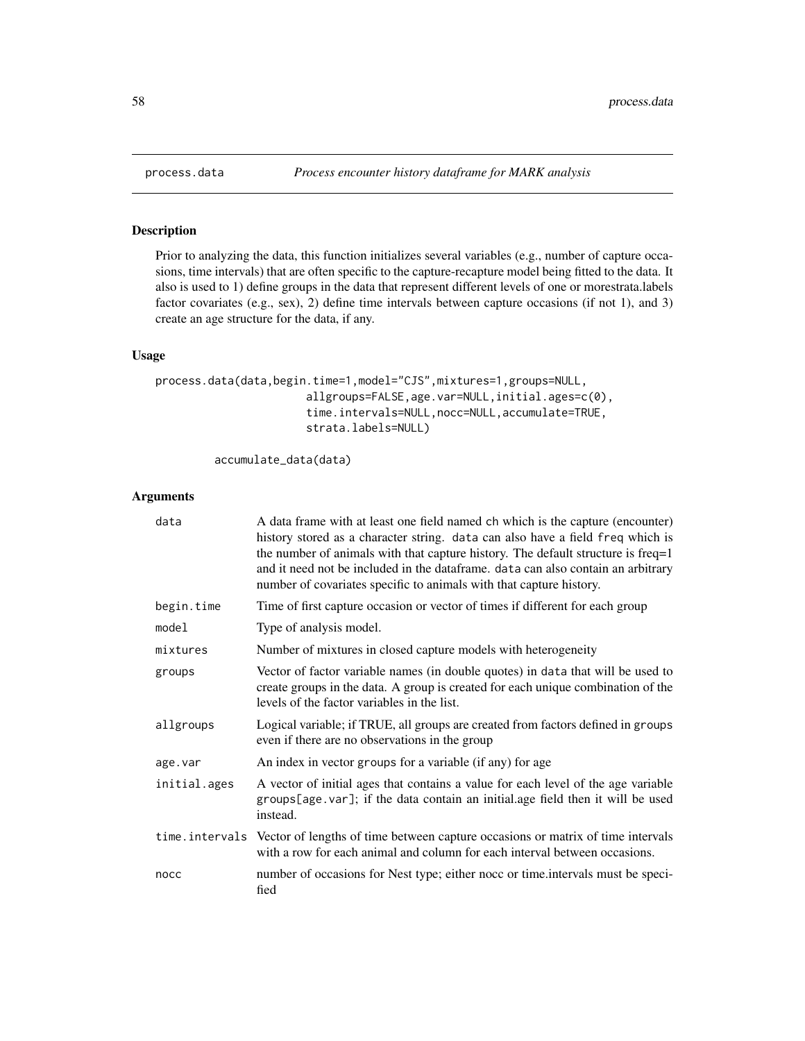# process.data — *Process encounter history dataframe for MARK analysis*

## Description

Prior to analyzing the data, this function initializes several variables (e.g., number of capture occasions, time intervals) that are often specific to the capture-recapture model being fitted to the data. It also is used to 1) define groups in the data that represent different levels of one or morestrata.labels factor covariates (e.g., sex), 2) define time intervals between capture occasions (if not 1), and 3) create an age structure for the data, if any.

## Usage

```
process.data(data,begin.time=1,model="CJS",mixtures=1,groups=NULL,
                        allgroups=FALSE,age.var=NULL,initial.ages=c(0),
                        time.intervals=NULL,nocc=NULL,accumulate=TRUE,
                        strata.labels=NULL)

        accumulate_data(data)
```

## Arguments

| | |
|---|---|
| data | A data frame with at least one field named ch which is the capture (encounter) history stored as a character string. data can also have a field freq which is the number of animals with that capture history. The default structure is freq=1 and it need not be included in the dataframe. data can also contain an arbitrary number of covariates specific to animals with that capture history. |
| begin.time | Time of first capture occasion or vector of times if different for each group |
| model | Type of analysis model. |
| mixtures | Number of mixtures in closed capture models with heterogeneity |
| groups | Vector of factor variable names (in double quotes) in data that will be used to create groups in the data. A group is created for each unique combination of the levels of the factor variables in the list. |
| allgroups | Logical variable; if TRUE, all groups are created from factors defined in groups even if there are no observations in the group |
| age.var | An index in vector groups for a variable (if any) for age |
| initial.ages | A vector of initial ages that contains a value for each level of the age variable groups[age.var]; if the data contain an initial.age field then it will be used instead. |
| time.intervals | Vector of lengths of time between capture occasions or matrix of time intervals with a row for each animal and column for each interval between occasions. |
| nocc | number of occasions for Nest type; either nocc or time.intervals must be specified |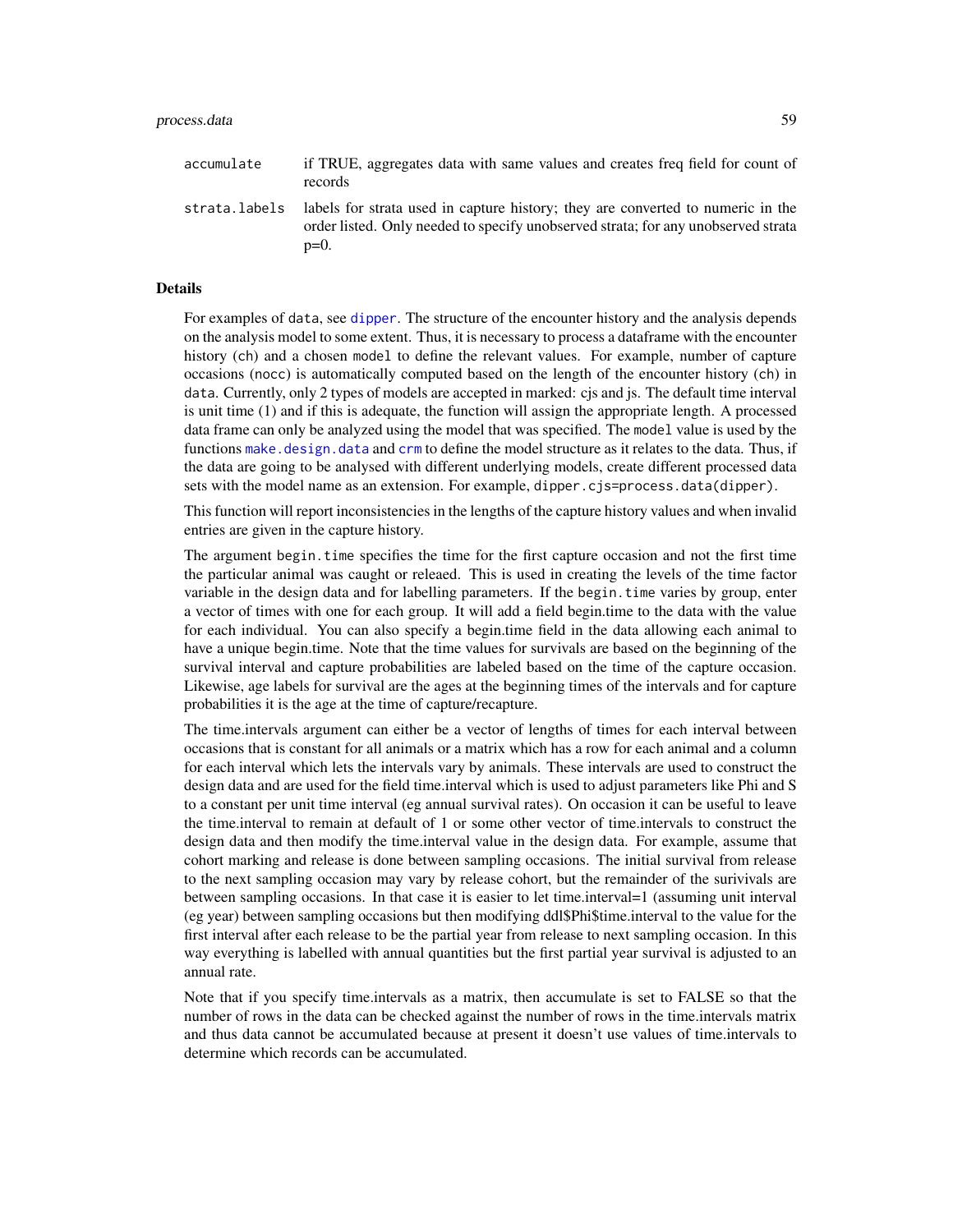| | |
|---|---|
| `accumulate` | if TRUE, aggregates data with same values and creates freq field for count of records |
| `strata.labels` | labels for strata used in capture history; they are converted to numeric in the order listed. Only needed to specify unobserved strata; for any unobserved strata p=0. |

### Details

For examples of `data`, see `dipper`. The structure of the encounter history and the analysis depends on the analysis model to some extent. Thus, it is necessary to process a dataframe with the encounter history (`ch`) and a chosen `model` to define the relevant values. For example, number of capture occasions (`nocc`) is automatically computed based on the length of the encounter history (`ch`) in `data`. Currently, only 2 types of models are accepted in marked: cjs and js. The default time interval is unit time (1) and if this is adequate, the function will assign the appropriate length. A processed data frame can only be analyzed using the model that was specified. The `model` value is used by the functions `make.design.data` and `crm` to define the model structure as it relates to the data. Thus, if the data are going to be analysed with different underlying models, create different processed data sets with the model name as an extension. For example, `dipper.cjs=process.data(dipper)`.

This function will report inconsistencies in the lengths of the capture history values and when invalid entries are given in the capture history.

The argument `begin.time` specifies the time for the first capture occasion and not the first time the particular animal was caught or releaed. This is used in creating the levels of the time factor variable in the design data and for labelling parameters. If the `begin.time` varies by group, enter a vector of times with one for each group. It will add a field begin.time to the data with the value for each individual. You can also specify a begin.time field in the data allowing each animal to have a unique begin.time. Note that the time values for survivals are based on the beginning of the survival interval and capture probabilities are labeled based on the time of the capture occasion. Likewise, age labels for survival are the ages at the beginning times of the intervals and for capture probabilities it is the age at the time of capture/recapture.

The time.intervals argument can either be a vector of lengths of times for each interval between occasions that is constant for all animals or a matrix which has a row for each animal and a column for each interval which lets the intervals vary by animals. These intervals are used to construct the design data and are used for the field time.interval which is used to adjust parameters like Phi and S to a constant per unit time interval (eg annual survival rates). On occasion it can be useful to leave the time.interval to remain at default of 1 or some other vector of time.intervals to construct the design data and then modify the time.interval value in the design data. For example, assume that cohort marking and release is done between sampling occasions. The initial survival from release to the next sampling occasion may vary by release cohort, but the remainder of the surivivals are between sampling occasions. In that case it is easier to let time.interval=1 (assuming unit interval (eg year) between sampling occasions but then modifying ddl$Phi$time.interval to the value for the first interval after each release to be the partial year from release to next sampling occasion. In this way everything is labelled with annual quantities but the first partial year survival is adjusted to an annual rate.

Note that if you specify time.intervals as a matrix, then accumulate is set to FALSE so that the number of rows in the data can be checked against the number of rows in the time.intervals matrix and thus data cannot be accumulated because at present it doesn't use values of time.intervals to determine which records can be accumulated.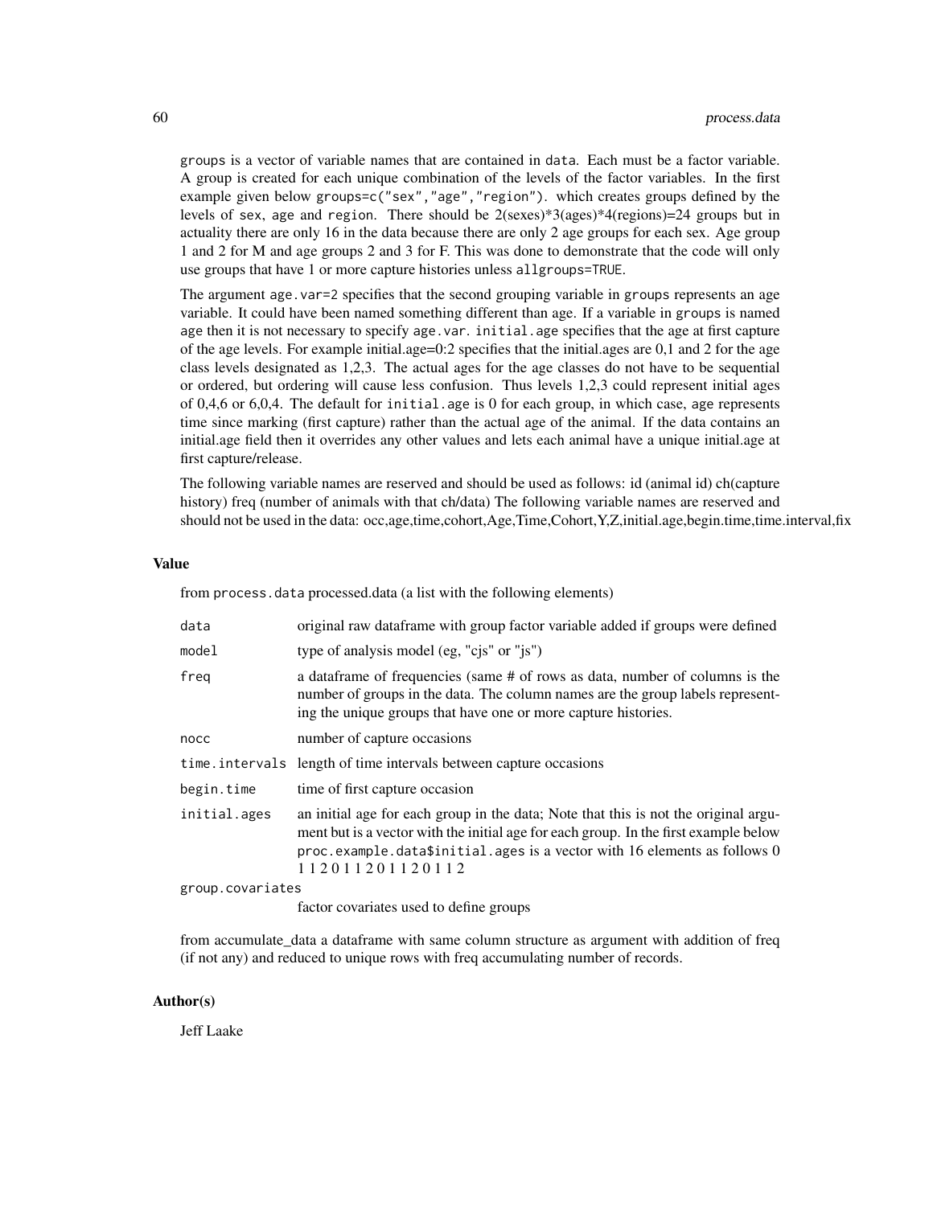`groups` is a vector of variable names that are contained in `data`. Each must be a factor variable. A group is created for each unique combination of the levels of the factor variables. In the first example given below `groups=c("sex","age","region")`. which creates groups defined by the levels of `sex`, `age` and `region`. There should be 2(sexes)*3(ages)*4(regions)=24 groups but in actuality there are only 16 in the data because there are only 2 age groups for each sex. Age group 1 and 2 for M and age groups 2 and 3 for F. This was done to demonstrate that the code will only use groups that have 1 or more capture histories unless `allgroups=TRUE`.

The argument `age.var=2` specifies that the second grouping variable in `groups` represents an age variable. It could have been named something different than age. If a variable in `groups` is named `age` then it is not necessary to specify `age.var`. `initial.age` specifies that the age at first capture of the age levels. For example initial.age=0:2 specifies that the initial.ages are 0,1 and 2 for the age class levels designated as 1,2,3. The actual ages for the age classes do not have to be sequential or ordered, but ordering will cause less confusion. Thus levels 1,2,3 could represent initial ages of 0,4,6 or 6,0,4. The default for `initial.age` is 0 for each group, in which case, `age` represents time since marking (first capture) rather than the actual age of the animal. If the data contains an initial.age field then it overrides any other values and lets each animal have a unique initial.age at first capture/release.

The following variable names are reserved and should be used as follows: id (animal id) ch(capture history) freq (number of animals with that ch/data) The following variable names are reserved and should not be used in the data: occ,age,time,cohort,Age,Time,Cohort,Y,Z,initial.age,begin.time,time.interval,fix

## Value

from `process.data` processed.data (a list with the following elements)

| | |
|---|---|
| `data` | original raw dataframe with group factor variable added if groups were defined |
| `model` | type of analysis model (eg, "cjs" or "js") |
| `freq` | a dataframe of frequencies (same # of rows as data, number of columns is the number of groups in the data. The column names are the group labels representing the unique groups that have one or more capture histories. |
| `nocc` | number of capture occasions |
| `time.intervals` | length of time intervals between capture occasions |
| `begin.time` | time of first capture occasion |
| `initial.ages` | an initial age for each group in the data; Note that this is not the original argument but is a vector with the initial age for each group. In the first example below `proc.example.data$initial.ages` is a vector with 16 elements as follows 0 1 1 2 0 1 1 2 0 1 1 2 0 1 1 2 |
| `group.covariates` | factor covariates used to define groups |

from accumulate_data a dataframe with same column structure as argument with addition of freq (if not any) and reduced to unique rows with freq accumulating number of records.

## Author(s)

Jeff Laake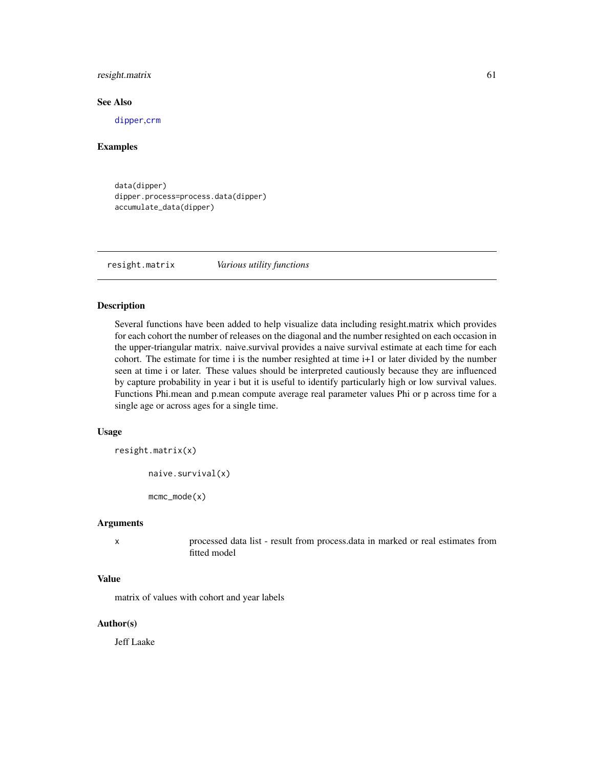### See Also

dipper,crm

### Examples

```
data(dipper)
dipper.process=process.data(dipper)
accumulate_data(dipper)
```

---

## resight.matrix *Various utility functions*

---

### Description

Several functions have been added to help visualize data including resight.matrix which provides for each cohort the number of releases on the diagonal and the number resighted on each occasion in the upper-triangular matrix. naive.survival provides a naive survival estimate at each time for each cohort. The estimate for time i is the number resighted at time i+1 or later divided by the number seen at time i or later. These values should be interpreted cautiously because they are influenced by capture probability in year i but it is useful to identify particularly high or low survival values. Functions Phi.mean and p.mean compute average real parameter values Phi or p across time for a single age or across ages for a single time.

### Usage

```
resight.matrix(x)

        naive.survival(x)

        mcmc_mode(x)
```

### Arguments

| | |
|---|---|
| x | processed data list - result from process.data in marked or real estimates from fitted model |

### Value

matrix of values with cohort and year labels

### Author(s)

Jeff Laake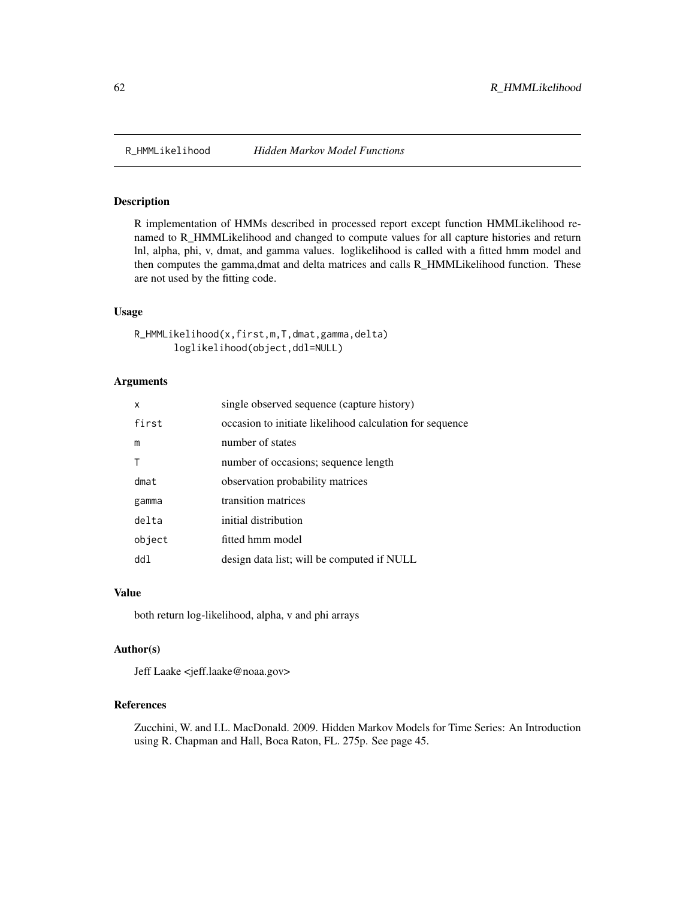# R_HMMLikelihood *Hidden Markov Model Functions*

## Description

R implementation of HMMs described in processed report except function HMMLikelihood renamed to R_HMMLikelihood and changed to compute values for all capture histories and return lnl, alpha, phi, v, dmat, and gamma values. loglikelihood is called with a fitted hmm model and then computes the gamma,dmat and delta matrices and calls R_HMMLikelihood function. These are not used by the fitting code.

## Usage

```
R_HMMLikelihood(x,first,m,T,dmat,gamma,delta)
       loglikelihood(object,ddl=NULL)
```

## Arguments

| | |
|---|---|
| x | single observed sequence (capture history) |
| first | occasion to initiate likelihood calculation for sequence |
| m | number of states |
| T | number of occasions; sequence length |
| dmat | observation probability matrices |
| gamma | transition matrices |
| delta | initial distribution |
| object | fitted hmm model |
| ddl | design data list; will be computed if NULL |

## Value

both return log-likelihood, alpha, v and phi arrays

## Author(s)

Jeff Laake <jeff.laake@noaa.gov>

## References

Zucchini, W. and I.L. MacDonald. 2009. Hidden Markov Models for Time Series: An Introduction using R. Chapman and Hall, Boca Raton, FL. 275p. See page 45.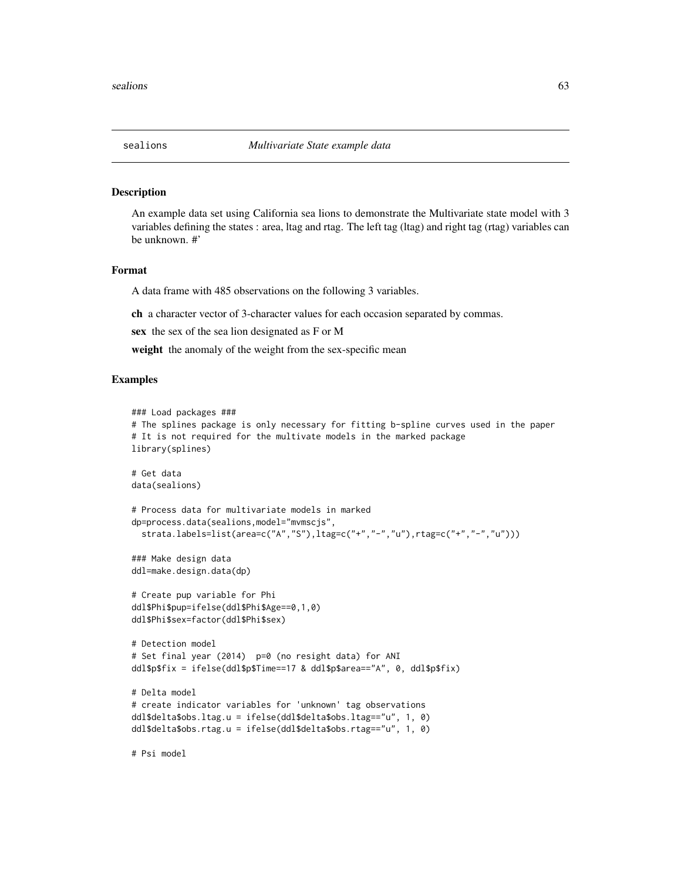## sealions — *Multivariate State example data*

### Description

An example data set using California sea lions to demonstrate the Multivariate state model with 3 variables defining the states : area, ltag and rtag. The left tag (ltag) and right tag (rtag) variables can be unknown. #'

### Format

A data frame with 485 observations on the following 3 variables.

**ch** a character vector of 3-character values for each occasion separated by commas.

**sex** the sex of the sea lion designated as F or M

**weight** the anomaly of the weight from the sex-specific mean

### Examples

```
### Load packages ###
# The splines package is only necessary for fitting b-spline curves used in the paper
# It is not required for the multivate models in the marked package
library(splines)

# Get data
data(sealions)

# Process data for multivariate models in marked
dp=process.data(sealions,model="mvmscjs",
  strata.labels=list(area=c("A","S"),ltag=c("+","-","u"),rtag=c("+","-","u")))

### Make design data
ddl=make.design.data(dp)

# Create pup variable for Phi
ddl$Phi$pup=ifelse(ddl$Phi$Age==0,1,0)
ddl$Phi$sex=factor(ddl$Phi$sex)

# Detection model
# Set final year (2014)  p=0 (no resight data) for ANI
ddl$p$fix = ifelse(ddl$p$Time==17 & ddl$p$area=="A", 0, ddl$p$fix)

# Delta model
# create indicator variables for 'unknown' tag observations
ddl$delta$obs.ltag.u = ifelse(ddl$delta$obs.ltag=="u", 1, 0)
ddl$delta$obs.rtag.u = ifelse(ddl$delta$obs.rtag=="u", 1, 0)

# Psi model
```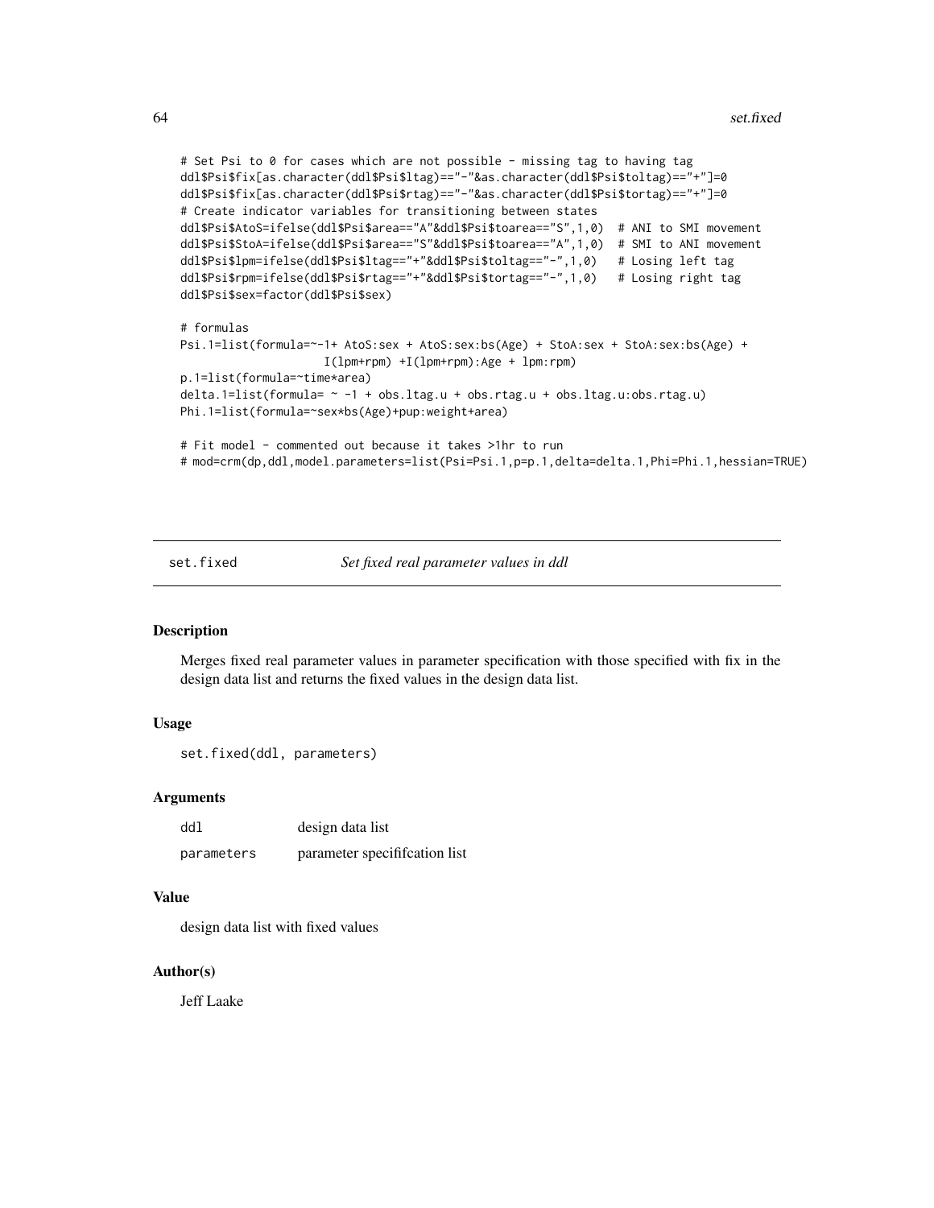```
# Set Psi to 0 for cases which are not possible - missing tag to having tag
ddl$Psi$fix[as.character(ddl$Psi$ltag)=="-"&as.character(ddl$Psi$toltag)=="+"]=0
ddl$Psi$fix[as.character(ddl$Psi$rtag)=="-"&as.character(ddl$Psi$tortag)=="+"]=0
# Create indicator variables for transitioning between states
ddl$Psi$AtoS=ifelse(ddl$Psi$area=="A"&ddl$Psi$toarea=="S",1,0)  # ANI to SMI movement
ddl$Psi$StoA=ifelse(ddl$Psi$area=="S"&ddl$Psi$toarea=="A",1,0)  # SMI to ANI movement
ddl$Psi$lpm=ifelse(ddl$Psi$ltag=="+"&ddl$Psi$toltag=="-",1,0)   # Losing left tag
ddl$Psi$rpm=ifelse(ddl$Psi$rtag=="+"&ddl$Psi$tortag=="-",1,0)   # Losing right tag
ddl$Psi$sex=factor(ddl$Psi$sex)

# formulas
Psi.1=list(formula=~-1+ AtoS:sex + AtoS:sex:bs(Age) + StoA:sex + StoA:sex:bs(Age) +
                  I(lpm+rpm) +I(lpm+rpm):Age + lpm:rpm)
p.1=list(formula=~time*area)
delta.1=list(formula= ~ -1 + obs.ltag.u + obs.rtag.u + obs.ltag.u:obs.rtag.u)
Phi.1=list(formula=~sex*bs(Age)+pup:weight+area)

# Fit model - commented out because it takes >1hr to run
# mod=crm(dp,ddl,model.parameters=list(Psi=Psi.1,p=p.1,delta=delta.1,Phi=Phi.1,hessian=TRUE)
```

## set.fixed — *Set fixed real parameter values in ddl*

### Description

Merges fixed real parameter values in parameter specification with those specified with fix in the design data list and returns the fixed values in the design data list.

### Usage

```
set.fixed(ddl, parameters)
```

### Arguments

| | |
|---|---|
| ddl | design data list |
| parameters | parameter specififcation list |

### Value

design data list with fixed values

### Author(s)

Jeff Laake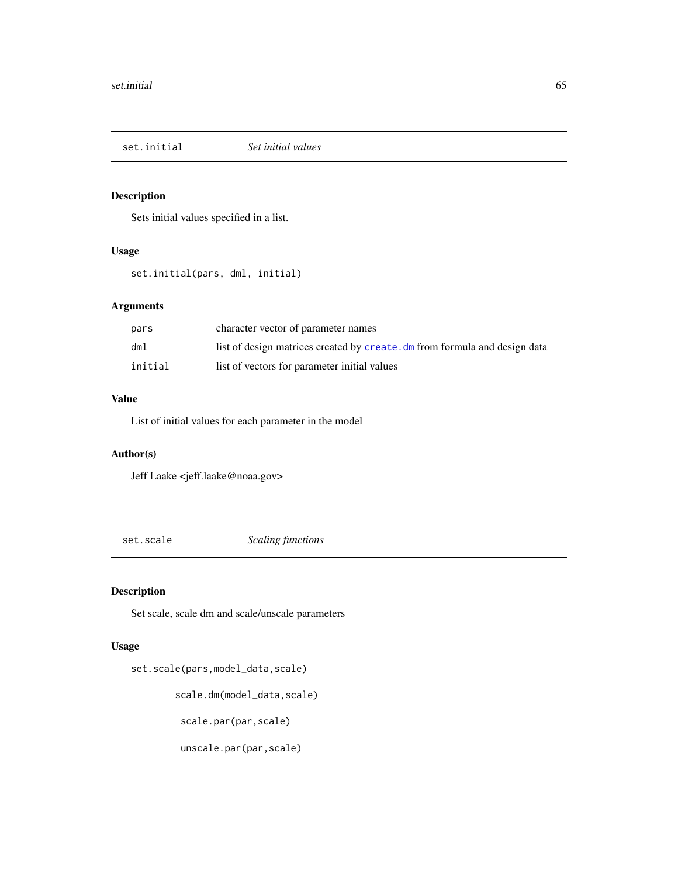## set.initial — *Set initial values*

### Description

Sets initial values specified in a list.

### Usage

```
set.initial(pars, dml, initial)
```

### Arguments

| | |
|---|---|
| `pars` | character vector of parameter names |
| `dml` | list of design matrices created by `create.dm` from formula and design data |
| `initial` | list of vectors for parameter initial values |

### Value

List of initial values for each parameter in the model

### Author(s)

Jeff Laake <jeff.laake@noaa.gov>

## set.scale — *Scaling functions*

### Description

Set scale, scale dm and scale/unscale parameters

### Usage

```
set.scale(pars,model_data,scale)

          scale.dm(model_data,scale)

           scale.par(par,scale)

           unscale.par(par,scale)
```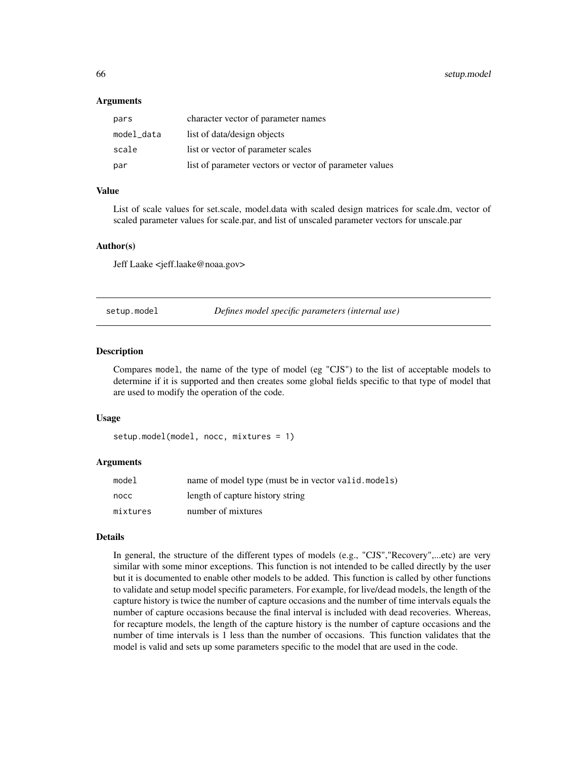### Arguments

| | |
|---|---|
| pars | character vector of parameter names |
| model_data | list of data/design objects |
| scale | list or vector of parameter scales |
| par | list of parameter vectors or vector of parameter values |

### Value

List of scale values for set.scale, model.data with scaled design matrices for scale.dm, vector of scaled parameter values for scale.par, and list of unscaled parameter vectors for unscale.par

### Author(s)

Jeff Laake <jeff.laake@noaa.gov>

---

## setup.model — *Defines model specific parameters (internal use)*

---

### Description

Compares `model`, the name of the type of model (eg "CJS") to the list of acceptable models to determine if it is supported and then creates some global fields specific to that type of model that are used to modify the operation of the code.

### Usage

```
setup.model(model, nocc, mixtures = 1)
```

### Arguments

| | |
|---|---|
| model | name of model type (must be in vector `valid.models`) |
| nocc | length of capture history string |
| mixtures | number of mixtures |

### Details

In general, the structure of the different types of models (e.g., "CJS","Recovery",...etc) are very similar with some minor exceptions. This function is not intended to be called directly by the user but it is documented to enable other models to be added. This function is called by other functions to validate and setup model specific parameters. For example, for live/dead models, the length of the capture history is twice the number of capture occasions and the number of time intervals equals the number of capture occasions because the final interval is included with dead recoveries. Whereas, for recapture models, the length of the capture history is the number of capture occasions and the number of time intervals is 1 less than the number of occasions. This function validates that the model is valid and sets up some parameters specific to the model that are used in the code.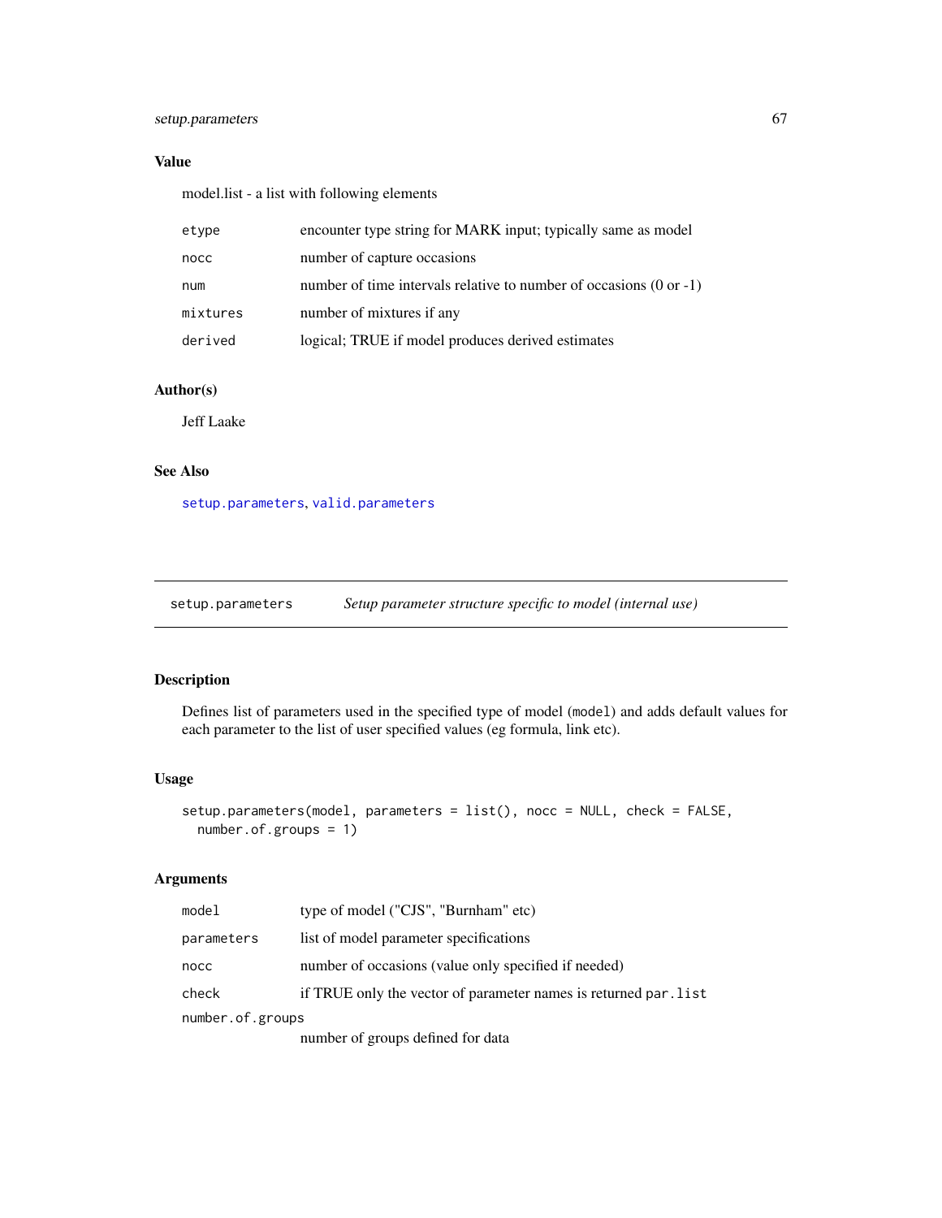### Value

model.list - a list with following elements

| | |
|---|---|
| etype | encounter type string for MARK input; typically same as model |
| nocc | number of capture occasions |
| num | number of time intervals relative to number of occasions (0 or -1) |
| mixtures | number of mixtures if any |
| derived | logical; TRUE if model produces derived estimates |

### Author(s)

Jeff Laake

### See Also

setup.parameters, valid.parameters

---

## setup.parameters — *Setup parameter structure specific to model (internal use)*

### Description

Defines list of parameters used in the specified type of model (model) and adds default values for each parameter to the list of user specified values (eg formula, link etc).

### Usage

```
setup.parameters(model, parameters = list(), nocc = NULL, check = FALSE,
  number.of.groups = 1)
```

### Arguments

| | |
|---|---|
| model | type of model ("CJS", "Burnham" etc) |
| parameters | list of model parameter specifications |
| nocc | number of occasions (value only specified if needed) |
| check | if TRUE only the vector of parameter names is returned par.list |
| number.of.groups | number of groups defined for data |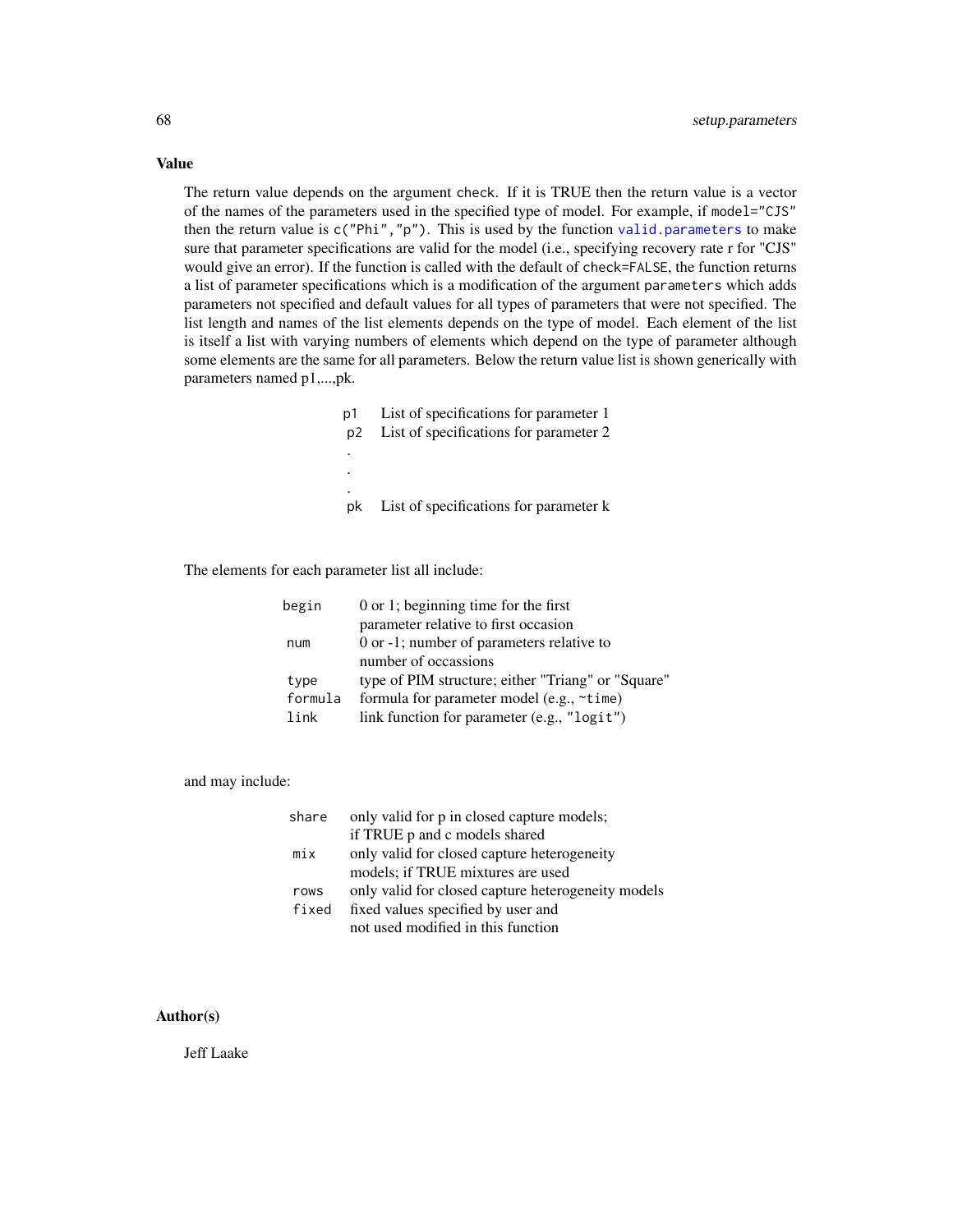## Value

The return value depends on the argument check. If it is TRUE then the return value is a vector of the names of the parameters used in the specified type of model. For example, if `model="CJS"` then the return value is `c("Phi","p")`. This is used by the function `valid.parameters` to make sure that parameter specifications are valid for the model (i.e., specifying recovery rate r for "CJS" would give an error). If the function is called with the default of `check=FALSE`, the function returns a list of parameter specifications which is a modification of the argument `parameters` which adds parameters not specified and default values for all types of parameters that were not specified. The list length and names of the list elements depends on the type of model. Each element of the list is itself a list with varying numbers of elements which depend on the type of parameter although some elements are the same for all parameters. Below the return value list is shown generically with parameters named p1,...,pk.

| | |
|---|---|
| p1 | List of specifications for parameter 1 |
| p2 | List of specifications for parameter 2 |
| . | |
| . | |
| . | |
| pk | List of specifications for parameter k |

The elements for each parameter list all include:

| | |
|---|---|
| begin | 0 or 1; beginning time for the first parameter relative to first occasion |
| num | 0 or -1; number of parameters relative to number of occassions |
| type | type of PIM structure; either "Triang" or "Square" |
| formula | formula for parameter model (e.g., `~time`) |
| link | link function for parameter (e.g., `"logit"`) |

and may include:

| | |
|---|---|
| share | only valid for p in closed capture models; if TRUE p and c models shared |
| mix | only valid for closed capture heterogeneity models; if TRUE mixtures are used |
| rows | only valid for closed capture heterogeneity models |
| fixed | fixed values specified by user and not used modified in this function |

## Author(s)

Jeff Laake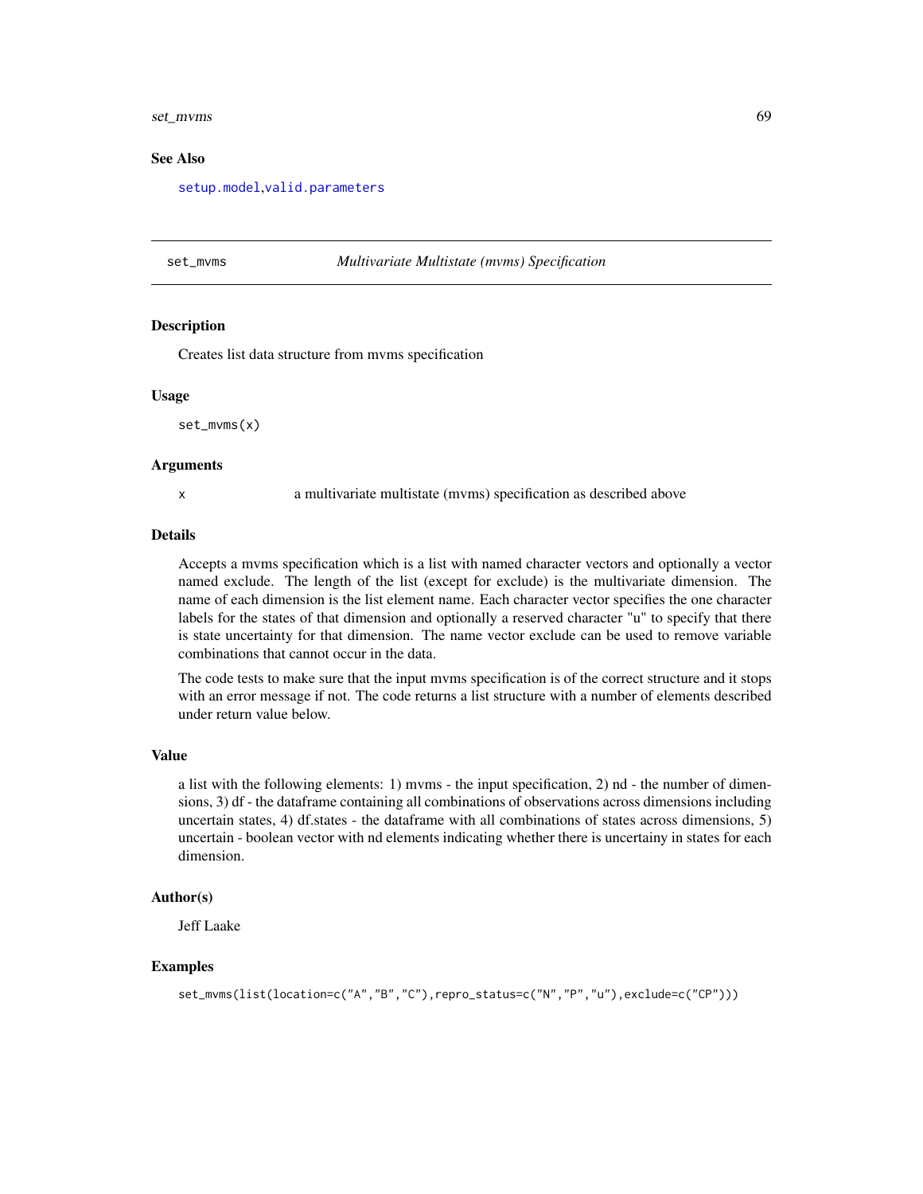## See Also

setup.model,valid.parameters

---

## set_mvms — *Multivariate Multistate (mvms) Specification*

### Description

Creates list data structure from mvms specification

### Usage

```
set_mvms(x)
```

### Arguments

| | |
|---|---|
| x | a multivariate multistate (mvms) specification as described above |

### Details

Accepts a mvms specification which is a list with named character vectors and optionally a vector named exclude. The length of the list (except for exclude) is the multivariate dimension. The name of each dimension is the list element name. Each character vector specifies the one character labels for the states of that dimension and optionally a reserved character "u" to specify that there is state uncertainty for that dimension. The name vector exclude can be used to remove variable combinations that cannot occur in the data.

The code tests to make sure that the input mvms specification is of the correct structure and it stops with an error message if not. The code returns a list structure with a number of elements described under return value below.

### Value

a list with the following elements: 1) mvms - the input specification, 2) nd - the number of dimensions, 3) df - the dataframe containing all combinations of observations across dimensions including uncertain states, 4) df.states - the dataframe with all combinations of states across dimensions, 5) uncertain - boolean vector with nd elements indicating whether there is uncertainy in states for each dimension.

### Author(s)

Jeff Laake

### Examples

```
set_mvms(list(location=c("A","B","C"),repro_status=c("N","P","u"),exclude=c("CP")))
```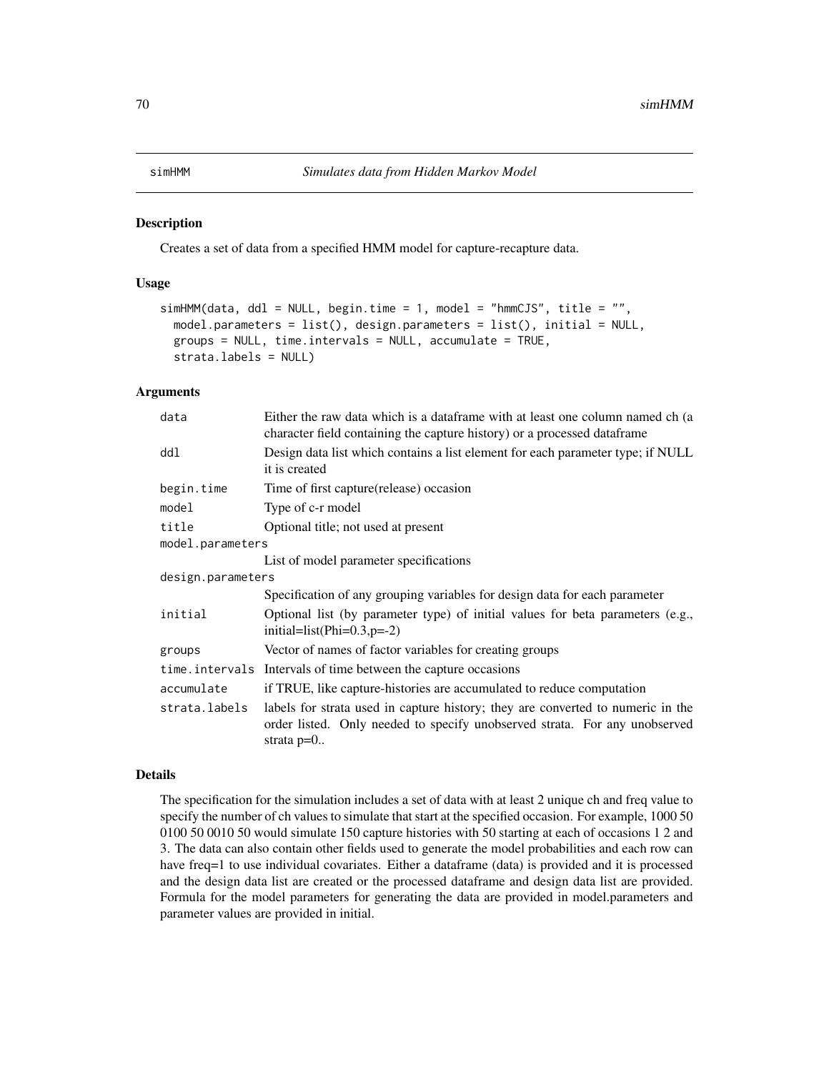# simHMM — *Simulates data from Hidden Markov Model*

## Description

Creates a set of data from a specified HMM model for capture-recapture data.

## Usage

```
simHMM(data, ddl = NULL, begin.time = 1, model = "hmmCJS", title = "",
  model.parameters = list(), design.parameters = list(), initial = NULL,
  groups = NULL, time.intervals = NULL, accumulate = TRUE,
  strata.labels = NULL)
```

## Arguments

| Argument | Description |
|---|---|
| `data` | Either the raw data which is a dataframe with at least one column named ch (a character field containing the capture history) or a processed dataframe |
| `ddl` | Design data list which contains a list element for each parameter type; if NULL it is created |
| `begin.time` | Time of first capture(release) occasion |
| `model` | Type of c-r model |
| `title` | Optional title; not used at present |
| `model.parameters` | List of model parameter specifications |
| `design.parameters` | Specification of any grouping variables for design data for each parameter |
| `initial` | Optional list (by parameter type) of initial values for beta parameters (e.g., initial=list(Phi=0.3,p=-2) |
| `groups` | Vector of names of factor variables for creating groups |
| `time.intervals` | Intervals of time between the capture occasions |
| `accumulate` | if TRUE, like capture-histories are accumulated to reduce computation |
| `strata.labels` | labels for strata used in capture history; they are converted to numeric in the order listed. Only needed to specify unobserved strata. For any unobserved strata p=0.. |

## Details

The specification for the simulation includes a set of data with at least 2 unique ch and freq value to specify the number of ch values to simulate that start at the specified occasion. For example, 1000 50 0100 50 0010 50 would simulate 150 capture histories with 50 starting at each of occasions 1 2 and 3. The data can also contain other fields used to generate the model probabilities and each row can have freq=1 to use individual covariates. Either a dataframe (data) is provided and it is processed and the design data list are created or the processed dataframe and design data list are provided. Formula for the model parameters for generating the data are provided in model.parameters and parameter values are provided in initial.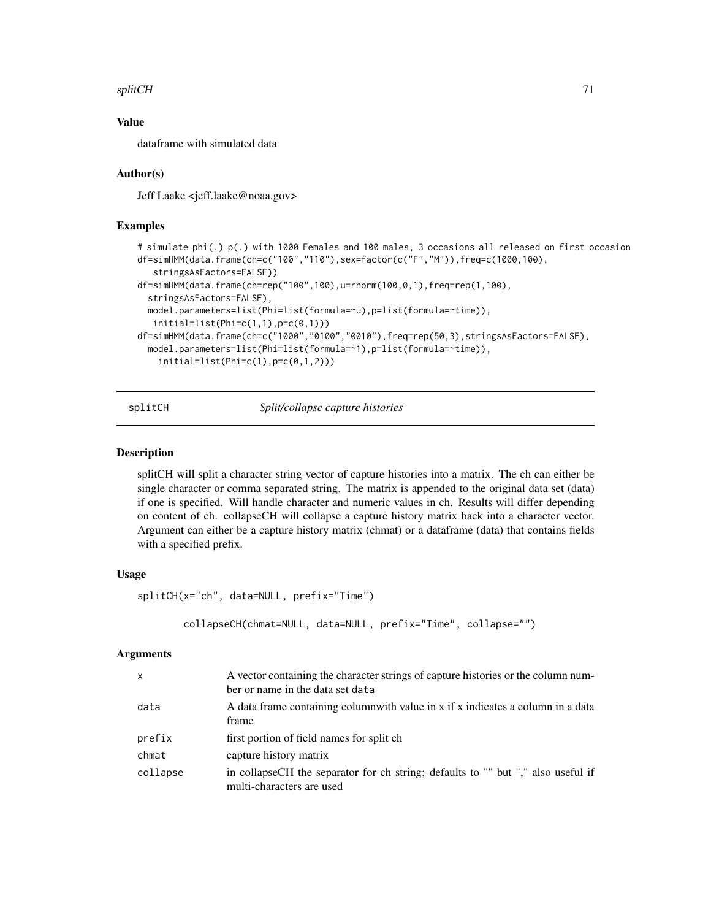## Value

dataframe with simulated data

## Author(s)

Jeff Laake <jeff.laake@noaa.gov>

## Examples

```
# simulate phi(.) p(.) with 1000 Females and 100 males, 3 occasions all released on first occasion
df=simHMM(data.frame(ch=c("100","110"),sex=factor(c("F","M")),freq=c(1000,100),
   stringsAsFactors=FALSE))
df=simHMM(data.frame(ch=rep("100",100),u=rnorm(100,0,1),freq=rep(1,100),
  stringsAsFactors=FALSE),
  model.parameters=list(Phi=list(formula=~u),p=list(formula=~time)),
   initial=list(Phi=c(1,1),p=c(0,1)))
df=simHMM(data.frame(ch=c("1000","0100","0010"),freq=rep(50,3),stringsAsFactors=FALSE),
  model.parameters=list(Phi=list(formula=~1),p=list(formula=~time)),
    initial=list(Phi=c(1),p=c(0,1,2)))
```

---

# splitCH — *Split/collapse capture histories*

## Description

splitCH will split a character string vector of capture histories into a matrix. The ch can either be single character or comma separated string. The matrix is appended to the original data set (data) if one is specified. Will handle character and numeric values in ch. Results will differ depending on content of ch. collapseCH will collapse a capture history matrix back into a character vector. Argument can either be a capture history matrix (chmat) or a dataframe (data) that contains fields with a specified prefix.

## Usage

```
splitCH(x="ch", data=NULL, prefix="Time")

        collapseCH(chmat=NULL, data=NULL, prefix="Time", collapse="")
```

## Arguments

| | |
|---|---|
| x | A vector containing the character strings of capture histories or the column number or name in the data set data |
| data | A data frame containing columnwith value in x if x indicates a column in a data frame |
| prefix | first portion of field names for split ch |
| chmat | capture history matrix |
| collapse | in collapseCH the separator for ch string; defaults to "" but "," also useful if multi-characters are used |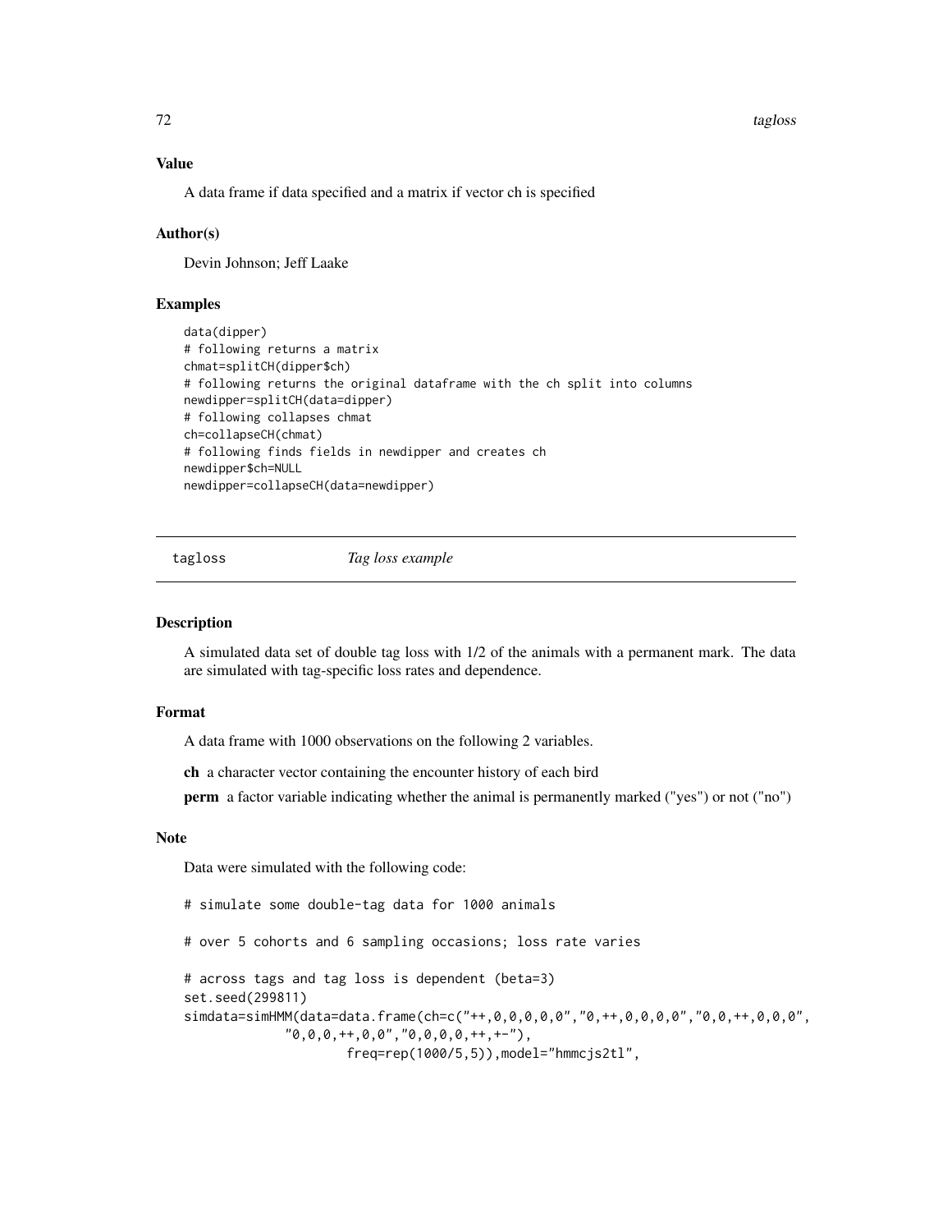### Value

A data frame if data specified and a matrix if vector ch is specified

### Author(s)

Devin Johnson; Jeff Laake

### Examples

```
data(dipper)
# following returns a matrix
chmat=splitCH(dipper$ch)
# following returns the original dataframe with the ch split into columns
newdipper=splitCH(data=dipper)
# following collapses chmat
ch=collapseCH(chmat)
# following finds fields in newdipper and creates ch
newdipper$ch=NULL
newdipper=collapseCH(data=newdipper)
```

---

## tagloss — *Tag loss example*

### Description

A simulated data set of double tag loss with 1/2 of the animals with a permanent mark. The data are simulated with tag-specific loss rates and dependence.

### Format

A data frame with 1000 observations on the following 2 variables.

**ch** a character vector containing the encounter history of each bird

**perm** a factor variable indicating whether the animal is permanently marked ("yes") or not ("no")

### Note

Data were simulated with the following code:

```
# simulate some double-tag data for 1000 animals

# over 5 cohorts and 6 sampling occasions; loss rate varies

# across tags and tag loss is dependent (beta=3)
set.seed(299811)
simdata=simHMM(data=data.frame(ch=c("++,0,0,0,0,0","0,++,0,0,0,0","0,0,++,0,0,0",
            "0,0,0,++,0,0","0,0,0,0,++,+-"),
                    freq=rep(1000/5,5)),model="hmmcjs2tl",
```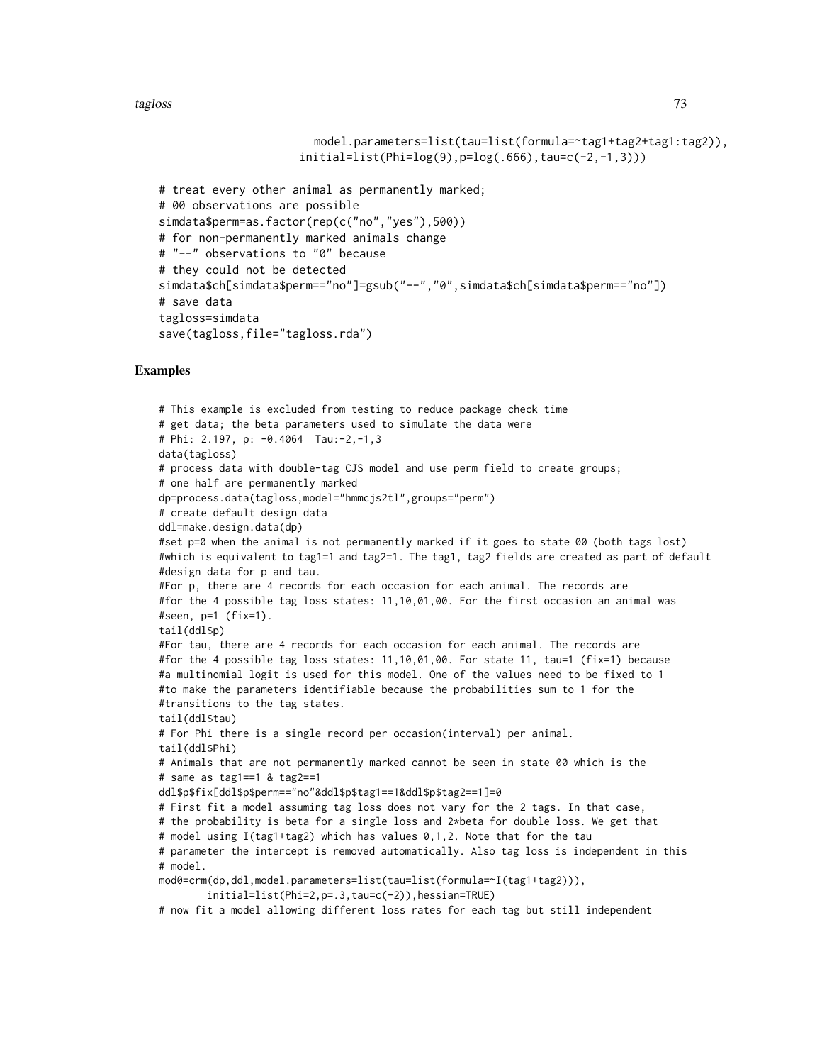```
                    model.parameters=list(tau=list(formula=~tag1+tag2+tag1:tag2)),
                  initial=list(Phi=log(9),p=log(.666),tau=c(-2,-1,3)))

# treat every other animal as permanently marked;
# 00 observations are possible
simdata$perm=as.factor(rep(c("no","yes"),500))
# for non-permanently marked animals change
# "--" observations to "0" because
# they could not be detected
simdata$ch[simdata$perm=="no"]=gsub("--","0",simdata$ch[simdata$perm=="no"])
# save data
tagloss=simdata
save(tagloss,file="tagloss.rda")
```

## Examples

```
# This example is excluded from testing to reduce package check time
# get data; the beta parameters used to simulate the data were
# Phi: 2.197, p: -0.4064  Tau:-2,-1,3
data(tagloss)
# process data with double-tag CJS model and use perm field to create groups;
# one half are permanently marked
dp=process.data(tagloss,model="hmmcjs2tl",groups="perm")
# create default design data
ddl=make.design.data(dp)
#set p=0 when the animal is not permanently marked if it goes to state 00 (both tags lost)
#which is equivalent to tag1=1 and tag2=1. The tag1, tag2 fields are created as part of default
#design data for p and tau.
#For p, there are 4 records for each occasion for each animal. The records are
#for the 4 possible tag loss states: 11,10,01,00. For the first occasion an animal was
#seen, p=1 (fix=1).
tail(ddl$p)
#For tau, there are 4 records for each occasion for each animal. The records are
#for the 4 possible tag loss states: 11,10,01,00. For state 11, tau=1 (fix=1) because
#a multinomial logit is used for this model. One of the values need to be fixed to 1
#to make the parameters identifiable because the probabilities sum to 1 for the
#transitions to the tag states.
tail(ddl$tau)
# For Phi there is a single record per occasion(interval) per animal.
tail(ddl$Phi)
# Animals that are not permanently marked cannot be seen in state 00 which is the
# same as tag1==1 & tag2==1
ddl$p$fix[ddl$p$perm=="no"&ddl$p$tag1==1&ddl$p$tag2==1]=0
# First fit a model assuming tag loss does not vary for the 2 tags. In that case,
# the probability is beta for a single loss and 2*beta for double loss. We get that
# model using I(tag1+tag2) which has values 0,1,2. Note that for the tau
# parameter the intercept is removed automatically. Also tag loss is independent in this
# model.
mod0=crm(dp,ddl,model.parameters=list(tau=list(formula=~I(tag1+tag2))),
        initial=list(Phi=2,p=.3,tau=c(-2)),hessian=TRUE)
# now fit a model allowing different loss rates for each tag but still independent
```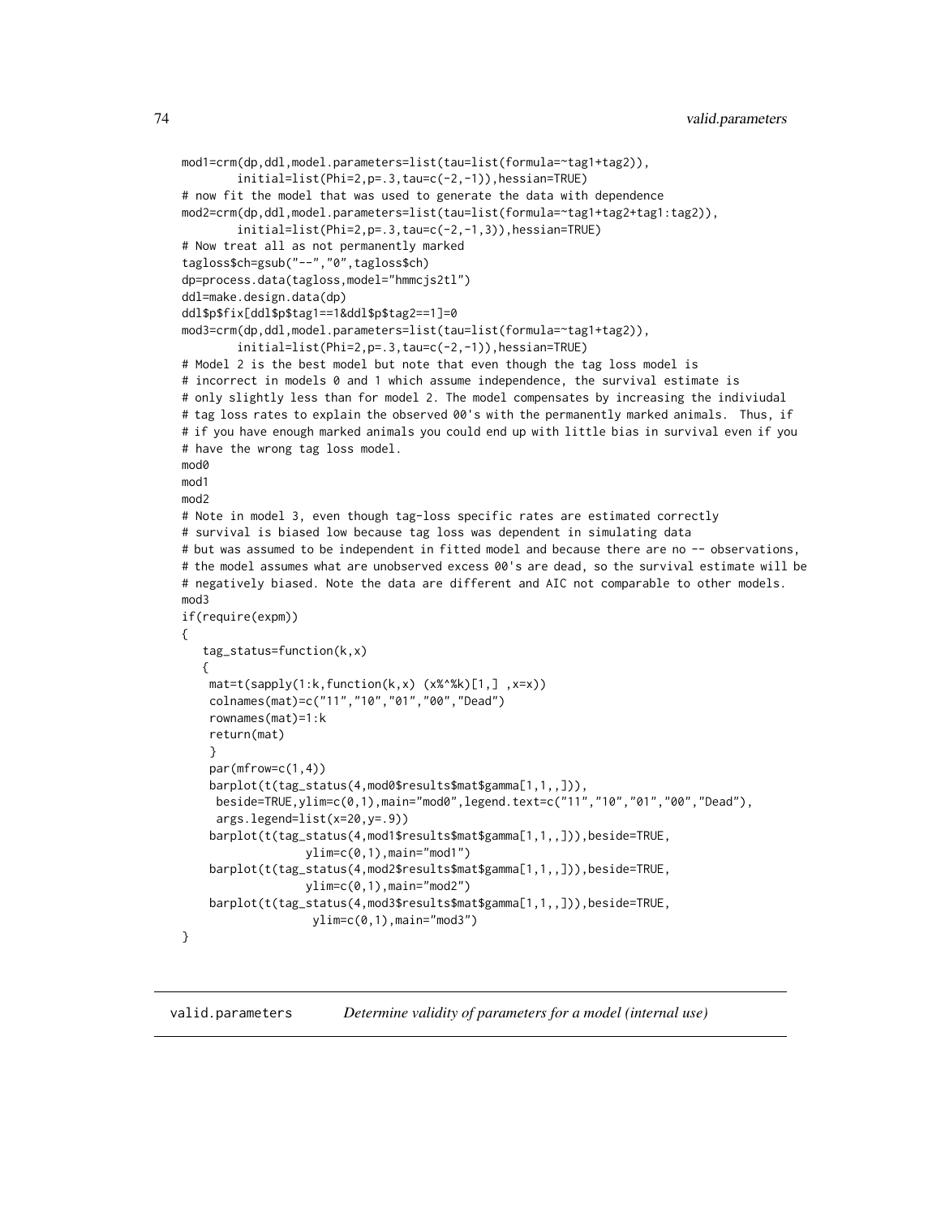```
mod1=crm(dp,ddl,model.parameters=list(tau=list(formula=~tag1+tag2)),
        initial=list(Phi=2,p=.3,tau=c(-2,-1)),hessian=TRUE)
# now fit the model that was used to generate the data with dependence
mod2=crm(dp,ddl,model.parameters=list(tau=list(formula=~tag1+tag2+tag1:tag2)),
        initial=list(Phi=2,p=.3,tau=c(-2,-1,3)),hessian=TRUE)
# Now treat all as not permanently marked
tagloss$ch=gsub("--","0",tagloss$ch)
dp=process.data(tagloss,model="hmmcjs2tl")
ddl=make.design.data(dp)
ddl$p$fix[ddl$p$tag1==1&ddl$p$tag2==1]=0
mod3=crm(dp,ddl,model.parameters=list(tau=list(formula=~tag1+tag2)),
        initial=list(Phi=2,p=.3,tau=c(-2,-1)),hessian=TRUE)
# Model 2 is the best model but note that even though the tag loss model is
# incorrect in models 0 and 1 which assume independence, the survival estimate is
# only slightly less than for model 2. The model compensates by increasing the indiviudal
# tag loss rates to explain the observed 00's with the permanently marked animals.  Thus, if
# if you have enough marked animals you could end up with little bias in survival even if you
# have the wrong tag loss model.
mod0
mod1
mod2
# Note in model 3, even though tag-loss specific rates are estimated correctly
# survival is biased low because tag loss was dependent in simulating data
# but was assumed to be independent in fitted model and because there are no -- observations,
# the model assumes what are unobserved excess 00's are dead, so the survival estimate will be
# negatively biased. Note the data are different and AIC not comparable to other models.
mod3
if(require(expm))
{
   tag_status=function(k,x)
   {
    mat=t(sapply(1:k,function(k,x) (x%^%k)[1,] ,x=x))
    colnames(mat)=c("11","10","01","00","Dead")
    rownames(mat)=1:k
    return(mat)
    }
    par(mfrow=c(1,4))
    barplot(t(tag_status(4,mod0$results$mat$gamma[1,1,,])),
     beside=TRUE,ylim=c(0,1),main="mod0",legend.text=c("11","10","01","00","Dead"),
     args.legend=list(x=20,y=.9))
    barplot(t(tag_status(4,mod1$results$mat$gamma[1,1,,])),beside=TRUE,
                 ylim=c(0,1),main="mod1")
    barplot(t(tag_status(4,mod2$results$mat$gamma[1,1,,])),beside=TRUE,
                 ylim=c(0,1),main="mod2")
    barplot(t(tag_status(4,mod3$results$mat$gamma[1,1,,])),beside=TRUE,
                  ylim=c(0,1),main="mod3")
}
```

---

## valid.parameters &nbsp;&nbsp;&nbsp; *Determine validity of parameters for a model (internal use)*

---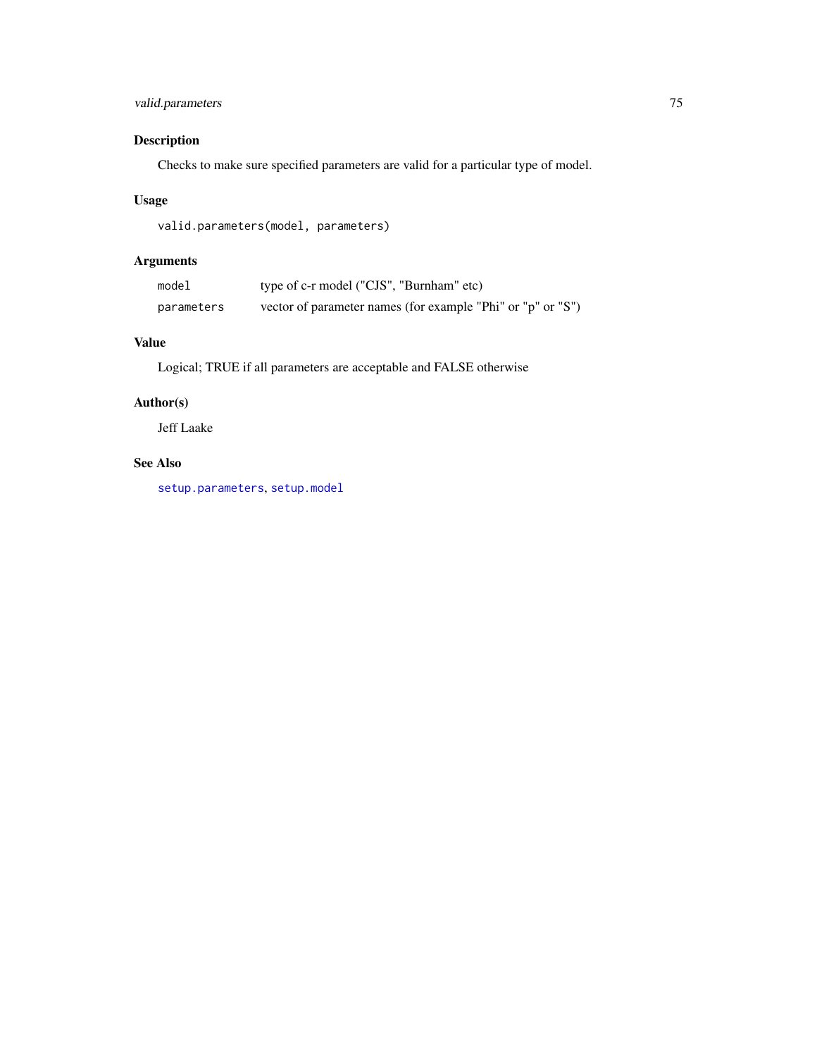## Description

Checks to make sure specified parameters are valid for a particular type of model.

## Usage

```
valid.parameters(model, parameters)
```

## Arguments

| | |
|---|---|
| `model` | type of c-r model ("CJS", "Burnham" etc) |
| `parameters` | vector of parameter names (for example "Phi" or "p" or "S") |

## Value

Logical; TRUE if all parameters are acceptable and FALSE otherwise

## Author(s)

Jeff Laake

## See Also

`setup.parameters`, `setup.model`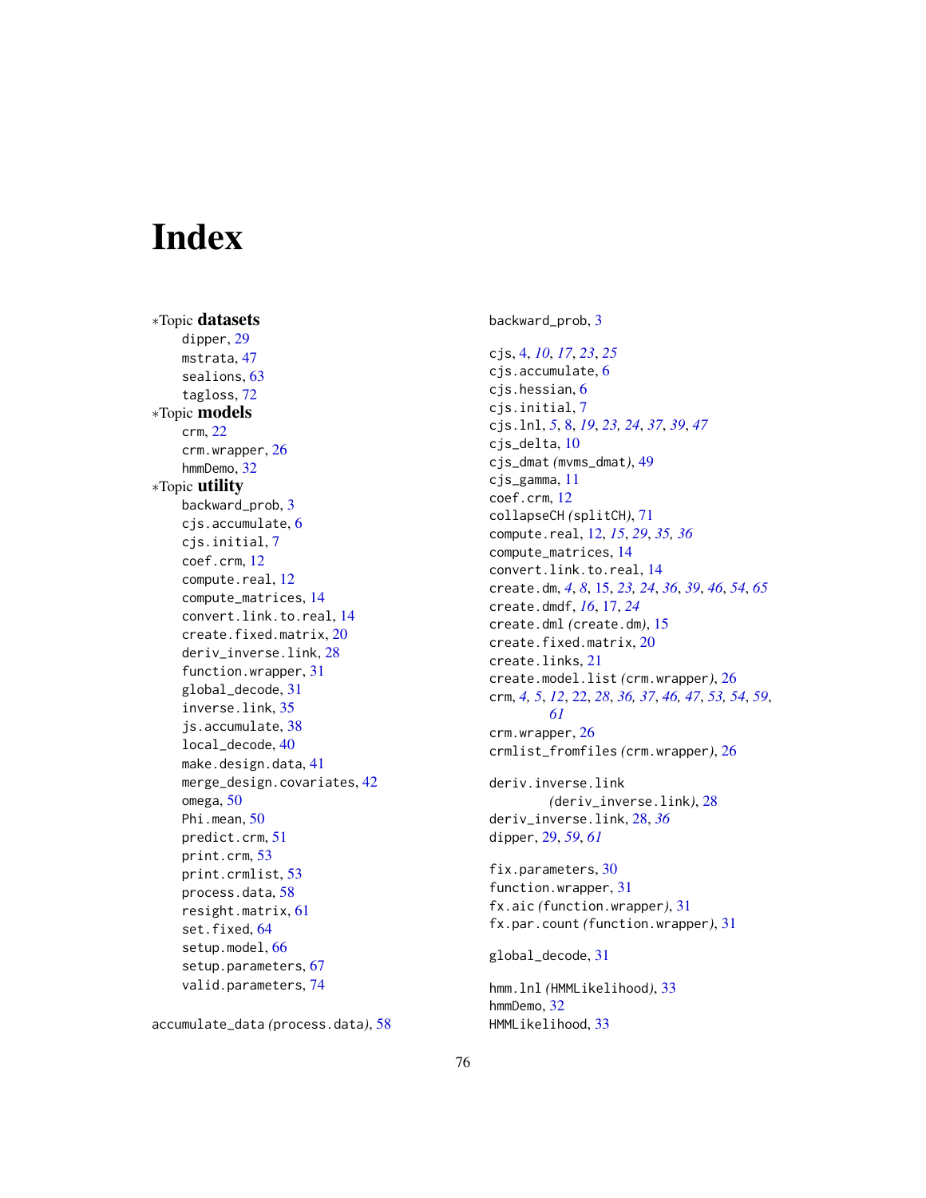# Index

∗Topic **datasets**
- dipper, 29
- mstrata, 47
- sealions, 63
- tagloss, 72

∗Topic **models**
- crm, 22
- crm.wrapper, 26
- hmmDemo, 32

∗Topic **utility**
- backward_prob, 3
- cjs.accumulate, 6
- cjs.initial, 7
- coef.crm, 12
- compute.real, 12
- compute_matrices, 14
- convert.link.to.real, 14
- create.fixed.matrix, 20
- deriv_inverse.link, 28
- function.wrapper, 31
- global_decode, 31
- inverse.link, 35
- js.accumulate, 38
- local_decode, 40
- make.design.data, 41
- merge_design.covariates, 42
- omega, 50
- Phi.mean, 50
- predict.crm, 51
- print.crm, 53
- print.crmlist, 53
- process.data, 58
- resight.matrix, 61
- set.fixed, 64
- setup.model, 66
- setup.parameters, 67
- valid.parameters, 74

accumulate_data *(*process.data*)*, 58

backward_prob, 3

cjs, 4, *10*, *17*, *23*, *25*
cjs.accumulate, 6
cjs.hessian, 6
cjs.initial, 7
cjs.lnl, *5*, 8, *19*, *23*, *24*, *37*, *39*, *47*
cjs_delta, 10
cjs_dmat *(*mvms_dmat*)*, 49
cjs_gamma, 11
coef.crm, 12
collapseCH *(*splitCH*)*, 71
compute.real, 12, *15*, *29*, *35, 36*
compute_matrices, 14
convert.link.to.real, 14
create.dm, *4*, *8*, 15, *23, 24*, *36*, *39*, *46*, *54*, *65*
create.dmdf, *16*, 17, *24*
create.dml *(*create.dm*)*, 15
create.fixed.matrix, 20
create.links, 21
create.model.list *(*crm.wrapper*)*, 26
crm, *4, 5*, *12*, 22, *28*, *36, 37*, *46, 47*, *53, 54*, *59*, *61*
crm.wrapper, 26
crmlist_fromfiles *(*crm.wrapper*)*, 26

deriv.inverse.link *(*deriv_inverse.link*)*, 28
deriv_inverse.link, 28, *36*
dipper, 29, *59*, *61*

fix.parameters, 30
function.wrapper, 31
fx.aic *(*function.wrapper*)*, 31
fx.par.count *(*function.wrapper*)*, 31

global_decode, 31

hmm.lnl *(*HMMLikelihood*)*, 33
hmmDemo, 32
HMMLikelihood, 33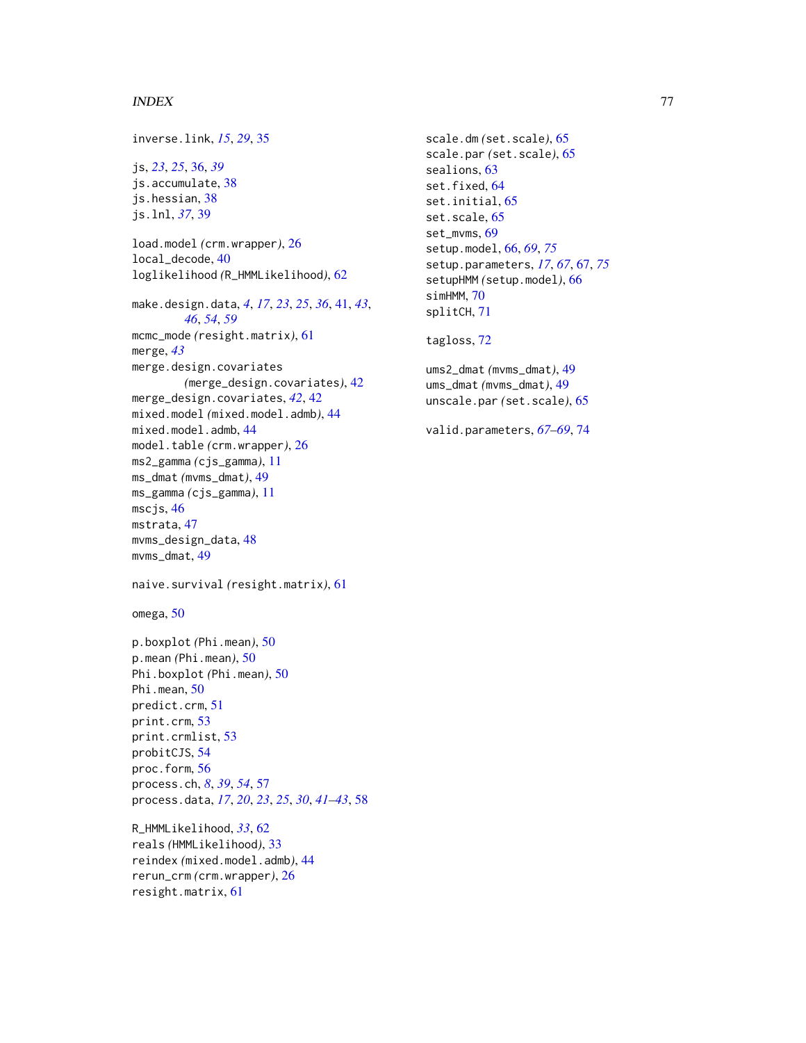inverse.link, *15*, *29*, 35

js, *23*, *25*, 36, *39*
js.accumulate, 38
js.hessian, 38
js.lnl, *37*, 39

load.model *(crm.wrapper)*, 26
local_decode, 40
loglikelihood *(R_HMMLikelihood)*, 62

make.design.data, *4*, *17*, *23*, *25*, *36*, 41, *43*, *46*, *54*, *59*
mcmc_mode *(resight.matrix)*, 61
merge, *43*
merge.design.covariates *(merge_design.covariates)*, 42
merge_design.covariates, *42*, 42
mixed.model *(mixed.model.admb)*, 44
mixed.model.admb, 44
model.table *(crm.wrapper)*, 26
ms2_gamma *(cjs_gamma)*, 11
ms_dmat *(mvms_dmat)*, 49
ms_gamma *(cjs_gamma)*, 11
mscjs, 46
mstrata, 47
mvms_design_data, 48
mvms_dmat, 49

naive.survival *(resight.matrix)*, 61

omega, 50

p.boxplot *(Phi.mean)*, 50
p.mean *(Phi.mean)*, 50
Phi.boxplot *(Phi.mean)*, 50
Phi.mean, 50
predict.crm, 51
print.crm, 53
print.crmlist, 53
probitCJS, 54
proc.form, 56
process.ch, *8*, *39*, *54*, 57
process.data, *17*, *20*, *23*, *25*, *30*, *41–43*, 58

R_HMMLikelihood, *33*, 62
reals *(HMMLikelihood)*, 33
reindex *(mixed.model.admb)*, 44
rerun_crm *(crm.wrapper)*, 26
resight.matrix, 61

scale.dm *(set.scale)*, 65
scale.par *(set.scale)*, 65
sealions, 63
set.fixed, 64
set.initial, 65
set.scale, 65
set_mvms, 69
setup.model, 66, *69*, *75*
setup.parameters, *17*, *67*, 67, *75*
setupHMM *(setup.model)*, 66
simHMM, 70
splitCH, 71

tagloss, 72

ums2_dmat *(mvms_dmat)*, 49
ums_dmat *(mvms_dmat)*, 49
unscale.par *(set.scale)*, 65

valid.parameters, *67–69*, 74